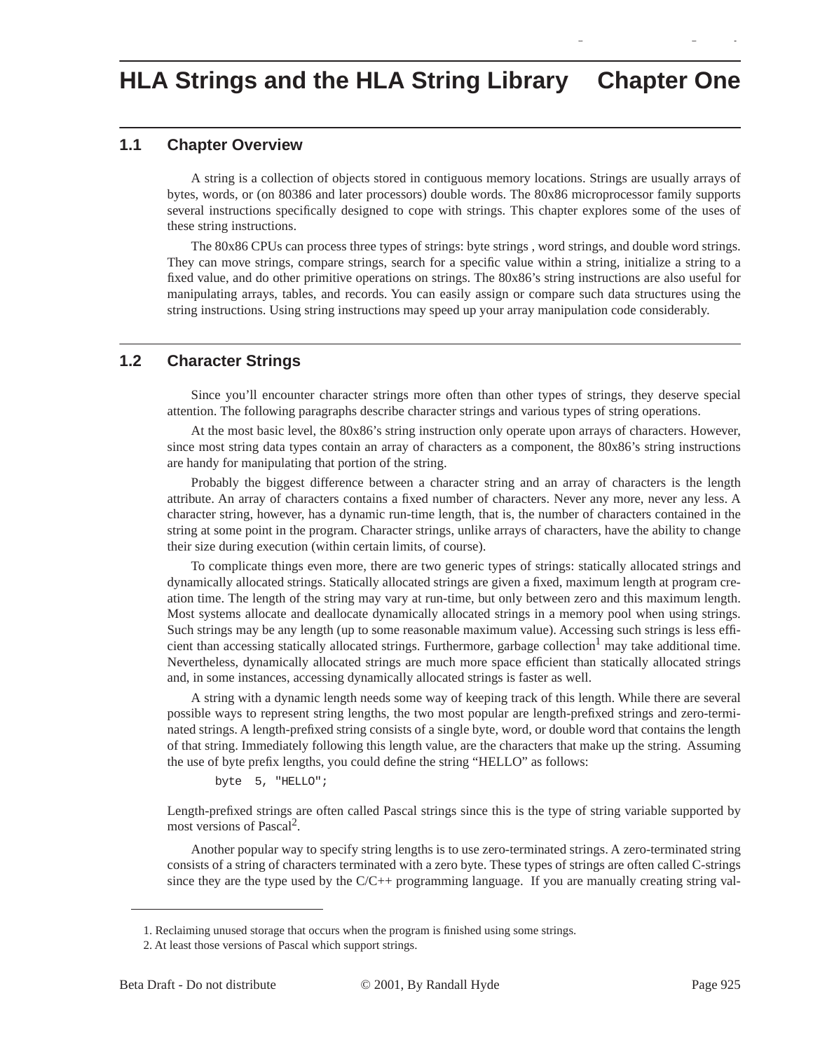# HLA Strings and the HLA String Library    Chapter One

## 1.1 Chapter Overview

A string is a collection of objects stored in contiguous memory locations. Strings are usually arrays of bytes, words, or (on 80386 and later processors) double words. The 80x86 microprocessor family supports several instructions specifically designed to cope with strings. This chapter explores some of the uses of these string instructions.

The 80x86 CPUs can process three types of strings: byte strings , word strings, and double word strings. They can move strings, compare strings, search for a specific value within a string, initialize a string to a fixed value, and do other primitive operations on strings. The 80x86's string instructions are also useful for manipulating arrays, tables, and records. You can easily assign or compare such data structures using the string instructions. Using string instructions may speed up your array manipulation code considerably.

## 1.2 Character Strings

Since you'll encounter character strings more often than other types of strings, they deserve special attention. The following paragraphs describe character strings and various types of string operations.

At the most basic level, the 80x86's string instruction only operate upon arrays of characters. However, since most string data types contain an array of characters as a component, the 80x86's string instructions are handy for manipulating that portion of the string.

Probably the biggest difference between a character string and an array of characters is the length attribute. An array of characters contains a fixed number of characters. Never any more, never any less. A character string, however, has a dynamic run-time length, that is, the number of characters contained in the string at some point in the program. Character strings, unlike arrays of characters, have the ability to change their size during execution (within certain limits, of course).

To complicate things even more, there are two generic types of strings: statically allocated strings and dynamically allocated strings. Statically allocated strings are given a fixed, maximum length at program creation time. The length of the string may vary at run-time, but only between zero and this maximum length. Most systems allocate and deallocate dynamically allocated strings in a memory pool when using strings. Such strings may be any length (up to some reasonable maximum value). Accessing such strings is less efficient than accessing statically allocated strings. Furthermore, garbage collection[1] may take additional time. Nevertheless, dynamically allocated strings are much more space efficient than statically allocated strings and, in some instances, accessing dynamically allocated strings is faster as well.

A string with a dynamic length needs some way of keeping track of this length. While there are several possible ways to represent string lengths, the two most popular are length-prefixed strings and zero-terminated strings. A length-prefixed string consists of a single byte, word, or double word that contains the length of that string. Immediately following this length value, are the characters that make up the string. Assuming the use of byte prefix lengths, you could define the string "HELLO" as follows:

```
byte  5, "HELLO";
```

Length-prefixed strings are often called Pascal strings since this is the type of string variable supported by most versions of Pascal[2].

Another popular way to specify string lengths is to use zero-terminated strings. A zero-terminated string consists of a string of characters terminated with a zero byte. These types of strings are often called C-strings since they are the type used by the C/C++ programming language. If you are manually creating string val-

1. Reclaiming unused storage that occurs when the program is finished using some strings.

2. At least those versions of Pascal which support strings.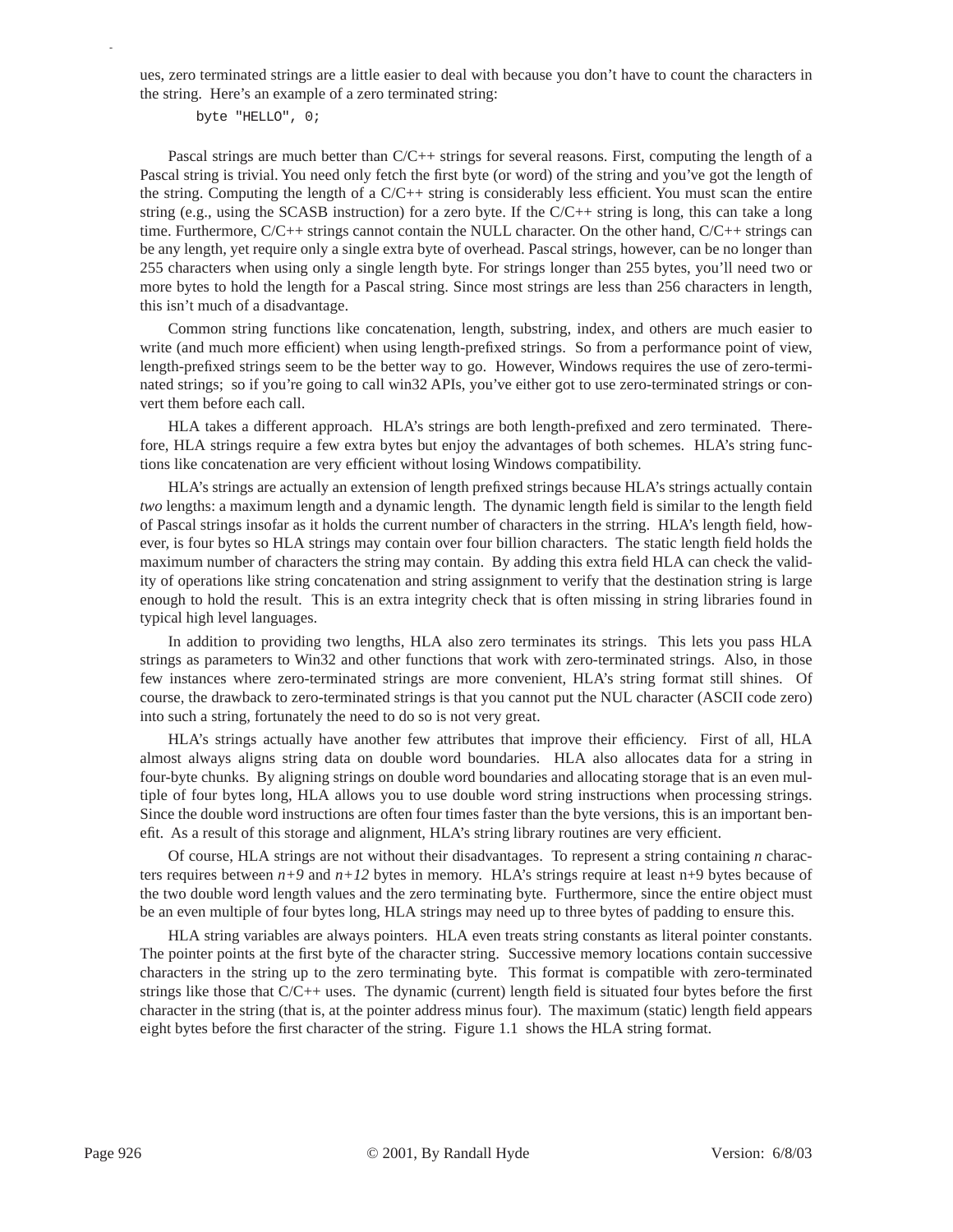ues, zero terminated strings are a little easier to deal with because you don't have to count the characters in the string. Here's an example of a zero terminated string:

```
byte "HELLO", 0;
```

Pascal strings are much better than C/C++ strings for several reasons. First, computing the length of a Pascal string is trivial. You need only fetch the first byte (or word) of the string and you've got the length of the string. Computing the length of a C/C++ string is considerably less efficient. You must scan the entire string (e.g., using the SCASB instruction) for a zero byte. If the C/C++ string is long, this can take a long time. Furthermore, C/C++ strings cannot contain the NULL character. On the other hand, C/C++ strings can be any length, yet require only a single extra byte of overhead. Pascal strings, however, can be no longer than 255 characters when using only a single length byte. For strings longer than 255 bytes, you'll need two or more bytes to hold the length for a Pascal string. Since most strings are less than 256 characters in length, this isn't much of a disadvantage.

Common string functions like concatenation, length, substring, index, and others are much easier to write (and much more efficient) when using length-prefixed strings. So from a performance point of view, length-prefixed strings seem to be the better way to go. However, Windows requires the use of zero-terminated strings; so if you're going to call win32 APIs, you've either got to use zero-terminated strings or convert them before each call.

HLA takes a different approach. HLA's strings are both length-prefixed and zero terminated. Therefore, HLA strings require a few extra bytes but enjoy the advantages of both schemes. HLA's string functions like concatenation are very efficient without losing Windows compatibility.

HLA's strings are actually an extension of length prefixed strings because HLA's strings actually contain *two* lengths: a maximum length and a dynamic length. The dynamic length field is similar to the length field of Pascal strings insofar as it holds the current number of characters in the strring. HLA's length field, however, is four bytes so HLA strings may contain over four billion characters. The static length field holds the maximum number of characters the string may contain. By adding this extra field HLA can check the validity of operations like string concatenation and string assignment to verify that the destination string is large enough to hold the result. This is an extra integrity check that is often missing in string libraries found in typical high level languages.

In addition to providing two lengths, HLA also zero terminates its strings. This lets you pass HLA strings as parameters to Win32 and other functions that work with zero-terminated strings. Also, in those few instances where zero-terminated strings are more convenient, HLA's string format still shines. Of course, the drawback to zero-terminated strings is that you cannot put the NUL character (ASCII code zero) into such a string, fortunately the need to do so is not very great.

HLA's strings actually have another few attributes that improve their efficiency. First of all, HLA almost always aligns string data on double word boundaries. HLA also allocates data for a string in four-byte chunks. By aligning strings on double word boundaries and allocating storage that is an even multiple of four bytes long, HLA allows you to use double word string instructions when processing strings. Since the double word instructions are often four times faster than the byte versions, this is an important benefit. As a result of this storage and alignment, HLA's string library routines are very efficient.

Of course, HLA strings are not without their disadvantages. To represent a string containing *n* characters requires between $n+9$ and $n+12$ bytes in memory. HLA's strings require at least n+9 bytes because of the two double word length values and the zero terminating byte. Furthermore, since the entire object must be an even multiple of four bytes long, HLA strings may need up to three bytes of padding to ensure this.

HLA string variables are always pointers. HLA even treats string constants as literal pointer constants. The pointer points at the first byte of the character string. Successive memory locations contain successive characters in the string up to the zero terminating byte. This format is compatible with zero-terminated strings like those that C/C++ uses. The dynamic (current) length field is situated four bytes before the first character in the string (that is, at the pointer address minus four). The maximum (static) length field appears eight bytes before the first character of the string. Figure 1.1 shows the HLA string format.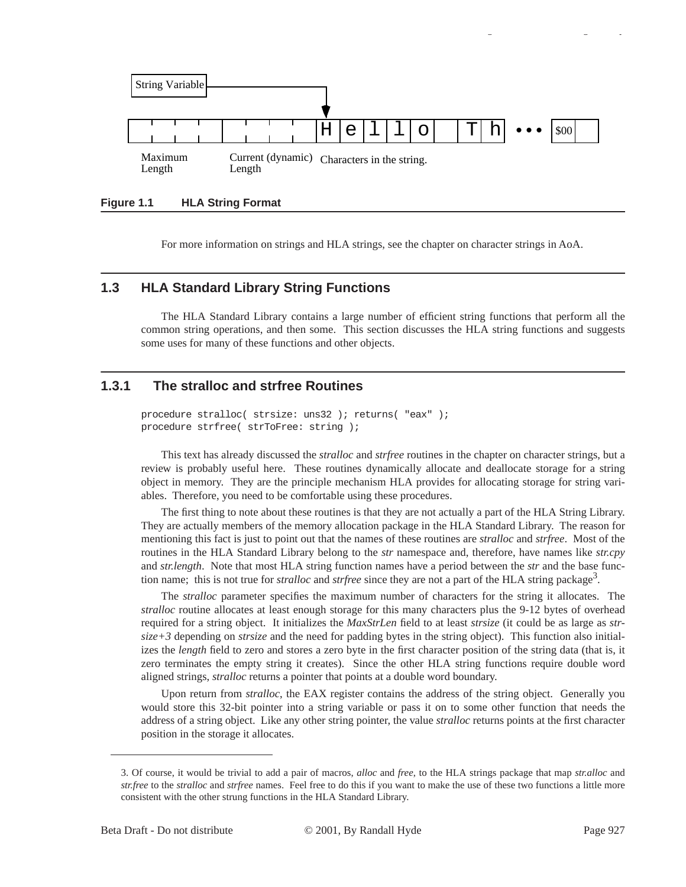String Variable

| | | | | | | | | H | e | l | l | o | | T | h | ••• | $00 | |
|---|---|---|---|---|---|---|---|---|---|---|---|---|---|---|---|---|---|---|

Maximum Length — Current (dynamic) Length — Characters in the string.

**Figure 1.1 HLA String Format**

For more information on strings and HLA strings, see the chapter on character strings in AoA.

## 1.3 HLA Standard Library String Functions

The HLA Standard Library contains a large number of efficient string functions that perform all the common string operations, and then some. This section discusses the HLA string functions and suggests some uses for many of these functions and other objects.

### 1.3.1 The stralloc and strfree Routines

```
procedure stralloc( strsize: uns32 ); returns( "eax" );
procedure strfree( strToFree: string );
```

This text has already discussed the *stralloc* and *strfree* routines in the chapter on character strings, but a review is probably useful here. These routines dynamically allocate and deallocate storage for a string object in memory. They are the principle mechanism HLA provides for allocating storage for string variables. Therefore, you need to be comfortable using these procedures.

The first thing to note about these routines is that they are not actually a part of the HLA String Library. They are actually members of the memory allocation package in the HLA Standard Library. The reason for mentioning this fact is just to point out that the names of these routines are *stralloc* and *strfree*. Most of the routines in the HLA Standard Library belong to the *str* namespace and, therefore, have names like *str.cpy* and *str.length*. Note that most HLA string function names have a period between the *str* and the base function name; this is not true for *stralloc* and *strfree* since they are not a part of the HLA string package[3].

The *stralloc* parameter specifies the maximum number of characters for the string it allocates. The *stralloc* routine allocates at least enough storage for this many characters plus the 9-12 bytes of overhead required for a string object. It initializes the *MaxStrLen* field to at least *strsize* (it could be as large as *strsize+3* depending on *strsize* and the need for padding bytes in the string object). This function also initializes the *length* field to zero and stores a zero byte in the first character position of the string data (that is, it zero terminates the empty string it creates). Since the other HLA string functions require double word aligned strings, *stralloc* returns a pointer that points at a double word boundary.

Upon return from *stralloc*, the EAX register contains the address of the string object. Generally you would store this 32-bit pointer into a string variable or pass it on to some other function that needs the address of a string object. Like any other string pointer, the value *stralloc* returns points at the first character position in the storage it allocates.

---

3. Of course, it would be trivial to add a pair of macros, *alloc* and *free*, to the HLA strings package that map *str.alloc* and *str.free* to the *stralloc* and *strfree* names. Feel free to do this if you want to make the use of these two functions a little more consistent with the other strung functions in the HLA Standard Library.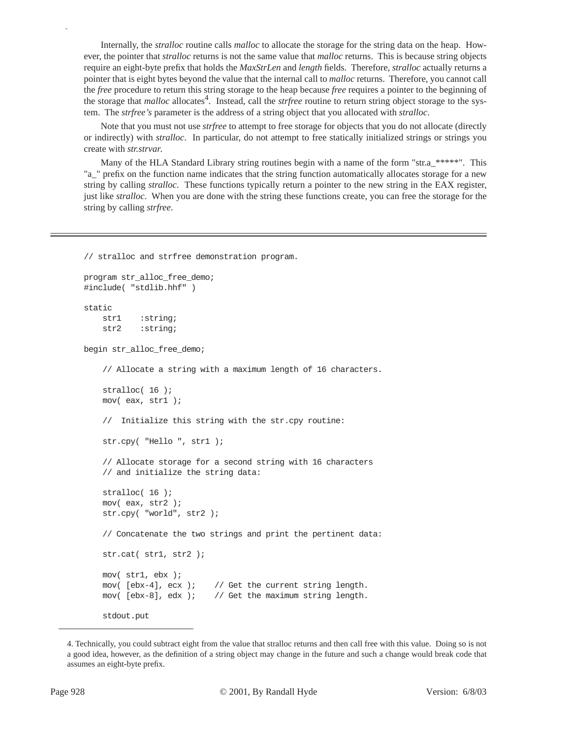Internally, the *stralloc* routine calls *malloc* to allocate the storage for the string data on the heap. However, the pointer that *stralloc* returns is not the same value that *malloc* returns. This is because string objects require an eight-byte prefix that holds the *MaxStrLen* and *length* fields. Therefore, *stralloc* actually returns a pointer that is eight bytes beyond the value that the internal call to *malloc* returns. Therefore, you cannot call the *free* procedure to return this string storage to the heap because *free* requires a pointer to the beginning of the storage that *malloc* allocates[4]. Instead, call the *strfree* routine to return string object storage to the system. The *strfree's* parameter is the address of a string object that you allocated with *stralloc*.

Note that you must not use *strfree* to attempt to free storage for objects that you do not allocate (directly or indirectly) with *stralloc*. In particular, do not attempt to free statically initialized strings or strings you create with *str.strvar.*

Many of the HLA Standard Library string routines begin with a name of the form "str.a_*****". This "a_" prefix on the function name indicates that the string function automatically allocates storage for a new string by calling *stralloc*. These functions typically return a pointer to the new string in the EAX register, just like *stralloc*. When you are done with the string these functions create, you can free the storage for the string by calling *strfree*.

---

```
// stralloc and strfree demonstration program.

program str_alloc_free_demo;
#include( "stdlib.hhf" )

static
    str1    :string;
    str2    :string;

begin str_alloc_free_demo;

    // Allocate a string with a maximum length of 16 characters.

    stralloc( 16 );
    mov( eax, str1 );

    //  Initialize this string with the str.cpy routine:

    str.cpy( "Hello ", str1 );

    // Allocate storage for a second string with 16 characters
    // and initialize the string data:

    stralloc( 16 );
    mov( eax, str2 );
    str.cpy( "world", str2 );

    // Concatenate the two strings and print the pertinent data:

    str.cat( str1, str2 );

    mov( str1, ebx );
    mov( [ebx-4], ecx );    // Get the current string length.
    mov( [ebx-8], edx );    // Get the maximum string length.

    stdout.put
```

4. Technically, you could subtract eight from the value that stralloc returns and then call free with this value. Doing so is not a good idea, however, as the definition of a string object may change in the future and such a change would break code that assumes an eight-byte prefix.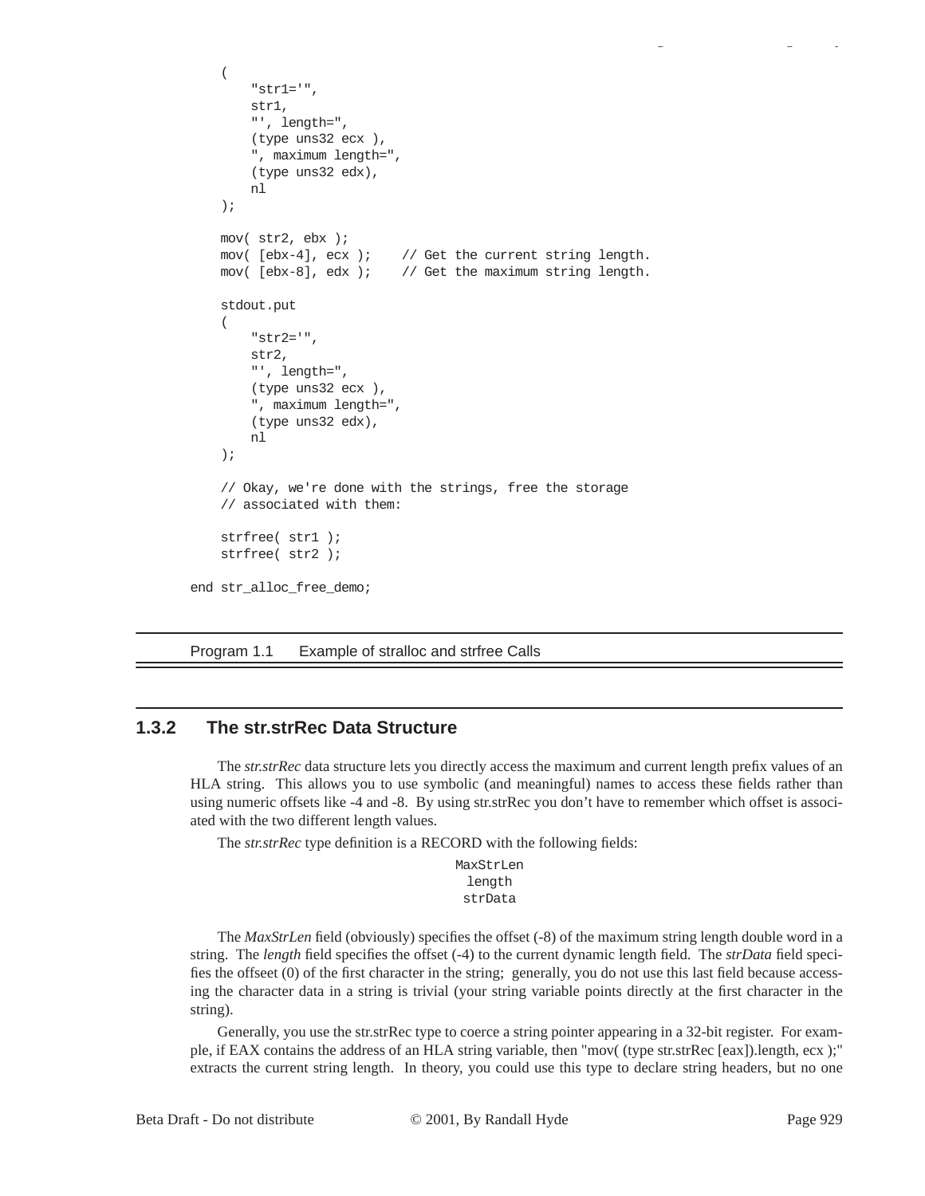```
    (
        "str1='",
        str1,
        "', length=",
        (type uns32 ecx ),
        ", maximum length=",
        (type uns32 edx),
        nl
    );

    mov( str2, ebx );
    mov( [ebx-4], ecx );    // Get the current string length.
    mov( [ebx-8], edx );    // Get the maximum string length.

    stdout.put
    (
        "str2='",
        str2,
        "', length=",
        (type uns32 ecx ),
        ", maximum length=",
        (type uns32 edx),
        nl
    );

    // Okay, we're done with the strings, free the storage
    // associated with them:

    strfree( str1 );
    strfree( str2 );

end str_alloc_free_demo;
```

Program 1.1 Example of stralloc and strfree Calls

### 1.3.2 The str.strRec Data Structure

The *str.strRec* data structure lets you directly access the maximum and current length prefix values of an HLA string. This allows you to use symbolic (and meaningful) names to access these fields rather than using numeric offsets like -4 and -8. By using str.strRec you don't have to remember which offset is associated with the two different length values.

The *str.strRec* type definition is a RECORD with the following fields:

```
MaxStrLen
length
strData
```

The *MaxStrLen* field (obviously) specifies the offset (-8) of the maximum string length double word in a string. The *length* field specifies the offset (-4) to the current dynamic length field. The *strData* field specifies the offseet (0) of the first character in the string; generally, you do not use this last field because accessing the character data in a string is trivial (your string variable points directly at the first character in the string).

Generally, you use the str.strRec type to coerce a string pointer appearing in a 32-bit register. For example, if EAX contains the address of an HLA string variable, then "mov( (type str.strRec [eax]).length, ecx );" extracts the current string length. In theory, you could use this type to declare string headers, but no one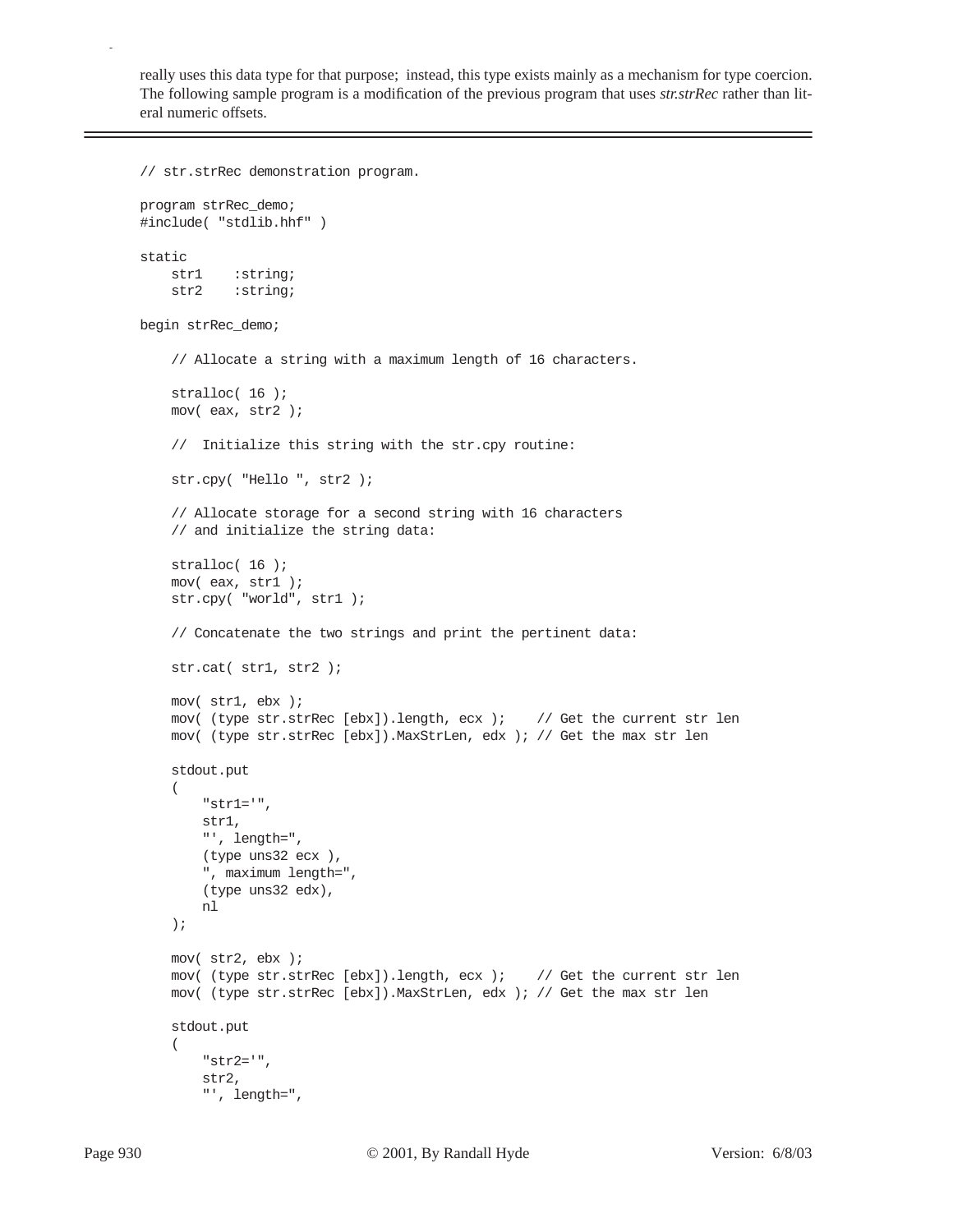really uses this data type for that purpose; instead, this type exists mainly as a mechanism for type coercion. The following sample program is a modification of the previous program that uses *str.strRec* rather than literal numeric offsets.

---

```
// str.strRec demonstration program.

program strRec_demo;
#include( "stdlib.hhf" )

static
    str1    :string;
    str2    :string;

begin strRec_demo;

    // Allocate a string with a maximum length of 16 characters.

    stralloc( 16 );
    mov( eax, str2 );

    //  Initialize this string with the str.cpy routine:

    str.cpy( "Hello ", str2 );

    // Allocate storage for a second string with 16 characters
    // and initialize the string data:

    stralloc( 16 );
    mov( eax, str1 );
    str.cpy( "world", str1 );

    // Concatenate the two strings and print the pertinent data:

    str.cat( str1, str2 );

    mov( str1, ebx );
    mov( (type str.strRec [ebx]).length, ecx );    // Get the current str len
    mov( (type str.strRec [ebx]).MaxStrLen, edx ); // Get the max str len

    stdout.put
    (
        "str1='",
        str1,
        "', length=",
        (type uns32 ecx ),
        ", maximum length=",
        (type uns32 edx),
        nl
    );

    mov( str2, ebx );
    mov( (type str.strRec [ebx]).length, ecx );    // Get the current str len
    mov( (type str.strRec [ebx]).MaxStrLen, edx ); // Get the max str len

    stdout.put
    (
        "str2='",
        str2,
        "', length=",
```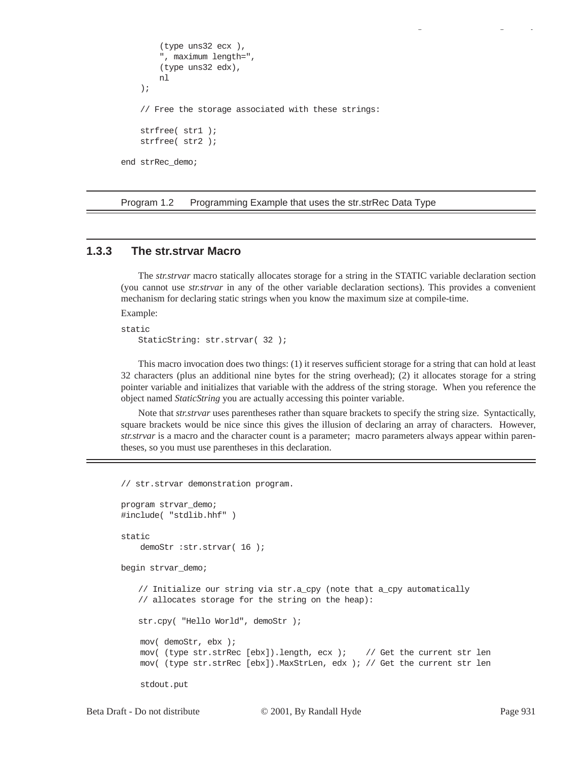```
        (type uns32 ecx ),
        ", maximum length=",
        (type uns32 edx),
        nl
    );

    // Free the storage associated with these strings:

    strfree( str1 );
    strfree( str2 );

end strRec_demo;
```

Program 1.2 Programming Example that uses the str.strRec Data Type

### 1.3.3 The str.strvar Macro

The *str.strvar* macro statically allocates storage for a string in the STATIC variable declaration section (you cannot use *str.strvar* in any of the other variable declaration sections). This provides a convenient mechanism for declaring static strings when you know the maximum size at compile-time.

Example:

```
static
    StaticString: str.strvar( 32 );
```

This macro invocation does two things: (1) it reserves sufficient storage for a string that can hold at least 32 characters (plus an additional nine bytes for the string overhead); (2) it allocates storage for a string pointer variable and initializes that variable with the address of the string storage. When you reference the object named *StaticString* you are actually accessing this pointer variable.

Note that *str.strvar* uses parentheses rather than square brackets to specify the string size. Syntactically, square brackets would be nice since this gives the illusion of declaring an array of characters. However, *str.strvar* is a macro and the character count is a parameter; macro parameters always appear within parentheses, so you must use parentheses in this declaration.

```
// str.strvar demonstration program.

program strvar_demo;
#include( "stdlib.hhf" )

static
    demoStr :str.strvar( 16 );

begin strvar_demo;

    // Initialize our string via str.a_cpy (note that a_cpy automatically
    // allocates storage for the string on the heap):

    str.cpy( "Hello World", demoStr );

     mov( demoStr, ebx );
     mov( (type str.strRec [ebx]).length, ecx );    // Get the current str len
     mov( (type str.strRec [ebx]).MaxStrLen, edx ); // Get the current str len

     stdout.put
```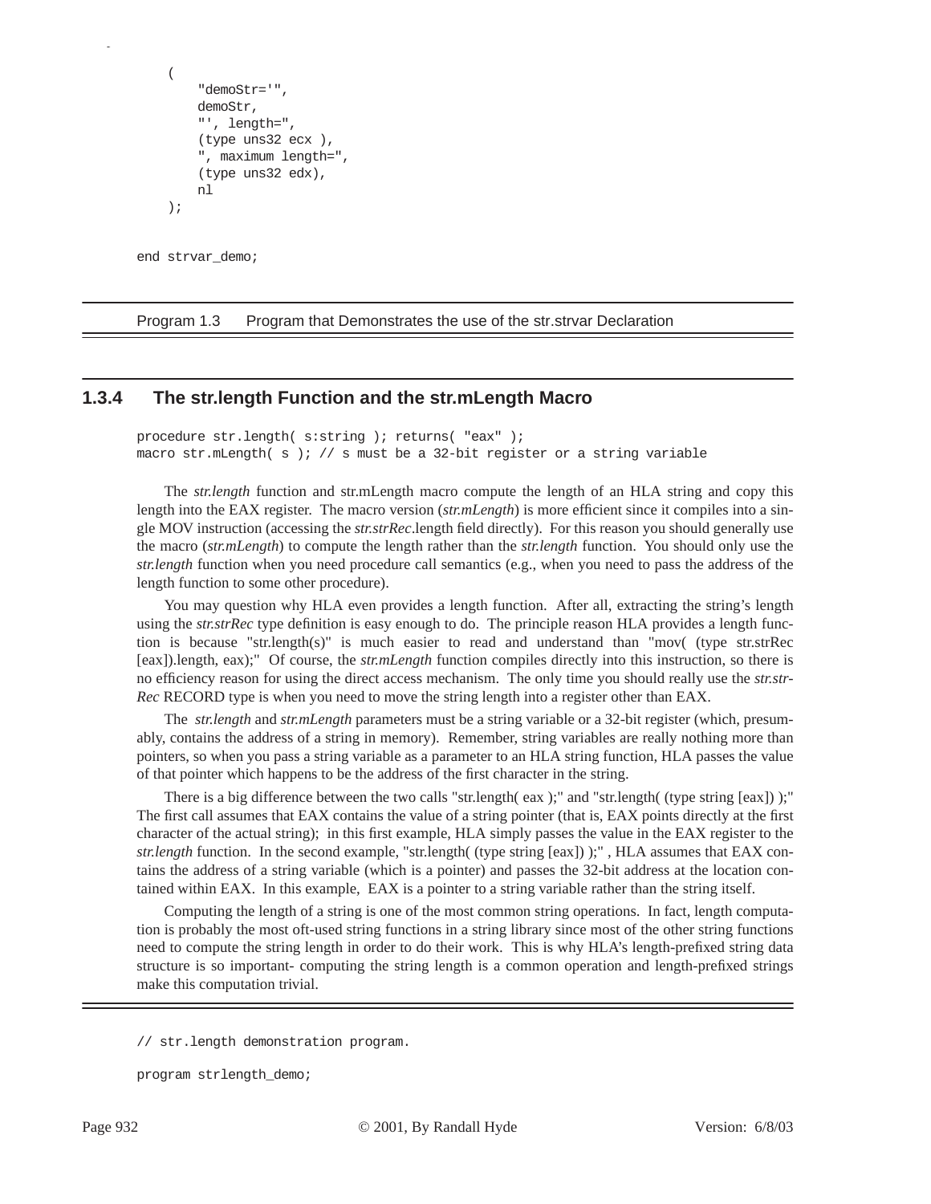```
    (
        "demoStr='",
        demoStr,
        "', length=",
        (type uns32 ecx ),
        ", maximum length=",
        (type uns32 edx),
        nl
    );

end strvar_demo;
```

Program 1.3 Program that Demonstrates the use of the str.strvar Declaration

### 1.3.4 The str.length Function and the str.mLength Macro

```
procedure str.length( s:string ); returns( "eax" );
macro str.mLength( s ); // s must be a 32-bit register or a string variable
```

The *str.length* function and str.mLength macro compute the length of an HLA string and copy this length into the EAX register. The macro version (*str.mLength*) is more efficient since it compiles into a single MOV instruction (accessing the *str.strRec*.length field directly). For this reason you should generally use the macro (*str.mLength*) to compute the length rather than the *str.length* function. You should only use the *str.length* function when you need procedure call semantics (e.g., when you need to pass the address of the length function to some other procedure).

You may question why HLA even provides a length function. After all, extracting the string's length using the *str.strRec* type definition is easy enough to do. The principle reason HLA provides a length function is because "str.length(s)" is much easier to read and understand than "mov( (type str.strRec [eax]).length, eax);" Of course, the *str.mLength* function compiles directly into this instruction, so there is no efficiency reason for using the direct access mechanism. The only time you should really use the *str.strRec* RECORD type is when you need to move the string length into a register other than EAX.

The *str.length* and *str.mLength* parameters must be a string variable or a 32-bit register (which, presumably, contains the address of a string in memory). Remember, string variables are really nothing more than pointers, so when you pass a string variable as a parameter to an HLA string function, HLA passes the value of that pointer which happens to be the address of the first character in the string.

There is a big difference between the two calls "str.length( eax );" and "str.length( (type string [eax]) );" The first call assumes that EAX contains the value of a string pointer (that is, EAX points directly at the first character of the actual string); in this first example, HLA simply passes the value in the EAX register to the *str.length* function. In the second example, "str.length( (type string [eax]) );" , HLA assumes that EAX contains the address of a string variable (which is a pointer) and passes the 32-bit address at the location contained within EAX. In this example, EAX is a pointer to a string variable rather than the string itself.

Computing the length of a string is one of the most common string operations. In fact, length computation is probably the most oft-used string functions in a string library since most of the other string functions need to compute the string length in order to do their work. This is why HLA's length-prefixed string data structure is so important- computing the string length is a common operation and length-prefixed strings make this computation trivial.

```
// str.length demonstration program.

program strlength_demo;
```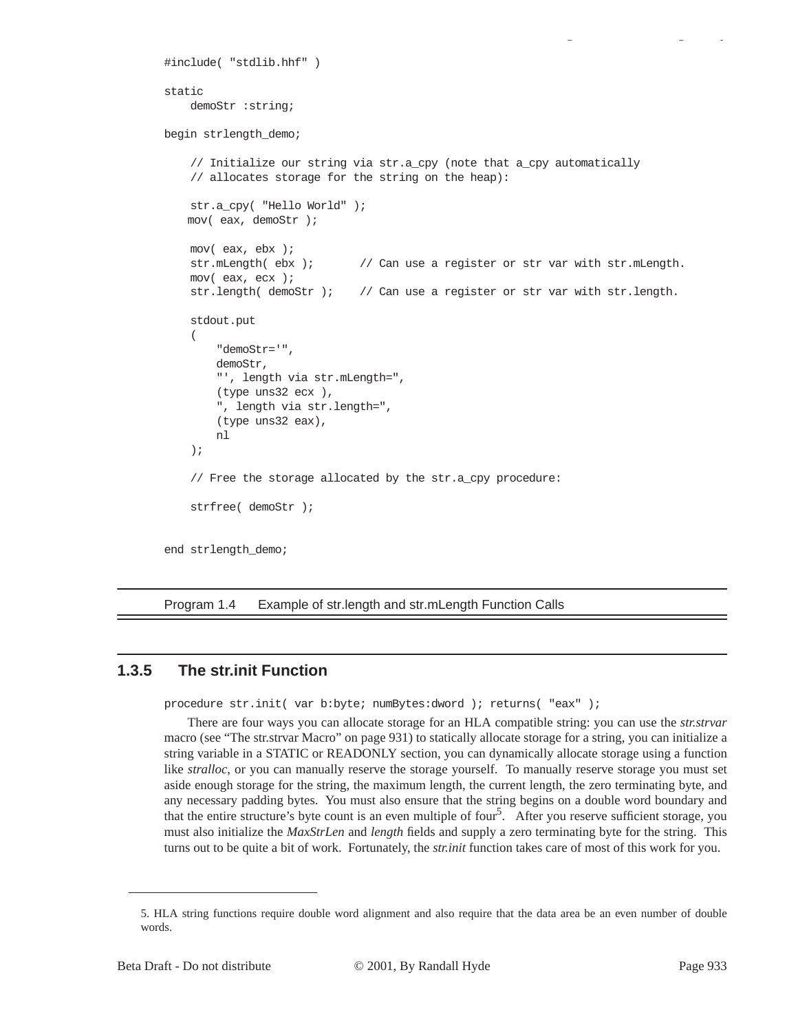```
#include( "stdlib.hhf" )

static
    demoStr :string;

begin strlength_demo;

    // Initialize our string via str.a_cpy (note that a_cpy automatically
    // allocates storage for the string on the heap):

    str.a_cpy( "Hello World" );
    mov( eax, demoStr );

    mov( eax, ebx );
    str.mLength( ebx );       // Can use a register or str var with str.mLength.
    mov( eax, ecx );
    str.length( demoStr );    // Can use a register or str var with str.length.

    stdout.put
    (
        "demoStr='",
        demoStr,
        "', length via str.mLength=",
        (type uns32 ecx ),
        ", length via str.length=",
        (type uns32 eax),
        nl
    );

    // Free the storage allocated by the str.a_cpy procedure:

    strfree( demoStr );


end strlength_demo;
```

Program 1.4 Example of str.length and str.mLength Function Calls

### 1.3.5 The str.init Function

```
procedure str.init( var b:byte; numBytes:dword ); returns( "eax" );
```

There are four ways you can allocate storage for an HLA compatible string: you can use the *str.strvar* macro (see "The str.strvar Macro" on page 931) to statically allocate storage for a string, you can initialize a string variable in a STATIC or READONLY section, you can dynamically allocate storage using a function like *stralloc*, or you can manually reserve the storage yourself. To manually reserve storage you must set aside enough storage for the string, the maximum length, the current length, the zero terminating byte, and any necessary padding bytes. You must also ensure that the string begins on a double word boundary and that the entire structure's byte count is an even multiple of four[5]. After you reserve sufficient storage, you must also initialize the *MaxStrLen* and *length* fields and supply a zero terminating byte for the string. This turns out to be quite a bit of work. Fortunately, the *str.init* function takes care of most of this work for you.

5. HLA string functions require double word alignment and also require that the data area be an even number of double words.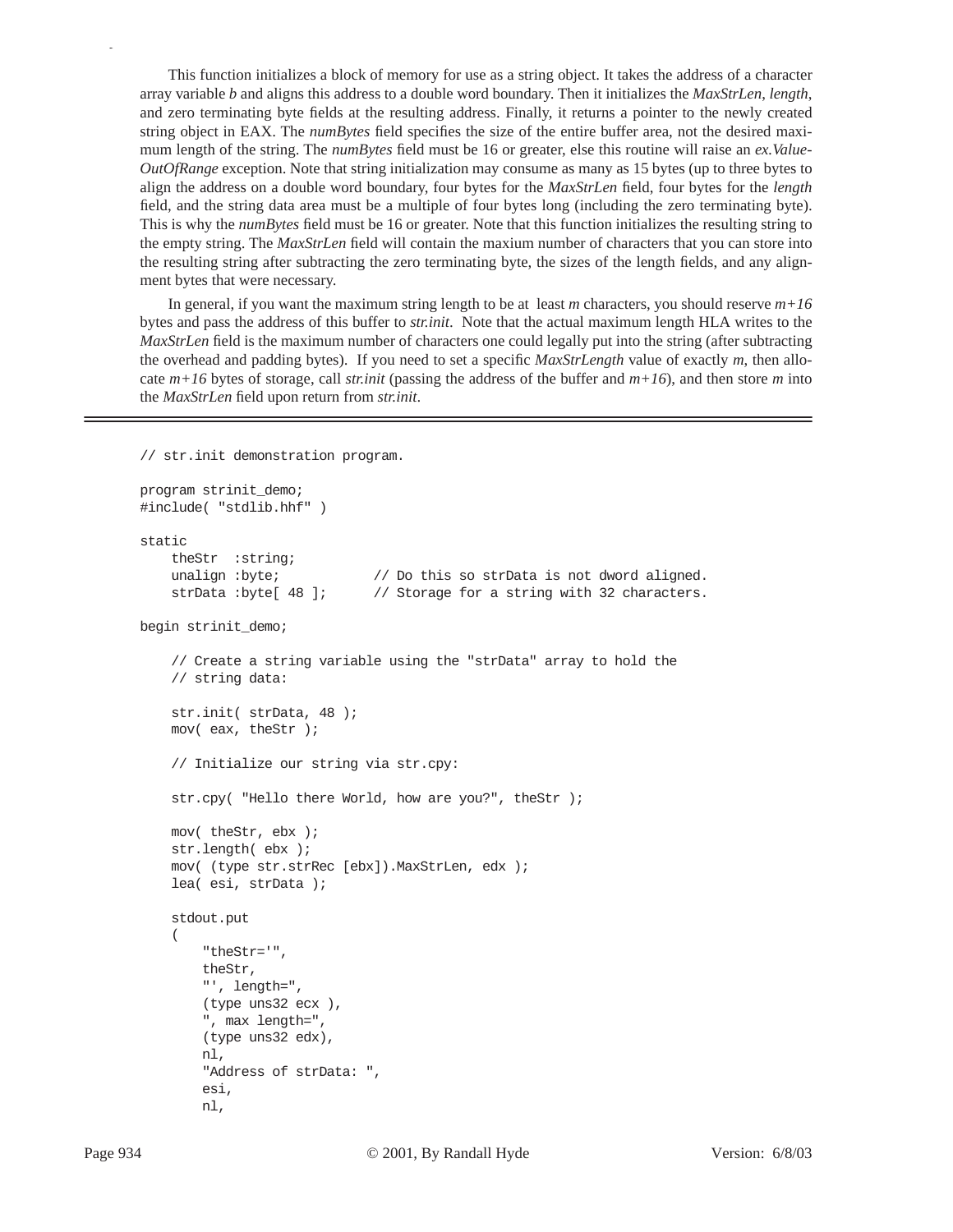This function initializes a block of memory for use as a string object. It takes the address of a character array variable *b* and aligns this address to a double word boundary. Then it initializes the *MaxStrLen*, *length*, and zero terminating byte fields at the resulting address. Finally, it returns a pointer to the newly created string object in EAX. The *numBytes* field specifies the size of the entire buffer area, not the desired maximum length of the string. The *numBytes* field must be 16 or greater, else this routine will raise an *ex.ValueOutOfRange* exception. Note that string initialization may consume as many as 15 bytes (up to three bytes to align the address on a double word boundary, four bytes for the *MaxStrLen* field, four bytes for the *length* field, and the string data area must be a multiple of four bytes long (including the zero terminating byte). This is why the *numBytes* field must be 16 or greater. Note that this function initializes the resulting string to the empty string. The *MaxStrLen* field will contain the maxium number of characters that you can store into the resulting string after subtracting the zero terminating byte, the sizes of the length fields, and any alignment bytes that were necessary.

In general, if you want the maximum string length to be at least *m* characters, you should reserve *m+16* bytes and pass the address of this buffer to *str.init*. Note that the actual maximum length HLA writes to the *MaxStrLen* field is the maximum number of characters one could legally put into the string (after subtracting the overhead and padding bytes). If you need to set a specific *MaxStrLength* value of exactly *m*, then allocate *m+16* bytes of storage, call *str.init* (passing the address of the buffer and *m+16*), and then store *m* into the *MaxStrLen* field upon return from *str.init*.

---

```
// str.init demonstration program.

program strinit_demo;
#include( "stdlib.hhf" )

static
    theStr  :string;
    unalign :byte;            // Do this so strData is not dword aligned.
    strData :byte[ 48 ];      // Storage for a string with 32 characters.

begin strinit_demo;

    // Create a string variable using the "strData" array to hold the
    // string data:

    str.init( strData, 48 );
    mov( eax, theStr );

    // Initialize our string via str.cpy:

    str.cpy( "Hello there World, how are you?", theStr );

    mov( theStr, ebx );
    str.length( ebx );
    mov( (type str.strRec [ebx]).MaxStrLen, edx );
    lea( esi, strData );

    stdout.put
    (
        "theStr='",
        theStr,
        "', length=",
        (type uns32 ecx ),
        ", max length=",
        (type uns32 edx),
        nl,
        "Address of strData: ",
        esi,
        nl,
```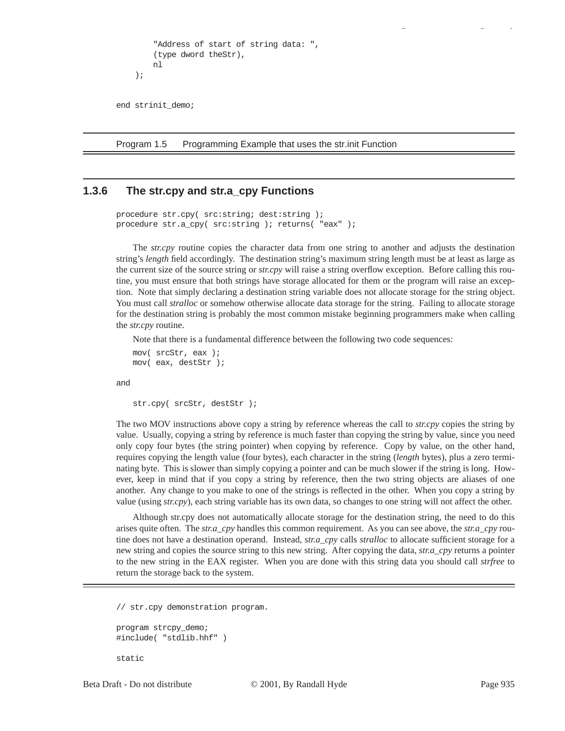```
        "Address of start of string data: ",
        (type dword theStr),
        nl
    );

end strinit_demo;
```

Program 1.5 Programming Example that uses the str.init Function

### 1.3.6 The str.cpy and str.a_cpy Functions

```
procedure str.cpy( src:string; dest:string );
procedure str.a_cpy( src:string ); returns( "eax" );
```

The *str.cpy* routine copies the character data from one string to another and adjusts the destination string's *length* field accordingly. The destination string's maximum string length must be at least as large as the current size of the source string or *str.cpy* will raise a string overflow exception. Before calling this routine, you must ensure that both strings have storage allocated for them or the program will raise an exception. Note that simply declaring a destination string variable does not allocate storage for the string object. You must call *stralloc* or somehow otherwise allocate data storage for the string. Failing to allocate storage for the destination string is probably the most common mistake beginning programmers make when calling the *str.cpy* routine.

Note that there is a fundamental difference between the following two code sequences:

```
mov( srcStr, eax );
mov( eax, destStr );
```

and

```
str.cpy( srcStr, destStr );
```

The two MOV instructions above copy a string by reference whereas the call to *str.cpy* copies the string by value. Usually, copying a string by reference is much faster than copying the string by value, since you need only copy four bytes (the string pointer) when copying by reference. Copy by value, on the other hand, requires copying the length value (four bytes), each character in the string (*length* bytes), plus a zero terminating byte. This is slower than simply copying a pointer and can be much slower if the string is long. However, keep in mind that if you copy a string by reference, then the two string objects are aliases of one another. Any change to you make to one of the strings is reflected in the other. When you copy a string by value (using *str.cpy*), each string variable has its own data, so changes to one string will not affect the other.

Although str.cpy does not automatically allocate storage for the destination string, the need to do this arises quite often. The *str.a_cpy* handles this common requirement. As you can see above, the *str.a_cpy* routine does not have a destination operand. Instead, *str.a_cpy* calls *stralloc* to allocate sufficient storage for a new string and copies the source string to this new string. After copying the data, *str.a_cpy* returns a pointer to the new string in the EAX register. When you are done with this string data you should call *strfree* to return the storage back to the system.

```
// str.cpy demonstration program.

program strcpy_demo;
#include( "stdlib.hhf" )

static
```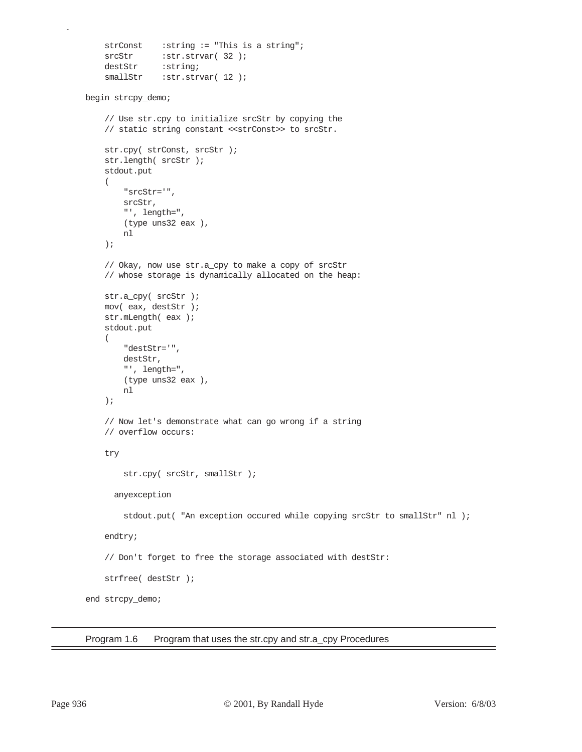```
    strConst    :string := "This is a string";
    srcStr      :str.strvar( 32 );
    destStr     :string;
    smallStr    :str.strvar( 12 );

begin strcpy_demo;

    // Use str.cpy to initialize srcStr by copying the
    // static string constant <<strConst>> to srcStr.

    str.cpy( strConst, srcStr );
    str.length( srcStr );
    stdout.put
    (
        "srcStr='",
        srcStr,
        "', length=",
        (type uns32 eax ),
        nl
    );

    // Okay, now use str.a_cpy to make a copy of srcStr
    // whose storage is dynamically allocated on the heap:

    str.a_cpy( srcStr );
    mov( eax, destStr );
    str.mLength( eax );
    stdout.put
    (
        "destStr='",
        destStr,
        "', length=",
        (type uns32 eax ),
        nl
    );

    // Now let's demonstrate what can go wrong if a string
    // overflow occurs:

    try

        str.cpy( srcStr, smallStr );

      anyexception

        stdout.put( "An exception occured while copying srcStr to smallStr" nl );

    endtry;

    // Don't forget to free the storage associated with destStr:

    strfree( destStr );

end strcpy_demo;
```

Program 1.6 Program that uses the str.cpy and str.a_cpy Procedures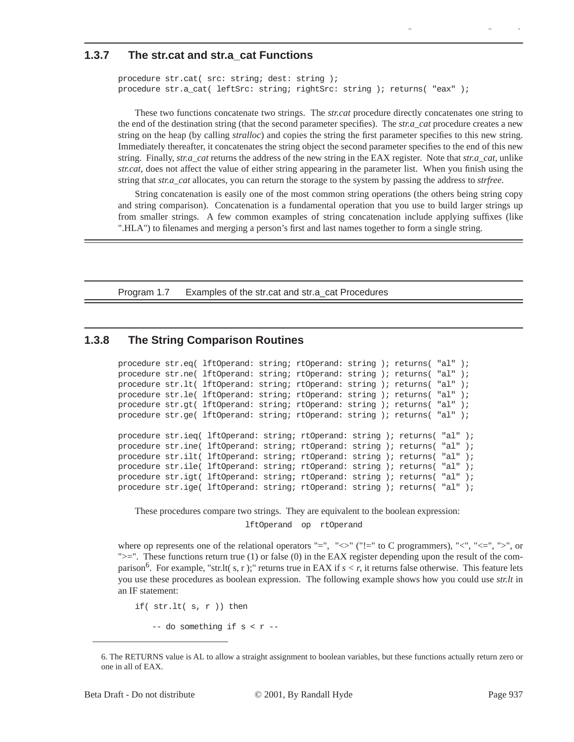### 1.3.7 The str.cat and str.a_cat Functions

```
procedure str.cat( src: string; dest: string );
procedure str.a_cat( leftSrc: string; rightSrc: string ); returns( "eax" );
```

These two functions concatenate two strings. The *str.cat* procedure directly concatenates one string to the end of the destination string (that the second parameter specifies). The *str.a_cat* procedure creates a new string on the heap (by calling *stralloc*) and copies the string the first parameter specifies to this new string. Immediately thereafter, it concatenates the string object the second parameter specifies to the end of this new string. Finally, *str.a_cat* returns the address of the new string in the EAX register. Note that *str.a_cat,* unlike *str.cat,* does not affect the value of either string appearing in the parameter list. When you finish using the string that *str.a_cat* allocates, you can return the storage to the system by passing the address to *strfree*.

String concatenation is easily one of the most common string operations (the others being string copy and string comparison). Concatenation is a fundamental operation that you use to build larger strings up from smaller strings. A few common examples of string concatenation include applying suffixes (like ".HLA") to filenames and merging a person's first and last names together to form a single string.

Program 1.7 Examples of the str.cat and str.a_cat Procedures

### 1.3.8 The String Comparison Routines

```
procedure str.eq( lftOperand: string; rtOperand: string ); returns( "al" );
procedure str.ne( lftOperand: string; rtOperand: string ); returns( "al" );
procedure str.lt( lftOperand: string; rtOperand: string ); returns( "al" );
procedure str.le( lftOperand: string; rtOperand: string ); returns( "al" );
procedure str.gt( lftOperand: string; rtOperand: string ); returns( "al" );
procedure str.ge( lftOperand: string; rtOperand: string ); returns( "al" );

procedure str.ieq( lftOperand: string; rtOperand: string ); returns( "al" );
procedure str.ine( lftOperand: string; rtOperand: string ); returns( "al" );
procedure str.ilt( lftOperand: string; rtOperand: string ); returns( "al" );
procedure str.ile( lftOperand: string; rtOperand: string ); returns( "al" );
procedure str.igt( lftOperand: string; rtOperand: string ); returns( "al" );
procedure str.ige( lftOperand: string; rtOperand: string ); returns( "al" );
```

These procedures compare two strings. They are equivalent to the boolean expression:

```
lftOperand  op  rtOperand
```

where op represents one of the relational operators "=", "<>" ("!=" to C programmers), "<", "<=", ">", or ">=". These functions return true (1) or false (0) in the EAX register depending upon the result of the comparison[6]. For example, "str.lt( s, r );" returns true in EAX if $s < r$, it returns false otherwise. This feature lets you use these procedures as boolean expression. The following example shows how you could use *str.lt* in an IF statement:

```
if( str.lt( s, r )) then

    -- do something if s < r --
```

6. The RETURNS value is AL to allow a straight assignment to boolean variables, but these functions actually return zero or one in all of EAX.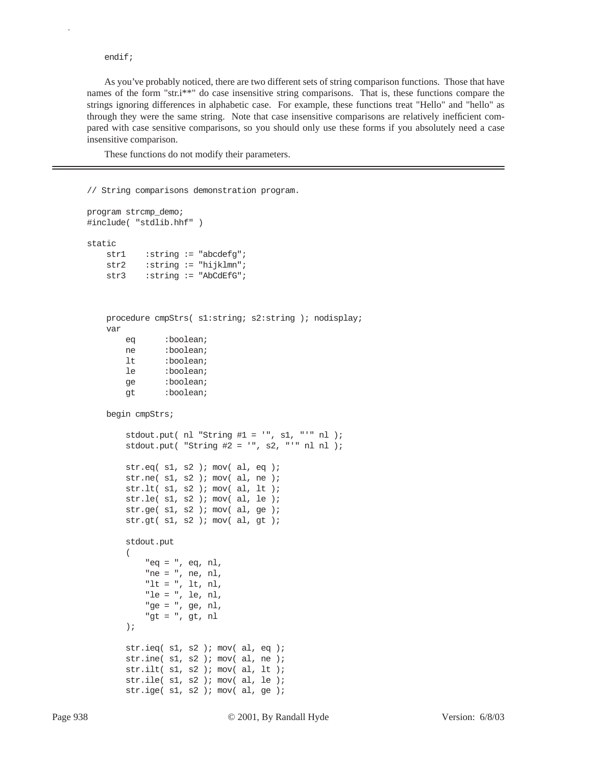```
endif;
```

As you've probably noticed, there are two different sets of string comparison functions. Those that have names of the form "str.i**" do case insensitive string comparisons. That is, these functions compare the strings ignoring differences in alphabetic case. For example, these functions treat "Hello" and "hello" as through they were the same string. Note that case insensitive comparisons are relatively inefficient compared with case sensitive comparisons, so you should only use these forms if you absolutely need a case insensitive comparison.

These functions do not modify their parameters.

---

```
// String comparisons demonstration program.

program strcmp_demo;
#include( "stdlib.hhf" )

static
    str1    :string := "abcdefg";
    str2    :string := "hijklmn";
    str3    :string := "AbCdEfG";



    procedure cmpStrs( s1:string; s2:string ); nodisplay;
    var
        eq      :boolean;
        ne      :boolean;
        lt      :boolean;
        le      :boolean;
        ge      :boolean;
        gt      :boolean;

    begin cmpStrs;

        stdout.put( nl "String #1 = '", s1, "'" nl );
        stdout.put( "String #2 = '", s2, "'" nl nl );

        str.eq( s1, s2 ); mov( al, eq );
        str.ne( s1, s2 ); mov( al, ne );
        str.lt( s1, s2 ); mov( al, lt );
        str.le( s1, s2 ); mov( al, le );
        str.ge( s1, s2 ); mov( al, ge );
        str.gt( s1, s2 ); mov( al, gt );

        stdout.put
        (
            "eq = ", eq, nl,
            "ne = ", ne, nl,
            "lt = ", lt, nl,
            "le = ", le, nl,
            "ge = ", ge, nl,
            "gt = ", gt, nl
        );

        str.ieq( s1, s2 ); mov( al, eq );
        str.ine( s1, s2 ); mov( al, ne );
        str.ilt( s1, s2 ); mov( al, lt );
        str.ile( s1, s2 ); mov( al, le );
        str.ige( s1, s2 ); mov( al, ge );
```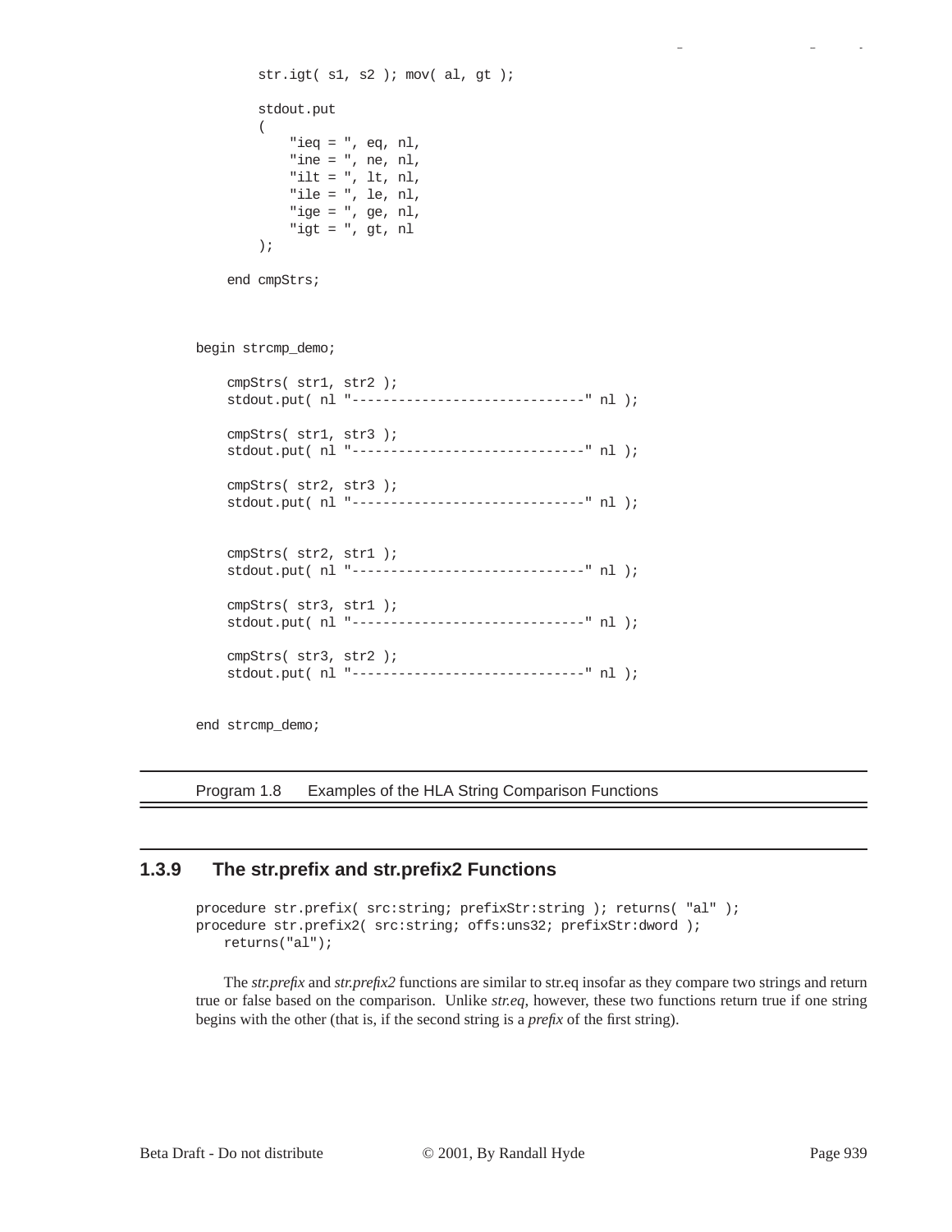```
        str.igt( s1, s2 ); mov( al, gt );

        stdout.put
        (
            "ieq = ", eq, nl,
            "ine = ", ne, nl,
            "ilt = ", lt, nl,
            "ile = ", le, nl,
            "ige = ", ge, nl,
            "igt = ", gt, nl
        );

    end cmpStrs;



begin strcmp_demo;

    cmpStrs( str1, str2 );
    stdout.put( nl "------------------------------" nl );

    cmpStrs( str1, str3 );
    stdout.put( nl "------------------------------" nl );

    cmpStrs( str2, str3 );
    stdout.put( nl "------------------------------" nl );


    cmpStrs( str2, str1 );
    stdout.put( nl "------------------------------" nl );

    cmpStrs( str3, str1 );
    stdout.put( nl "------------------------------" nl );

    cmpStrs( str3, str2 );
    stdout.put( nl "------------------------------" nl );


end strcmp_demo;
```

Program 1.8 Examples of the HLA String Comparison Functions

### 1.3.9 The str.prefix and str.prefix2 Functions

```
procedure str.prefix( src:string; prefixStr:string ); returns( "al" );
procedure str.prefix2( src:string; offs:uns32; prefixStr:dword );
    returns("al");
```

The *str.prefix* and *str.prefix2* functions are similar to str.eq insofar as they compare two strings and return true or false based on the comparison. Unlike *str.eq*, however, these two functions return true if one string begins with the other (that is, if the second string is a *prefix* of the first string).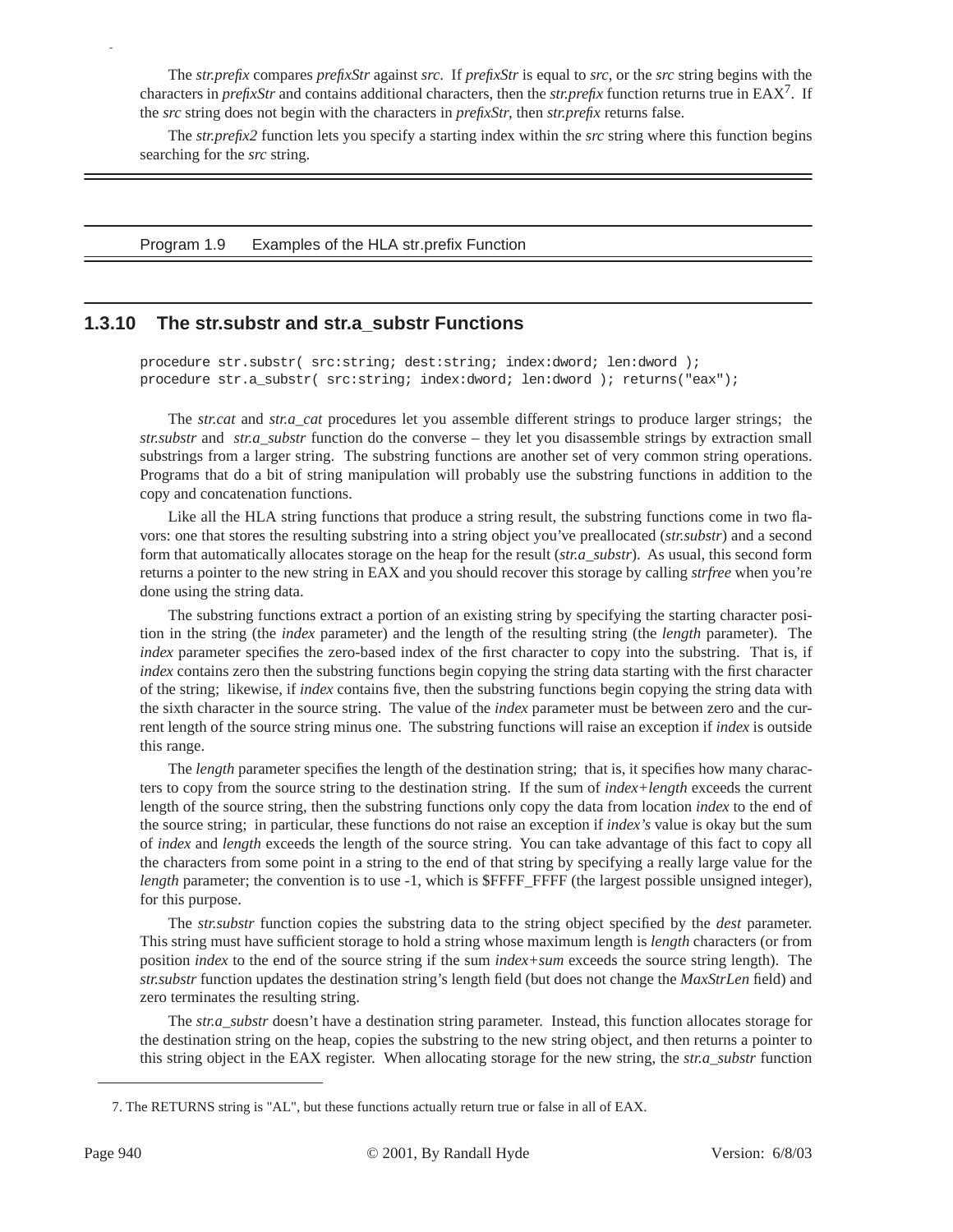The *str.prefix* compares *prefixStr* against *src*. If *prefixStr* is equal to *src*, or the *src* string begins with the characters in *prefixStr* and contains additional characters, then the *str.prefix* function returns true in EAX[7]. If the *src* string does not begin with the characters in *prefixStr*, then *str.prefix* returns false.

The *str.prefix2* function lets you specify a starting index within the *src* string where this function begins searching for the *src* string.

Program 1.9 Examples of the HLA str.prefix Function

### 1.3.10 The str.substr and str.a_substr Functions

```
procedure str.substr( src:string; dest:string; index:dword; len:dword );
procedure str.a_substr( src:string; index:dword; len:dword ); returns("eax");
```

The *str.cat* and *str.a_cat* procedures let you assemble different strings to produce larger strings; the *str.substr* and *str.a_substr* function do the converse – they let you disassemble strings by extraction small substrings from a larger string. The substring functions are another set of very common string operations. Programs that do a bit of string manipulation will probably use the substring functions in addition to the copy and concatenation functions.

Like all the HLA string functions that produce a string result, the substring functions come in two flavors: one that stores the resulting substring into a string object you've preallocated (*str.substr*) and a second form that automatically allocates storage on the heap for the result (*str.a_substr*). As usual, this second form returns a pointer to the new string in EAX and you should recover this storage by calling *strfree* when you're done using the string data.

The substring functions extract a portion of an existing string by specifying the starting character position in the string (the *index* parameter) and the length of the resulting string (the *length* parameter). The *index* parameter specifies the zero-based index of the first character to copy into the substring. That is, if *index* contains zero then the substring functions begin copying the string data starting with the first character of the string; likewise, if *index* contains five, then the substring functions begin copying the string data with the sixth character in the source string. The value of the *index* parameter must be between zero and the current length of the source string minus one. The substring functions will raise an exception if *index* is outside this range.

The *length* parameter specifies the length of the destination string; that is, it specifies how many characters to copy from the source string to the destination string. If the sum of *index+length* exceeds the current length of the source string, then the substring functions only copy the data from location *index* to the end of the source string; in particular, these functions do not raise an exception if *index's* value is okay but the sum of *index* and *length* exceeds the length of the source string. You can take advantage of this fact to copy all the characters from some point in a string to the end of that string by specifying a really large value for the *length* parameter; the convention is to use -1, which is $FFFF_FFFF (the largest possible unsigned integer), for this purpose.

The *str.substr* function copies the substring data to the string object specified by the *dest* parameter. This string must have sufficient storage to hold a string whose maximum length is *length* characters (or from position *index* to the end of the source string if the sum *index+sum* exceeds the source string length). The *str.substr* function updates the destination string's length field (but does not change the *MaxStrLen* field) and zero terminates the resulting string.

The *str.a_substr* doesn't have a destination string parameter. Instead, this function allocates storage for the destination string on the heap, copies the substring to the new string object, and then returns a pointer to this string object in the EAX register. When allocating storage for the new string, the *str.a_substr* function

7. The RETURNS string is "AL", but these functions actually return true or false in all of EAX.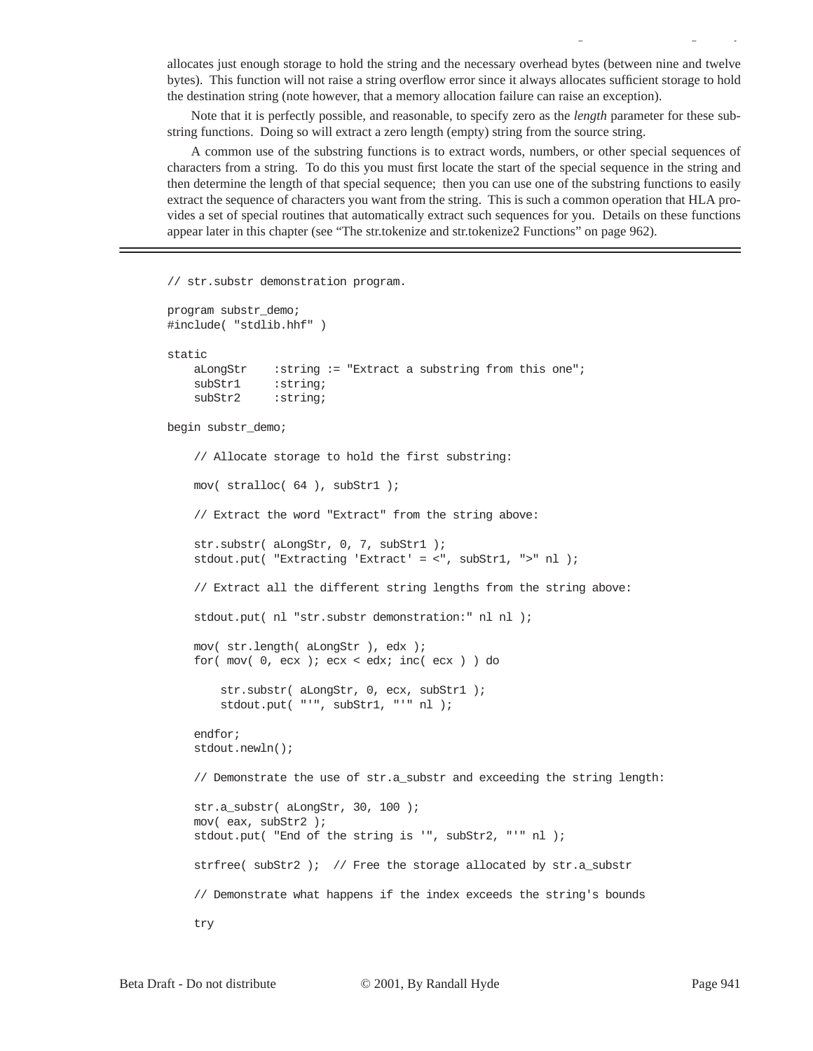allocates just enough storage to hold the string and the necessary overhead bytes (between nine and twelve bytes). This function will not raise a string overflow error since it always allocates sufficient storage to hold the destination string (note however, that a memory allocation failure can raise an exception).

Note that it is perfectly possible, and reasonable, to specify zero as the *length* parameter for these substring functions. Doing so will extract a zero length (empty) string from the source string.

A common use of the substring functions is to extract words, numbers, or other special sequences of characters from a string. To do this you must first locate the start of the special sequence in the string and then determine the length of that special sequence; then you can use one of the substring functions to easily extract the sequence of characters you want from the string. This is such a common operation that HLA provides a set of special routines that automatically extract such sequences for you. Details on these functions appear later in this chapter (see “The str.tokenize and str.tokenize2 Functions” on page 962).

```
// str.substr demonstration program.

program substr_demo;
#include( "stdlib.hhf" )

static
    aLongStr    :string := "Extract a substring from this one";
    subStr1     :string;
    subStr2     :string;

begin substr_demo;

    // Allocate storage to hold the first substring:

    mov( stralloc( 64 ), subStr1 );

    // Extract the word "Extract" from the string above:

    str.substr( aLongStr, 0, 7, subStr1 );
    stdout.put( "Extracting 'Extract' = <", subStr1, ">" nl );

    // Extract all the different string lengths from the string above:

    stdout.put( nl "str.substr demonstration:" nl nl );

    mov( str.length( aLongStr ), edx );
    for( mov( 0, ecx ); ecx < edx; inc( ecx ) ) do

        str.substr( aLongStr, 0, ecx, subStr1 );
        stdout.put( "'", subStr1, "'" nl );

    endfor;
    stdout.newln();

    // Demonstrate the use of str.a_substr and exceeding the string length:

    str.a_substr( aLongStr, 30, 100 );
    mov( eax, subStr2 );
    stdout.put( "End of the string is '", subStr2, "'" nl );

    strfree( subStr2 );  // Free the storage allocated by str.a_substr

    // Demonstrate what happens if the index exceeds the string's bounds

    try
```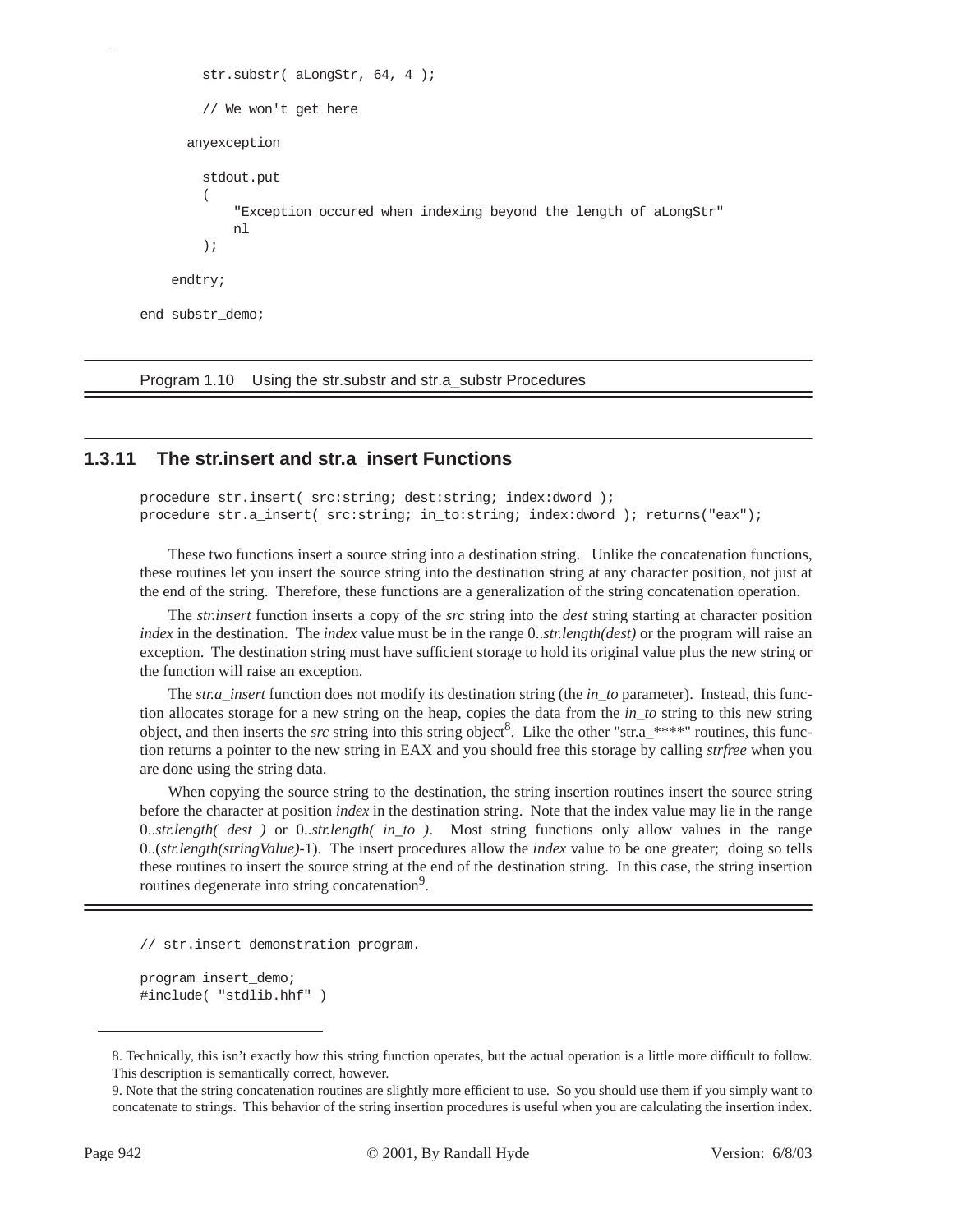```
        str.substr( aLongStr, 64, 4 );

        // We won't get here

      anyexception

        stdout.put
        (
            "Exception occured when indexing beyond the length of aLongStr"
            nl
        );

    endtry;

end substr_demo;
```

Program 1.10 Using the str.substr and str.a_substr Procedures

### 1.3.11 The str.insert and str.a_insert Functions

```
procedure str.insert( src:string; dest:string; index:dword );
procedure str.a_insert( src:string; in_to:string; index:dword ); returns("eax");
```

These two functions insert a source string into a destination string. Unlike the concatenation functions, these routines let you insert the source string into the destination string at any character position, not just at the end of the string. Therefore, these functions are a generalization of the string concatenation operation.

The *str.insert* function inserts a copy of the *src* string into the *dest* string starting at character position *index* in the destination. The *index* value must be in the range 0..*str.length(dest)* or the program will raise an exception. The destination string must have sufficient storage to hold its original value plus the new string or the function will raise an exception.

The *str.a_insert* function does not modify its destination string (the *in_to* parameter). Instead, this function allocates storage for a new string on the heap, copies the data from the *in_to* string to this new string object, and then inserts the *src* string into this string object[8]. Like the other "str.a_****" routines, this function returns a pointer to the new string in EAX and you should free this storage by calling *strfree* when you are done using the string data.

When copying the source string to the destination, the string insertion routines insert the source string before the character at position *index* in the destination string. Note that the index value may lie in the range 0..*str.length( dest )* or 0..*str.length( in_to )*. Most string functions only allow values in the range 0..(*str.length(stringValue)*-1). The insert procedures allow the *index* value to be one greater; doing so tells these routines to insert the source string at the end of the destination string. In this case, the string insertion routines degenerate into string concatenation[9].

```
// str.insert demonstration program.

program insert_demo;
#include( "stdlib.hhf" )
```

8. Technically, this isn't exactly how this string function operates, but the actual operation is a little more difficult to follow. This description is semantically correct, however.

9. Note that the string concatenation routines are slightly more efficient to use. So you should use them if you simply want to concatenate to strings. This behavior of the string insertion procedures is useful when you are calculating the insertion index.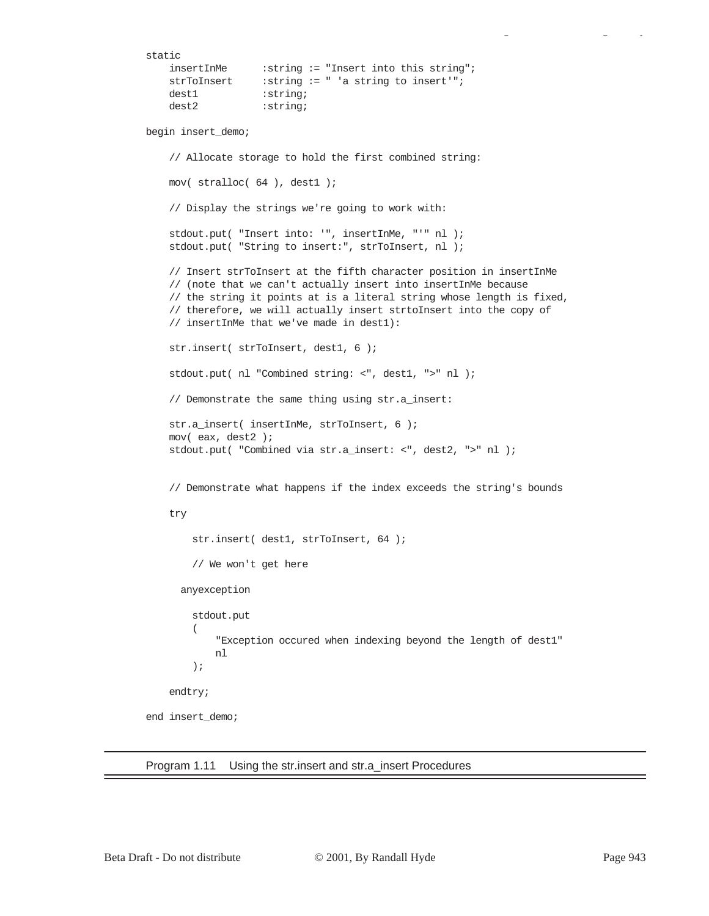```
static
    insertInMe      :string := "Insert into this string";
    strToInsert     :string := " 'a string to insert'";
    dest1           :string;
    dest2           :string;

begin insert_demo;

    // Allocate storage to hold the first combined string:

    mov( stralloc( 64 ), dest1 );

    // Display the strings we're going to work with:

    stdout.put( "Insert into: '", insertInMe, "'" nl );
    stdout.put( "String to insert:", strToInsert, nl );

    // Insert strToInsert at the fifth character position in insertInMe
    // (note that we can't actually insert into insertInMe because
    // the string it points at is a literal string whose length is fixed,
    // therefore, we will actually insert strtoInsert into the copy of
    // insertInMe that we've made in dest1):

    str.insert( strToInsert, dest1, 6 );

    stdout.put( nl "Combined string: <", dest1, ">" nl );

    // Demonstrate the same thing using str.a_insert:

    str.a_insert( insertInMe, strToInsert, 6 );
    mov( eax, dest2 );
    stdout.put( "Combined via str.a_insert: <", dest2, ">" nl );


    // Demonstrate what happens if the index exceeds the string's bounds

    try

        str.insert( dest1, strToInsert, 64 );

        // We won't get here

      anyexception

        stdout.put
        (
            "Exception occured when indexing beyond the length of dest1"
            nl
        );

    endtry;

end insert_demo;
```

Program 1.11 Using the str.insert and str.a_insert Procedures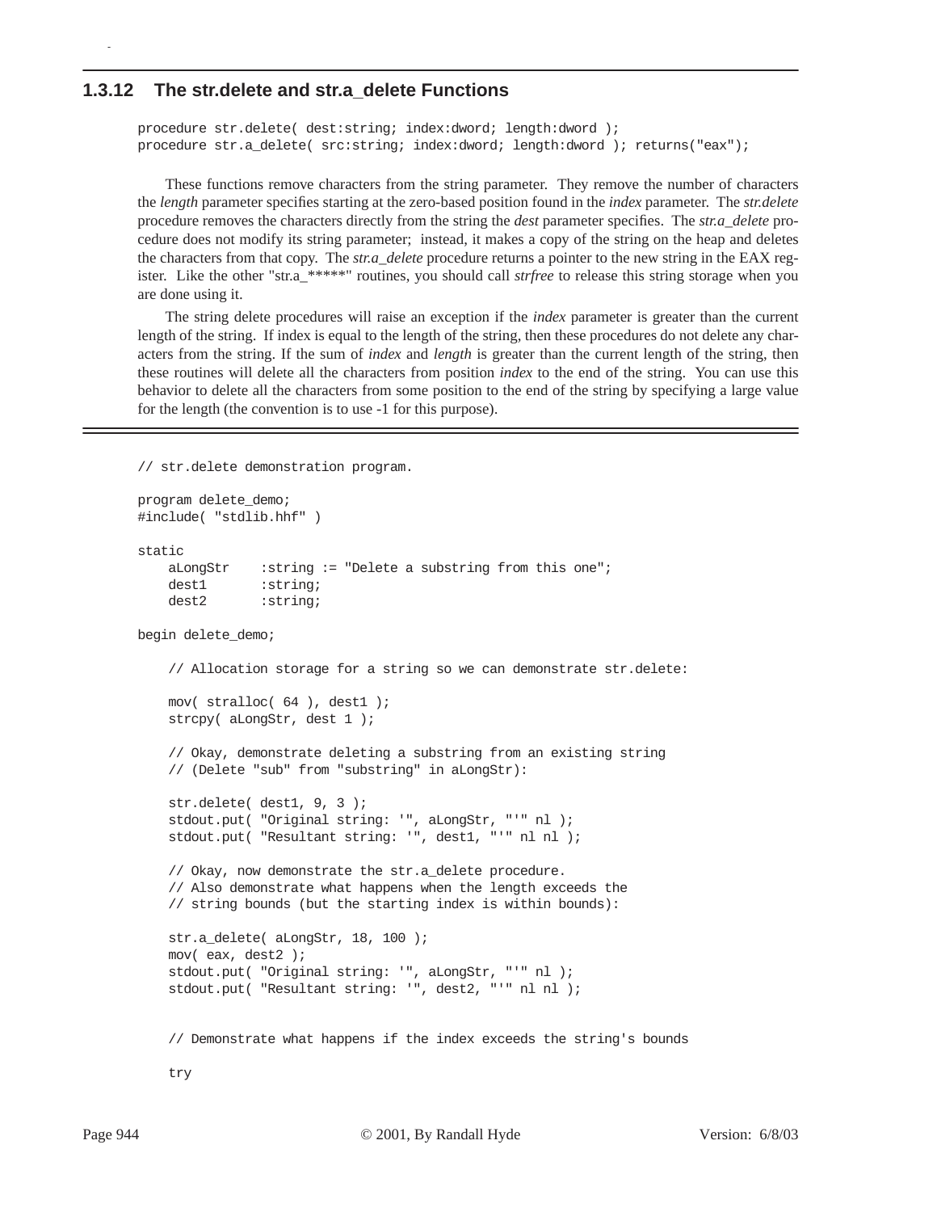### 1.3.12 The str.delete and str.a_delete Functions

```
procedure str.delete( dest:string; index:dword; length:dword );
procedure str.a_delete( src:string; index:dword; length:dword ); returns("eax");
```

These functions remove characters from the string parameter. They remove the number of characters the *length* parameter specifies starting at the zero-based position found in the *index* parameter. The *str.delete* procedure removes the characters directly from the string the *dest* parameter specifies. The *str.a_delete* procedure does not modify its string parameter; instead, it makes a copy of the string on the heap and deletes the characters from that copy. The *str.a_delete* procedure returns a pointer to the new string in the EAX register. Like the other "str.a_*****" routines, you should call *strfree* to release this string storage when you are done using it.

The string delete procedures will raise an exception if the *index* parameter is greater than the current length of the string. If index is equal to the length of the string, then these procedures do not delete any characters from the string. If the sum of *index* and *length* is greater than the current length of the string, then these routines will delete all the characters from position *index* to the end of the string. You can use this behavior to delete all the characters from some position to the end of the string by specifying a large value for the length (the convention is to use -1 for this purpose).

```
// str.delete demonstration program.

program delete_demo;
#include( "stdlib.hhf" )

static
    aLongStr    :string := "Delete a substring from this one";
    dest1       :string;
    dest2       :string;

begin delete_demo;

    // Allocation storage for a string so we can demonstrate str.delete:

    mov( stralloc( 64 ), dest1 );
    strcpy( aLongStr, dest 1 );

    // Okay, demonstrate deleting a substring from an existing string
    // (Delete "sub" from "substring" in aLongStr):

    str.delete( dest1, 9, 3 );
    stdout.put( "Original string: '", aLongStr, "'" nl );
    stdout.put( "Resultant string: '", dest1, "'" nl nl );

    // Okay, now demonstrate the str.a_delete procedure.
    // Also demonstrate what happens when the length exceeds the
    // string bounds (but the starting index is within bounds):

    str.a_delete( aLongStr, 18, 100 );
    mov( eax, dest2 );
    stdout.put( "Original string: '", aLongStr, "'" nl );
    stdout.put( "Resultant string: '", dest2, "'" nl nl );


    // Demonstrate what happens if the index exceeds the string's bounds

    try
```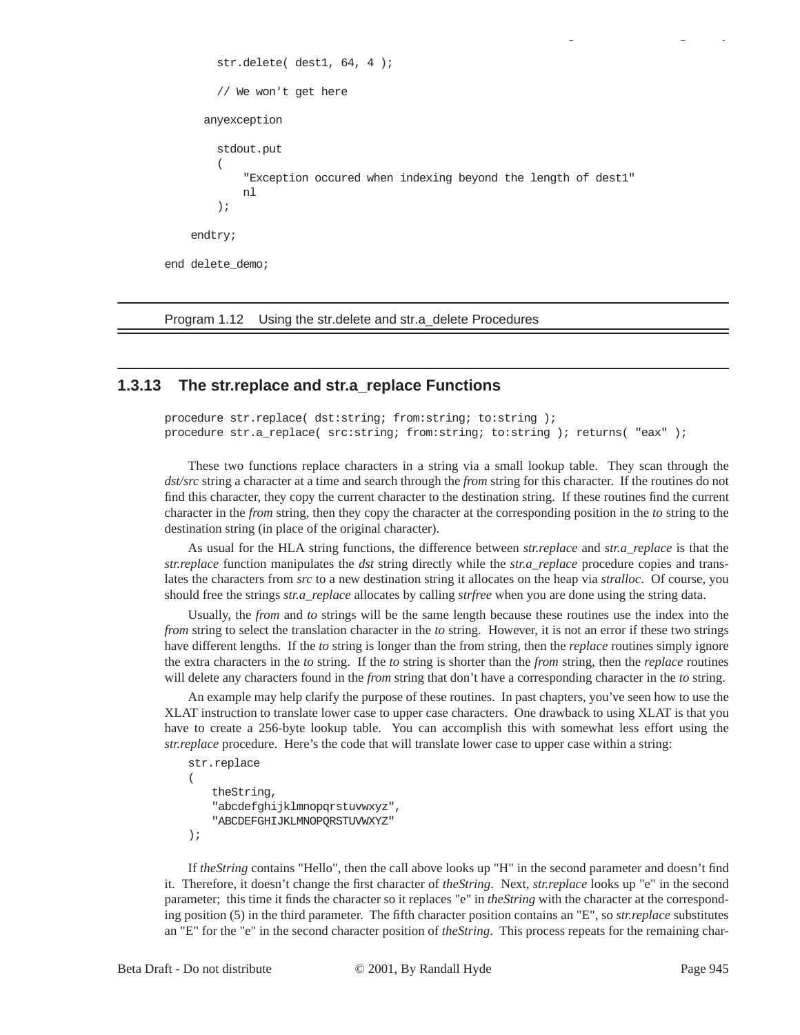```
        str.delete( dest1, 64, 4 );

        // We won't get here

      anyexception

        stdout.put
        (
            "Exception occured when indexing beyond the length of dest1"
            nl
        );

    endtry;

end delete_demo;
```

Program 1.12 Using the str.delete and str.a_delete Procedures

### 1.3.13 The str.replace and str.a_replace Functions

```
procedure str.replace( dst:string; from:string; to:string );
procedure str.a_replace( src:string; from:string; to:string ); returns( "eax" );
```

These two functions replace characters in a string via a small lookup table. They scan through the *dst/src* string a character at a time and search through the *from* string for this character. If the routines do not find this character, they copy the current character to the destination string. If these routines find the current character in the *from* string, then they copy the character at the corresponding position in the *to* string to the destination string (in place of the original character).

As usual for the HLA string functions, the difference between *str.replace* and *str.a_replace* is that the *str.replace* function manipulates the *dst* string directly while the *str.a_replace* procedure copies and translates the characters from *src* to a new destination string it allocates on the heap via *stralloc*. Of course, you should free the strings *str.a_replace* allocates by calling *strfree* when you are done using the string data.

Usually, the *from* and *to* strings will be the same length because these routines use the index into the *from* string to select the translation character in the *to* string. However, it is not an error if these two strings have different lengths. If the *to* string is longer than the from string, then the *replace* routines simply ignore the extra characters in the *to* string. If the *to* string is shorter than the *from* string, then the *replace* routines will delete any characters found in the *from* string that don't have a corresponding character in the *to* string.

An example may help clarify the purpose of these routines. In past chapters, you've seen how to use the XLAT instruction to translate lower case to upper case characters. One drawback to using XLAT is that you have to create a 256-byte lookup table. You can accomplish this with somewhat less effort using the *str.replace* procedure. Here's the code that will translate lower case to upper case within a string:

```
str.replace
(
    theString,
    "abcdefghijklmnopqrstuvwxyz",
    "ABCDEFGHIJKLMNOPQRSTUVWXYZ"
);
```

If *theString* contains "Hello", then the call above looks up "H" in the second parameter and doesn't find it. Therefore, it doesn't change the first character of *theString*. Next, *str.replace* looks up "e" in the second parameter; this time it finds the character so it replaces "e" in *theString* with the character at the corresponding position (5) in the third parameter. The fifth character position contains an "E", so *str.replace* substitutes an "E" for the "e" in the second character position of *theString*. This process repeats for the remaining char-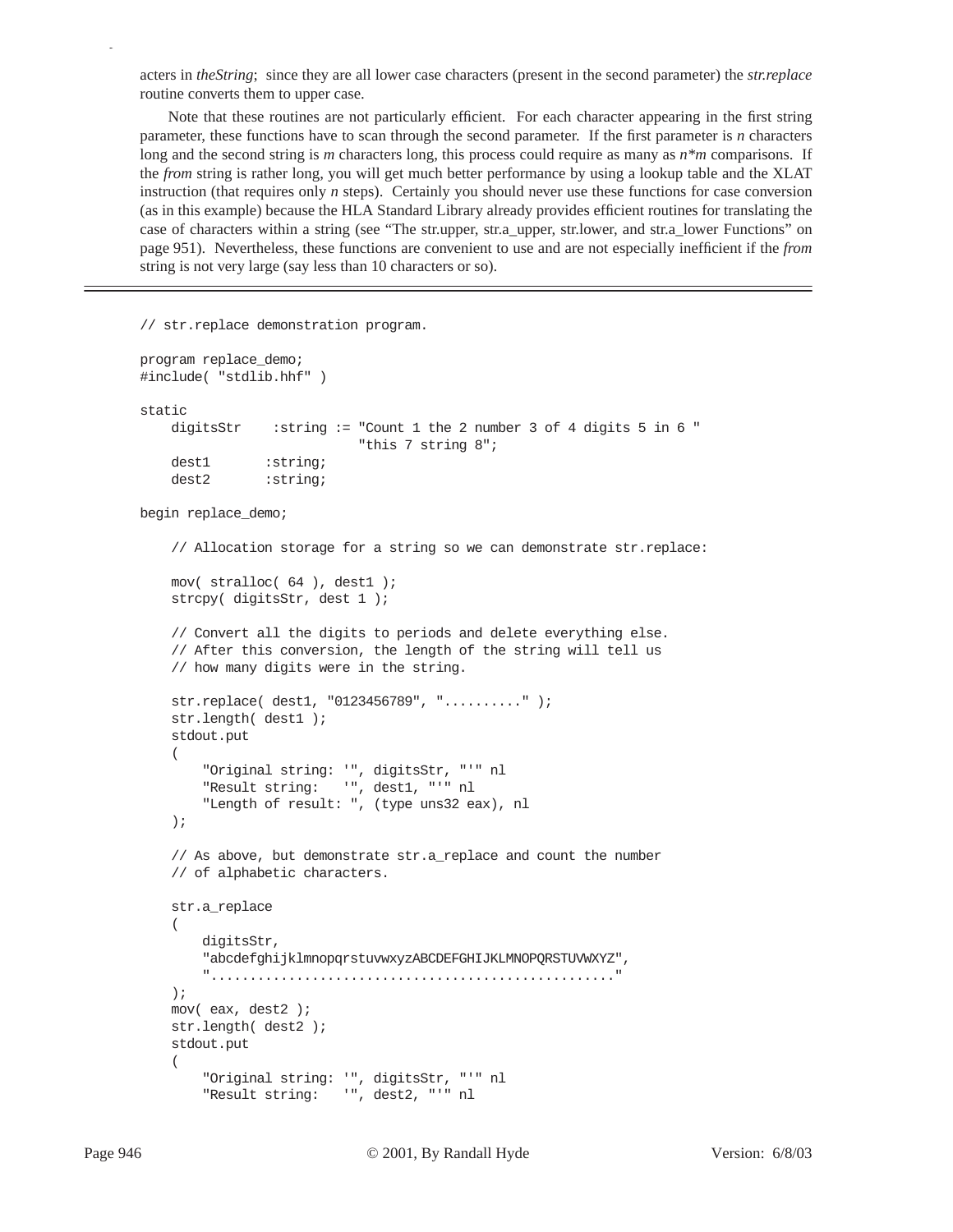acters in *theString*; since they are all lower case characters (present in the second parameter) the *str.replace* routine converts them to upper case.

Note that these routines are not particularly efficient. For each character appearing in the first string parameter, these functions have to scan through the second parameter. If the first parameter is *n* characters long and the second string is *m* characters long, this process could require as many as *n\*m* comparisons. If the *from* string is rather long, you will get much better performance by using a lookup table and the XLAT instruction (that requires only *n* steps). Certainly you should never use these functions for case conversion (as in this example) because the HLA Standard Library already provides efficient routines for translating the case of characters within a string (see "The str.upper, str.a_upper, str.lower, and str.a_lower Functions" on page 951). Nevertheless, these functions are convenient to use and are not especially inefficient if the *from* string is not very large (say less than 10 characters or so).

---

```
// str.replace demonstration program.

program replace_demo;
#include( "stdlib.hhf" )

static
    digitsStr    :string := "Count 1 the 2 number 3 of 4 digits 5 in 6 "
                            "this 7 string 8";
    dest1       :string;
    dest2       :string;

begin replace_demo;

    // Allocation storage for a string so we can demonstrate str.replace:

    mov( stralloc( 64 ), dest1 );
    strcpy( digitsStr, dest 1 );

    // Convert all the digits to periods and delete everything else.
    // After this conversion, the length of the string will tell us
    // how many digits were in the string.

    str.replace( dest1, "0123456789", ".........." );
    str.length( dest1 );
    stdout.put
    (
        "Original string: '", digitsStr, "'" nl
        "Result string:   '", dest1, "'" nl
        "Length of result: ", (type uns32 eax), nl
    );

    // As above, but demonstrate str.a_replace and count the number
    // of alphabetic characters.

    str.a_replace
    (
        digitsStr,
        "abcdefghijklmnopqrstuvwxyzABCDEFGHIJKLMNOPQRSTUVWXYZ",
        "...................................................."
    );
    mov( eax, dest2 );
    str.length( dest2 );
    stdout.put
    (
        "Original string: '", digitsStr, "'" nl
        "Result string:   '", dest2, "'" nl
```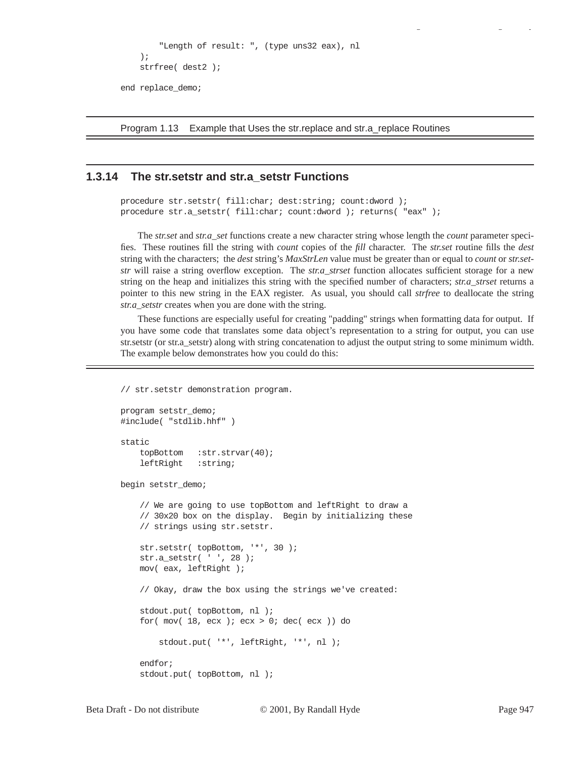```
        "Length of result: ", (type uns32 eax), nl
    );
    strfree( dest2 );

end replace_demo;
```

Program 1.13 Example that Uses the str.replace and str.a_replace Routines

### 1.3.14 The str.setstr and str.a_setstr Functions

```
procedure str.setstr( fill:char; dest:string; count:dword );
procedure str.a_setstr( fill:char; count:dword ); returns( "eax" );
```

The *str.set* and *str.a_set* functions create a new character string whose length the *count* parameter specifies. These routines fill the string with *count* copies of the *fill* character. The *str.set* routine fills the *dest* string with the characters; the *dest* string's *MaxStrLen* value must be greater than or equal to *count* or *str.setstr* will raise a string overflow exception. The *str.a_strset* function allocates sufficient storage for a new string on the heap and initializes this string with the specified number of characters; *str.a_strset* returns a pointer to this new string in the EAX register. As usual, you should call *strfree* to deallocate the string *str.a_setstr* creates when you are done with the string.

These functions are especially useful for creating "padding" strings when formatting data for output. If you have some code that translates some data object's representation to a string for output, you can use str.setstr (or str.a_setstr) along with string concatenation to adjust the output string to some minimum width. The example below demonstrates how you could do this:

```
// str.setstr demonstration program.

program setstr_demo;
#include( "stdlib.hhf" )

static
    topBottom   :str.strvar(40);
    leftRight   :string;

begin setstr_demo;

    // We are going to use topBottom and leftRight to draw a
    // 30x20 box on the display.  Begin by initializing these
    // strings using str.setstr.

    str.setstr( topBottom, '*', 30 );
    str.a_setstr( ' ', 28 );
    mov( eax, leftRight );

    // Okay, draw the box using the strings we've created:

    stdout.put( topBottom, nl );
    for( mov( 18, ecx ); ecx > 0; dec( ecx )) do

        stdout.put( '*', leftRight, '*', nl );

    endfor;
    stdout.put( topBottom, nl );
```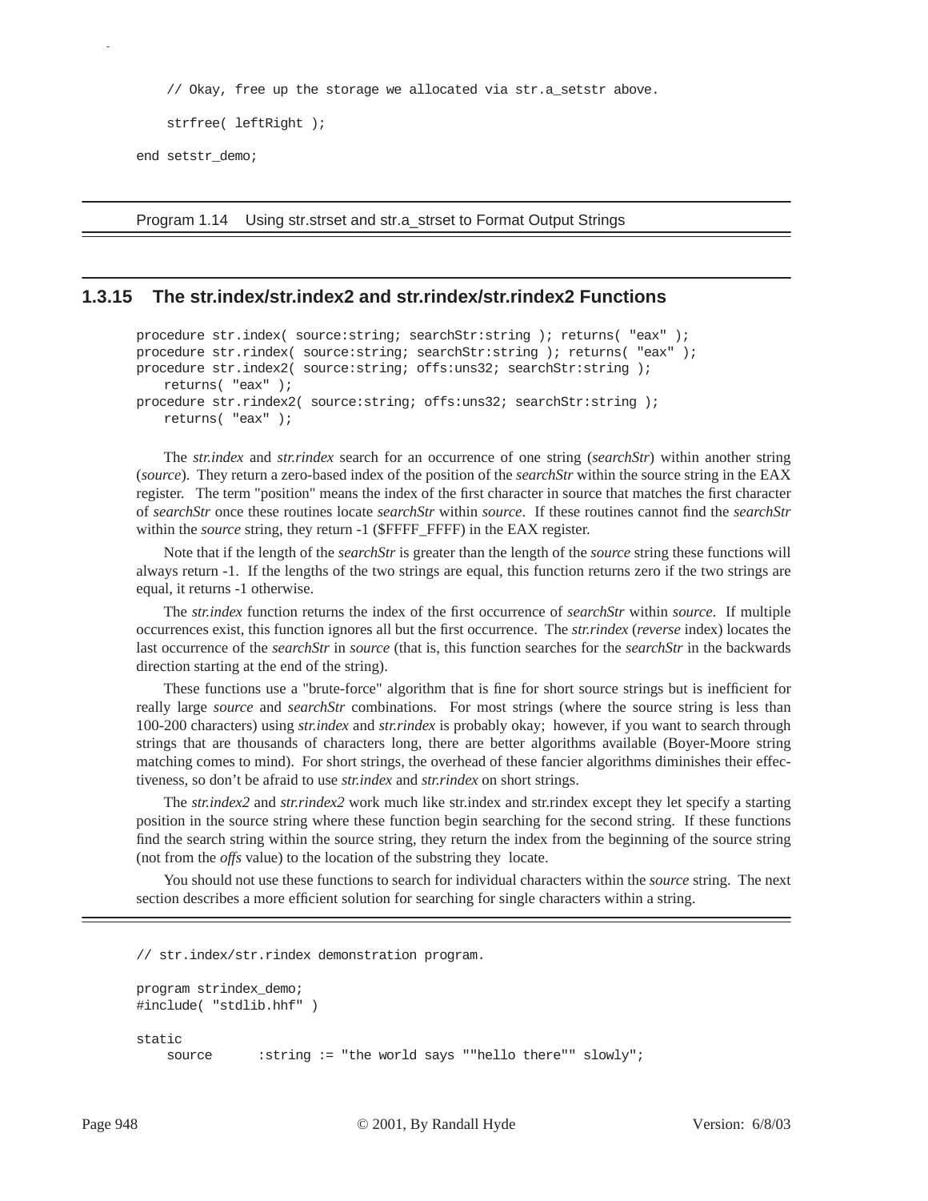```
    // Okay, free up the storage we allocated via str.a_setstr above.

    strfree( leftRight );

end setstr_demo;
```

Program 1.14 Using str.strset and str.a_strset to Format Output Strings

### 1.3.15 The str.index/str.index2 and str.rindex/str.rindex2 Functions

```
procedure str.index( source:string; searchStr:string ); returns( "eax" );
procedure str.rindex( source:string; searchStr:string ); returns( "eax" );
procedure str.index2( source:string; offs:uns32; searchStr:string );
    returns( "eax" );
procedure str.rindex2( source:string; offs:uns32; searchStr:string );
    returns( "eax" );
```

The *str.index* and *str.rindex* search for an occurrence of one string (*searchStr*) within another string (*source*). They return a zero-based index of the position of the *searchStr* within the source string in the EAX register. The term "position" means the index of the first character in source that matches the first character of *searchStr* once these routines locate *searchStr* within *source*. If these routines cannot find the *searchStr* within the *source* string, they return -1 ($FFFF_FFFF) in the EAX register.

Note that if the length of the *searchStr* is greater than the length of the *source* string these functions will always return -1. If the lengths of the two strings are equal, this function returns zero if the two strings are equal, it returns -1 otherwise.

The *str.index* function returns the index of the first occurrence of *searchStr* within *source*. If multiple occurrences exist, this function ignores all but the first occurrence. The *str.rindex* (*reverse* index) locates the last occurrence of the *searchStr* in *source* (that is, this function searches for the *searchStr* in the backwards direction starting at the end of the string).

These functions use a "brute-force" algorithm that is fine for short source strings but is inefficient for really large *source* and *searchStr* combinations. For most strings (where the source string is less than 100-200 characters) using *str.index* and *str.rindex* is probably okay; however, if you want to search through strings that are thousands of characters long, there are better algorithms available (Boyer-Moore string matching comes to mind). For short strings, the overhead of these fancier algorithms diminishes their effectiveness, so don't be afraid to use *str.index* and *str.rindex* on short strings.

The *str.index2* and *str.rindex2* work much like str.index and str.rindex except they let specify a starting position in the source string where these function begin searching for the second string. If these functions find the search string within the source string, they return the index from the beginning of the source string (not from the *offs* value) to the location of the substring they locate.

You should not use these functions to search for individual characters within the *source* string. The next section describes a more efficient solution for searching for single characters within a string.

```
// str.index/str.rindex demonstration program.

program strindex_demo;
#include( "stdlib.hhf" )

static
    source      :string := "the world says ""hello there"" slowly";
```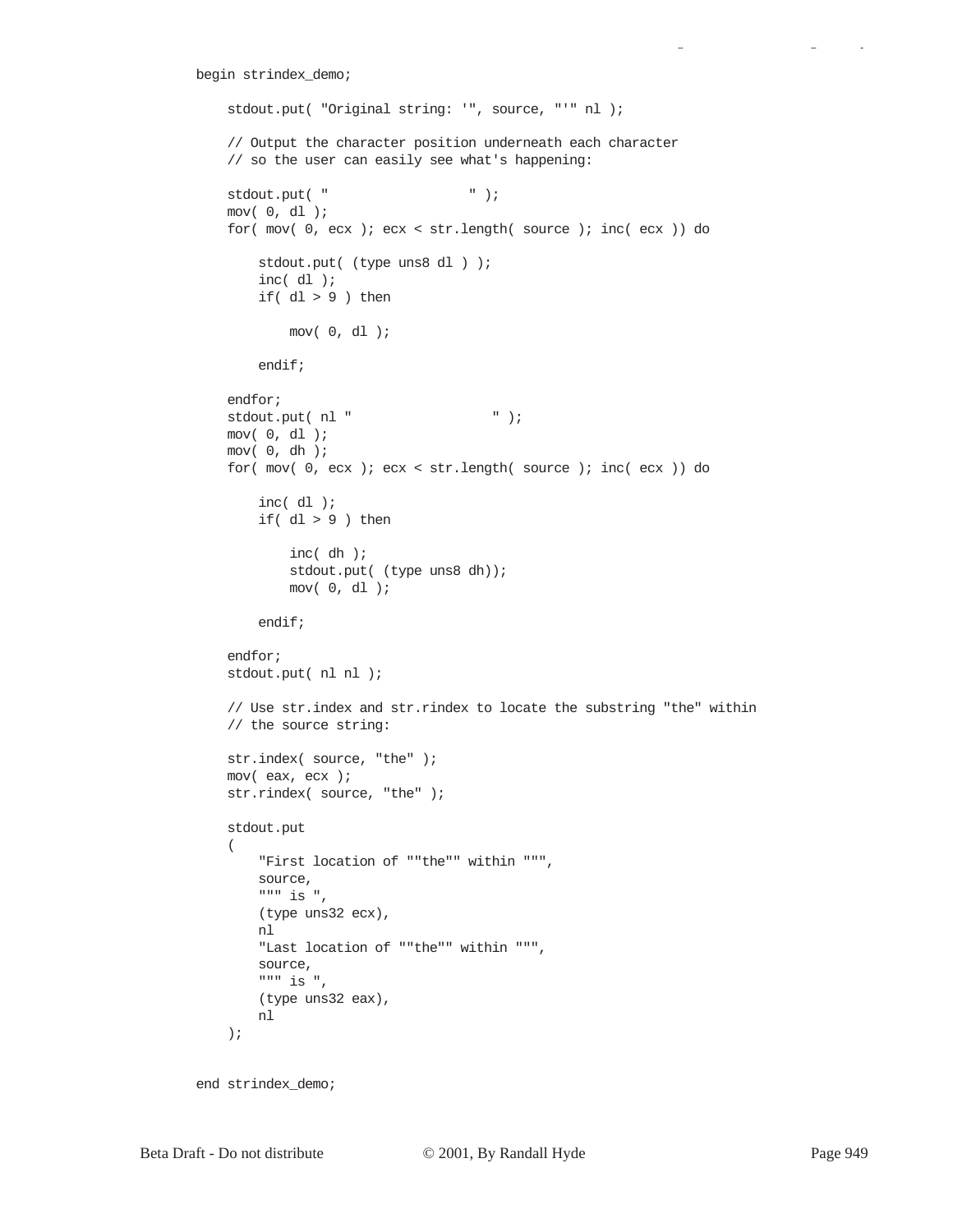```
begin strindex_demo;

    stdout.put( "Original string: '", source, "'" nl );

    // Output the character position underneath each character
    // so the user can easily see what's happening:

    stdout.put( "                  " );
    mov( 0, dl );
    for( mov( 0, ecx ); ecx < str.length( source ); inc( ecx )) do

        stdout.put( (type uns8 dl ) );
        inc( dl );
        if( dl > 9 ) then

            mov( 0, dl );

        endif;

    endfor;
    stdout.put( nl "                  " );
    mov( 0, dl );
    mov( 0, dh );
    for( mov( 0, ecx ); ecx < str.length( source ); inc( ecx )) do

        inc( dl );
        if( dl > 9 ) then

            inc( dh );
            stdout.put( (type uns8 dh));
            mov( 0, dl );

        endif;

    endfor;
    stdout.put( nl nl );

    // Use str.index and str.rindex to locate the substring "the" within
    // the source string:

    str.index( source, "the" );
    mov( eax, ecx );
    str.rindex( source, "the" );

    stdout.put
    (
        "First location of ""the"" within """,
        source,
        """ is ",
        (type uns32 ecx),
        nl
        "Last location of ""the"" within """,
        source,
        """ is ",
        (type uns32 eax),
        nl
    );


end strindex_demo;
```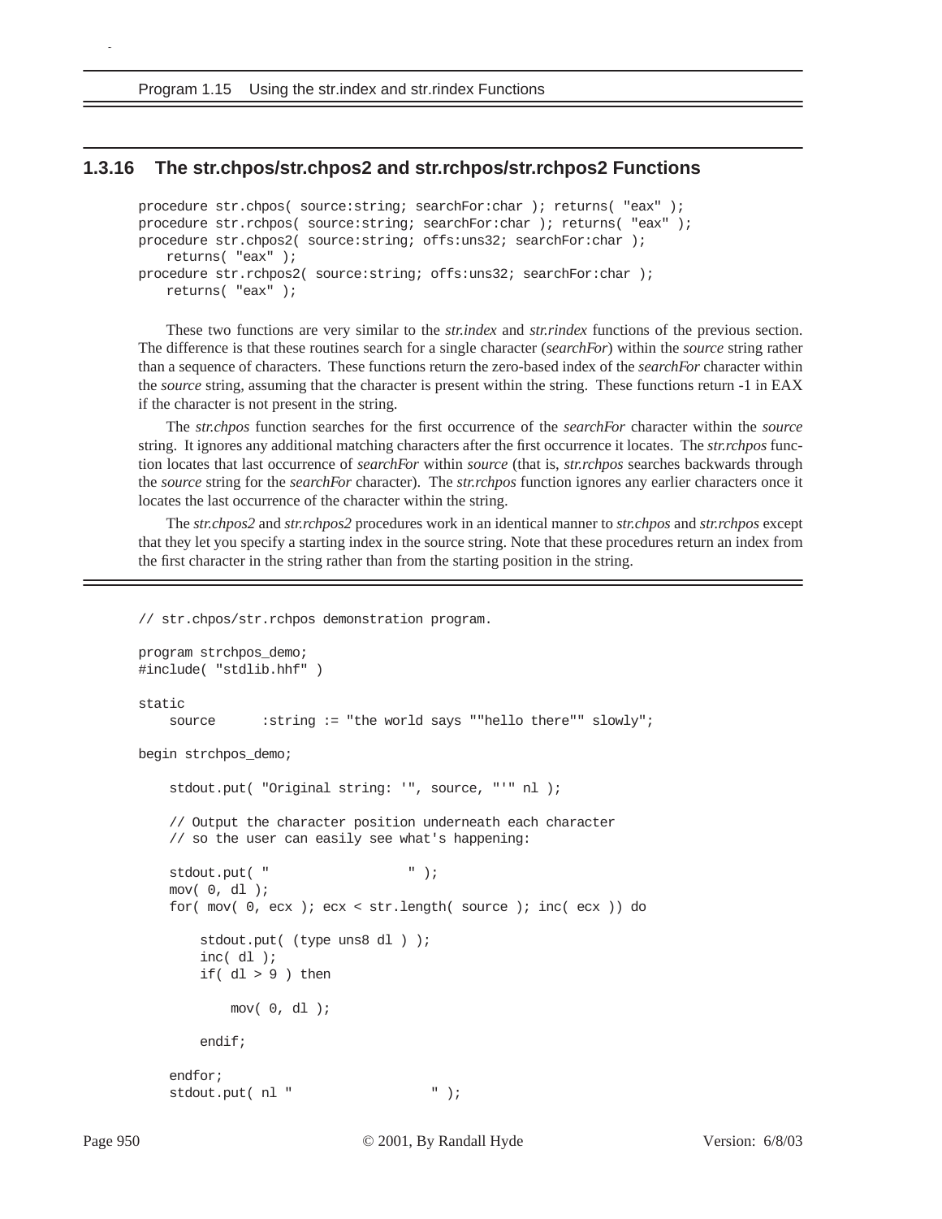Program 1.15 Using the str.index and str.rindex Functions

### 1.3.16 The str.chpos/str.chpos2 and str.rchpos/str.rchpos2 Functions

```
procedure str.chpos( source:string; searchFor:char ); returns( "eax" );
procedure str.rchpos( source:string; searchFor:char ); returns( "eax" );
procedure str.chpos2( source:string; offs:uns32; searchFor:char );
    returns( "eax" );
procedure str.rchpos2( source:string; offs:uns32; searchFor:char );
    returns( "eax" );
```

These two functions are very similar to the *str.index* and *str.rindex* functions of the previous section. The difference is that these routines search for a single character (*searchFor*) within the *source* string rather than a sequence of characters. These functions return the zero-based index of the *searchFor* character within the *source* string, assuming that the character is present within the string. These functions return -1 in EAX if the character is not present in the string.

The *str.chpos* function searches for the first occurrence of the *searchFor* character within the *source* string. It ignores any additional matching characters after the first occurrence it locates. The *str.rchpos* function locates that last occurrence of *searchFor* within *source* (that is, *str.rchpos* searches backwards through the *source* string for the *searchFor* character). The *str.rchpos* function ignores any earlier characters once it locates the last occurrence of the character within the string.

The *str.chpos2* and *str.rchpos2* procedures work in an identical manner to *str.chpos* and *str.rchpos* except that they let you specify a starting index in the source string. Note that these procedures return an index from the first character in the string rather than from the starting position in the string.

```
// str.chpos/str.rchpos demonstration program.

program strchpos_demo;
#include( "stdlib.hhf" )

static
    source      :string := "the world says ""hello there"" slowly";

begin strchpos_demo;

    stdout.put( "Original string: '", source, "'" nl );

    // Output the character position underneath each character
    // so the user can easily see what's happening:

    stdout.put( "                  " );
    mov( 0, dl );
    for( mov( 0, ecx ); ecx < str.length( source ); inc( ecx )) do

        stdout.put( (type uns8 dl ) );
        inc( dl );
        if( dl > 9 ) then

            mov( 0, dl );

        endif;

    endfor;
    stdout.put( nl "                  " );
```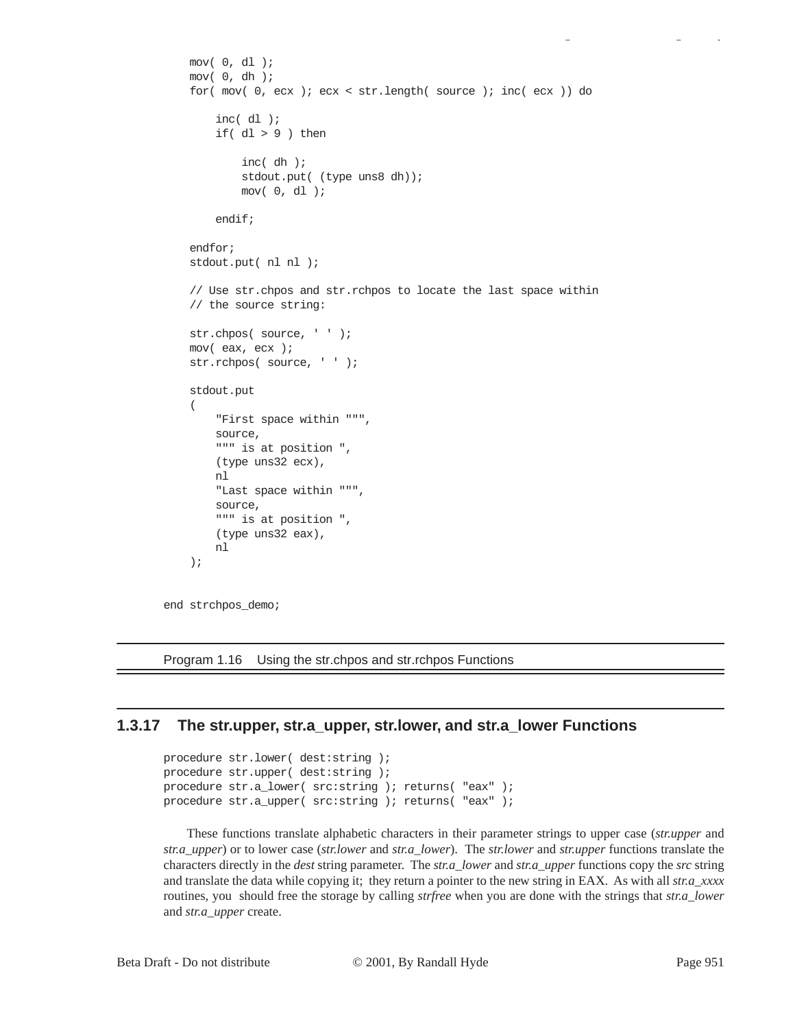```
    mov( 0, dl );
    mov( 0, dh );
    for( mov( 0, ecx ); ecx < str.length( source ); inc( ecx )) do

        inc( dl );
        if( dl > 9 ) then

            inc( dh );
            stdout.put( (type uns8 dh));
            mov( 0, dl );

        endif;

    endfor;
    stdout.put( nl nl );

    // Use str.chpos and str.rchpos to locate the last space within
    // the source string:

    str.chpos( source, ' ' );
    mov( eax, ecx );
    str.rchpos( source, ' ' );

    stdout.put
    (
        "First space within """,
        source,
        """ is at position ",
        (type uns32 ecx),
        nl
        "Last space within """,
        source,
        """ is at position ",
        (type uns32 eax),
        nl
    );


end strchpos_demo;
```

Program 1.16 Using the str.chpos and str.rchpos Functions

### 1.3.17 The str.upper, str.a_upper, str.lower, and str.a_lower Functions

```
procedure str.lower( dest:string );
procedure str.upper( dest:string );
procedure str.a_lower( src:string ); returns( "eax" );
procedure str.a_upper( src:string ); returns( "eax" );
```

These functions translate alphabetic characters in their parameter strings to upper case (*str.upper* and *str.a_upper*) or to lower case (*str.lower* and *str.a_lower*). The *str.lower* and *str.upper* functions translate the characters directly in the *dest* string parameter. The *str.a_lower* and *str.a_upper* functions copy the *src* string and translate the data while copying it; they return a pointer to the new string in EAX. As with all *str.a_xxxx* routines, you should free the storage by calling *strfree* when you are done with the strings that *str.a_lower* and *str.a_upper* create.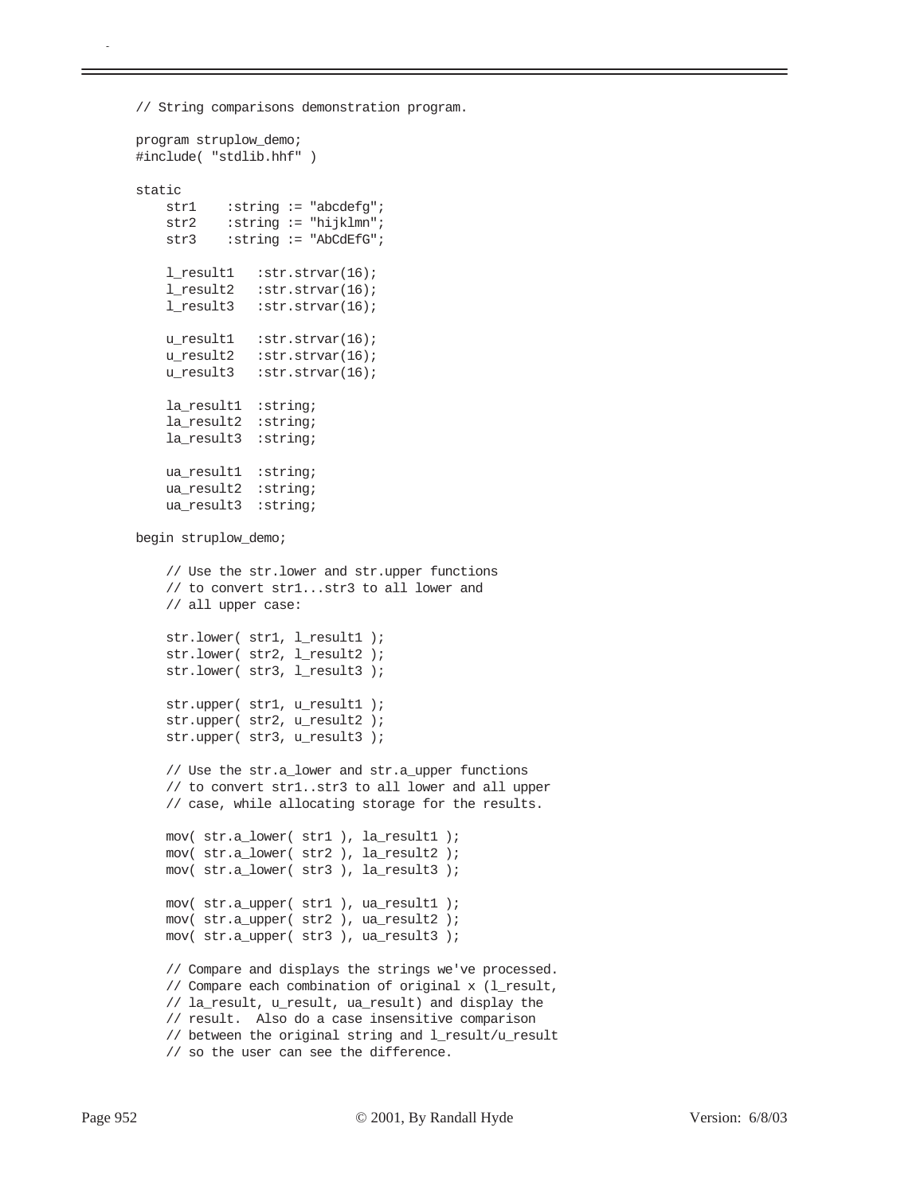```
// String comparisons demonstration program.

program struplow_demo;
#include( "stdlib.hhf" )

static
    str1    :string := "abcdefg";
    str2    :string := "hijklmn";
    str3    :string := "AbCdEfG";

    l_result1   :str.strvar(16);
    l_result2   :str.strvar(16);
    l_result3   :str.strvar(16);

    u_result1   :str.strvar(16);
    u_result2   :str.strvar(16);
    u_result3   :str.strvar(16);

    la_result1  :string;
    la_result2  :string;
    la_result3  :string;

    ua_result1  :string;
    ua_result2  :string;
    ua_result3  :string;

begin struplow_demo;

    // Use the str.lower and str.upper functions
    // to convert str1...str3 to all lower and
    // all upper case:

    str.lower( str1, l_result1 );
    str.lower( str2, l_result2 );
    str.lower( str3, l_result3 );

    str.upper( str1, u_result1 );
    str.upper( str2, u_result2 );
    str.upper( str3, u_result3 );

    // Use the str.a_lower and str.a_upper functions
    // to convert str1..str3 to all lower and all upper
    // case, while allocating storage for the results.

    mov( str.a_lower( str1 ), la_result1 );
    mov( str.a_lower( str2 ), la_result2 );
    mov( str.a_lower( str3 ), la_result3 );

    mov( str.a_upper( str1 ), ua_result1 );
    mov( str.a_upper( str2 ), ua_result2 );
    mov( str.a_upper( str3 ), ua_result3 );

    // Compare and displays the strings we've processed.
    // Compare each combination of original x (l_result,
    // la_result, u_result, ua_result) and display the
    // result.  Also do a case insensitive comparison
    // between the original string and l_result/u_result
    // so the user can see the difference.
```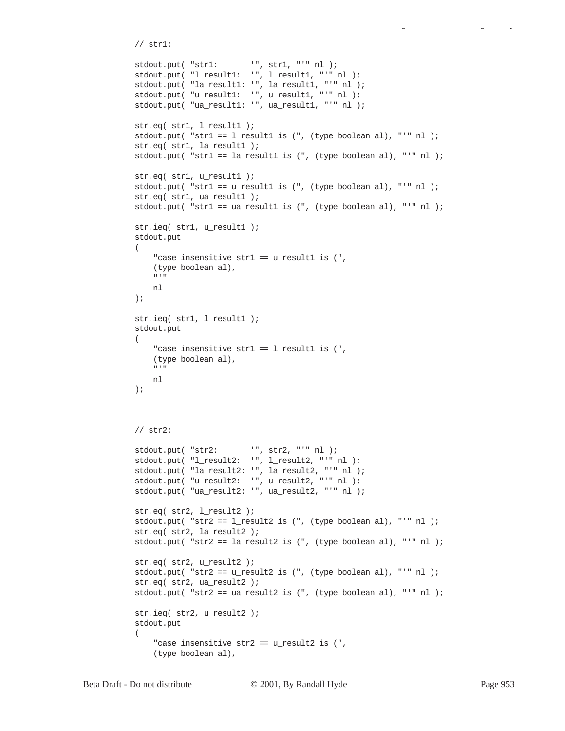```
// str1:

stdout.put( "str1:       '", str1, "'" nl );
stdout.put( "l_result1:  '", l_result1, "'" nl );
stdout.put( "la_result1: '", la_result1, "'" nl );
stdout.put( "u_result1:  '", u_result1, "'" nl );
stdout.put( "ua_result1: '", ua_result1, "'" nl );

str.eq( str1, l_result1 );
stdout.put( "str1 == l_result1 is (", (type boolean al), "'" nl );
str.eq( str1, la_result1 );
stdout.put( "str1 == la_result1 is (", (type boolean al), "'" nl );

str.eq( str1, u_result1 );
stdout.put( "str1 == u_result1 is (", (type boolean al), "'" nl );
str.eq( str1, ua_result1 );
stdout.put( "str1 == ua_result1 is (", (type boolean al), "'" nl );

str.ieq( str1, u_result1 );
stdout.put
(
    "case insensitive str1 == u_result1 is (",
    (type boolean al),
    "'"
    nl
);

str.ieq( str1, l_result1 );
stdout.put
(
    "case insensitive str1 == l_result1 is (",
    (type boolean al),
    "'"
    nl
);



// str2:

stdout.put( "str2:       '", str2, "'" nl );
stdout.put( "l_result2:  '", l_result2, "'" nl );
stdout.put( "la_result2: '", la_result2, "'" nl );
stdout.put( "u_result2:  '", u_result2, "'" nl );
stdout.put( "ua_result2: '", ua_result2, "'" nl );

str.eq( str2, l_result2 );
stdout.put( "str2 == l_result2 is (", (type boolean al), "'" nl );
str.eq( str2, la_result2 );
stdout.put( "str2 == la_result2 is (", (type boolean al), "'" nl );

str.eq( str2, u_result2 );
stdout.put( "str2 == u_result2 is (", (type boolean al), "'" nl );
str.eq( str2, ua_result2 );
stdout.put( "str2 == ua_result2 is (", (type boolean al), "'" nl );

str.ieq( str2, u_result2 );
stdout.put
(
    "case insensitive str2 == u_result2 is (",
    (type boolean al),
```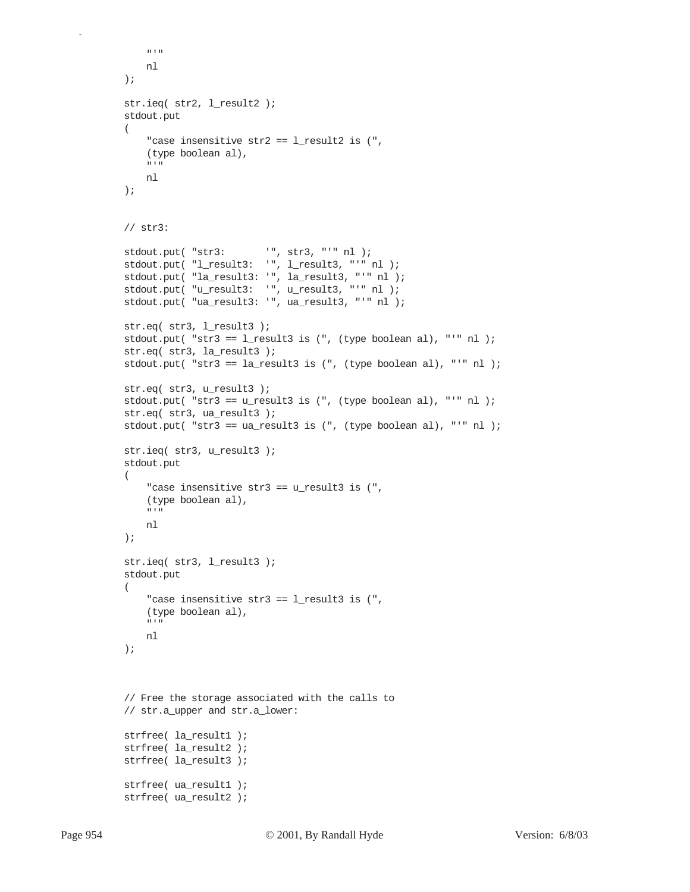```
        "'"
        nl
    );

    str.ieq( str2, l_result2 );
    stdout.put
    (
        "case insensitive str2 == l_result2 is (",
        (type boolean al),
        "'"
        nl
    );


    // str3:

    stdout.put( "str3:       '", str3, "'" nl );
    stdout.put( "l_result3:  '", l_result3, "'" nl );
    stdout.put( "la_result3: '", la_result3, "'" nl );
    stdout.put( "u_result3:  '", u_result3, "'" nl );
    stdout.put( "ua_result3: '", ua_result3, "'" nl );

    str.eq( str3, l_result3 );
    stdout.put( "str3 == l_result3 is (", (type boolean al), "'" nl );
    str.eq( str3, la_result3 );
    stdout.put( "str3 == la_result3 is (", (type boolean al), "'" nl );

    str.eq( str3, u_result3 );
    stdout.put( "str3 == u_result3 is (", (type boolean al), "'" nl );
    str.eq( str3, ua_result3 );
    stdout.put( "str3 == ua_result3 is (", (type boolean al), "'" nl );

    str.ieq( str3, u_result3 );
    stdout.put
    (
        "case insensitive str3 == u_result3 is (",
        (type boolean al),
        "'"
        nl
    );

    str.ieq( str3, l_result3 );
    stdout.put
    (
        "case insensitive str3 == l_result3 is (",
        (type boolean al),
        "'"
        nl
    );



    // Free the storage associated with the calls to
    // str.a_upper and str.a_lower:

    strfree( la_result1 );
    strfree( la_result2 );
    strfree( la_result3 );

    strfree( ua_result1 );
    strfree( ua_result2 );
```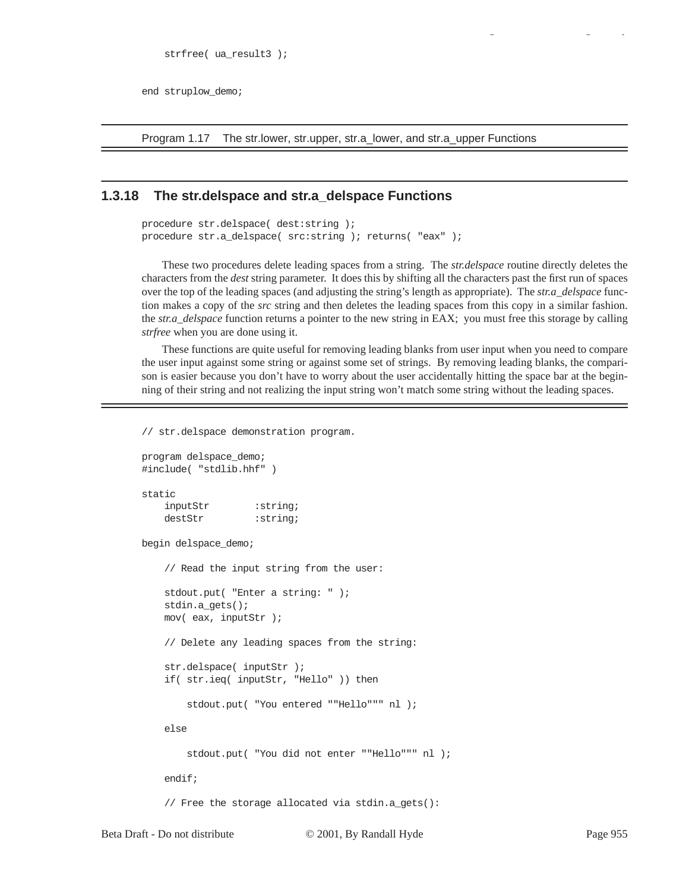```
    strfree( ua_result3 );

end struplow_demo;
```

Program 1.17 The str.lower, str.upper, str.a_lower, and str.a_upper Functions

### 1.3.18 The str.delspace and str.a_delspace Functions

```
procedure str.delspace( dest:string );
procedure str.a_delspace( src:string ); returns( "eax" );
```

These two procedures delete leading spaces from a string. The *str.delspace* routine directly deletes the characters from the *dest* string parameter. It does this by shifting all the characters past the first run of spaces over the top of the leading spaces (and adjusting the string's length as appropriate). The *str.a_delspace* function makes a copy of the *src* string and then deletes the leading spaces from this copy in a similar fashion. the *str.a_delspace* function returns a pointer to the new string in EAX; you must free this storage by calling *strfree* when you are done using it.

These functions are quite useful for removing leading blanks from user input when you need to compare the user input against some string or against some set of strings. By removing leading blanks, the comparison is easier because you don't have to worry about the user accidentally hitting the space bar at the beginning of their string and not realizing the input string won't match some string without the leading spaces.

```
// str.delspace demonstration program.

program delspace_demo;
#include( "stdlib.hhf" )

static
    inputStr        :string;
    destStr         :string;

begin delspace_demo;

    // Read the input string from the user:

    stdout.put( "Enter a string: " );
    stdin.a_gets();
    mov( eax, inputStr );

    // Delete any leading spaces from the string:

    str.delspace( inputStr );
    if( str.ieq( inputStr, "Hello" )) then

        stdout.put( "You entered ""Hello""" nl );

    else

        stdout.put( "You did not enter ""Hello""" nl );

    endif;

    // Free the storage allocated via stdin.a_gets():
```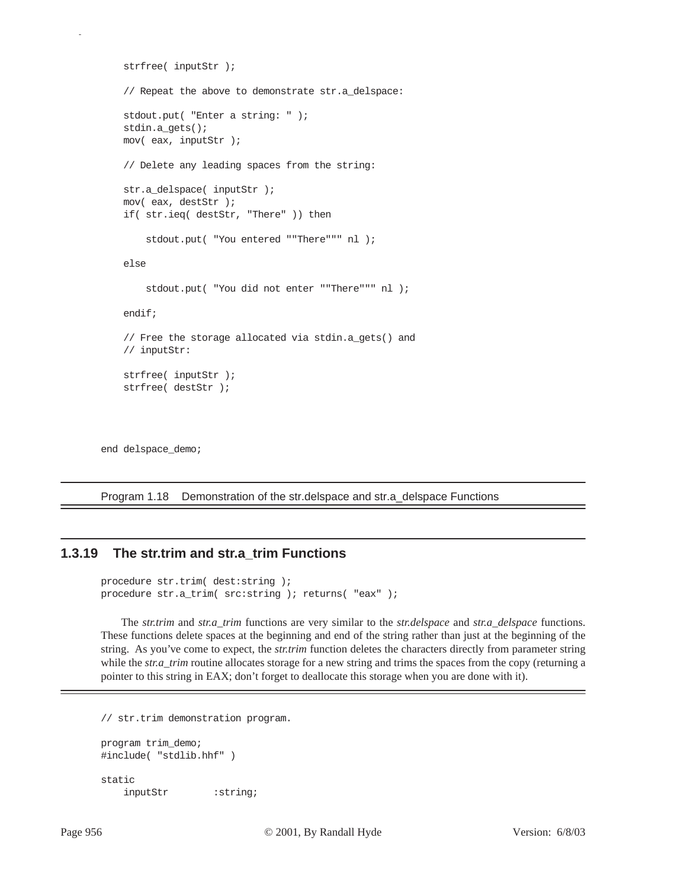```
    strfree( inputStr );

    // Repeat the above to demonstrate str.a_delspace:

    stdout.put( "Enter a string: " );
    stdin.a_gets();
    mov( eax, inputStr );

    // Delete any leading spaces from the string:

    str.a_delspace( inputStr );
    mov( eax, destStr );
    if( str.ieq( destStr, "There" )) then

        stdout.put( "You entered ""There""" nl );

    else

        stdout.put( "You did not enter ""There""" nl );

    endif;

    // Free the storage allocated via stdin.a_gets() and
    // inputStr:

    strfree( inputStr );
    strfree( destStr );



end delspace_demo;
```

Program 1.18 Demonstration of the str.delspace and str.a_delspace Functions

### 1.3.19 The str.trim and str.a_trim Functions

```
procedure str.trim( dest:string );
procedure str.a_trim( src:string ); returns( "eax" );
```

The *str.trim* and *str.a_trim* functions are very similar to the *str.delspace* and *str.a_delspace* functions. These functions delete spaces at the beginning and end of the string rather than just at the beginning of the string. As you've come to expect, the *str.trim* function deletes the characters directly from parameter string while the *str.a_trim* routine allocates storage for a new string and trims the spaces from the copy (returning a pointer to this string in EAX; don't forget to deallocate this storage when you are done with it).

```
// str.trim demonstration program.

program trim_demo;
#include( "stdlib.hhf" )

static
    inputStr        :string;
```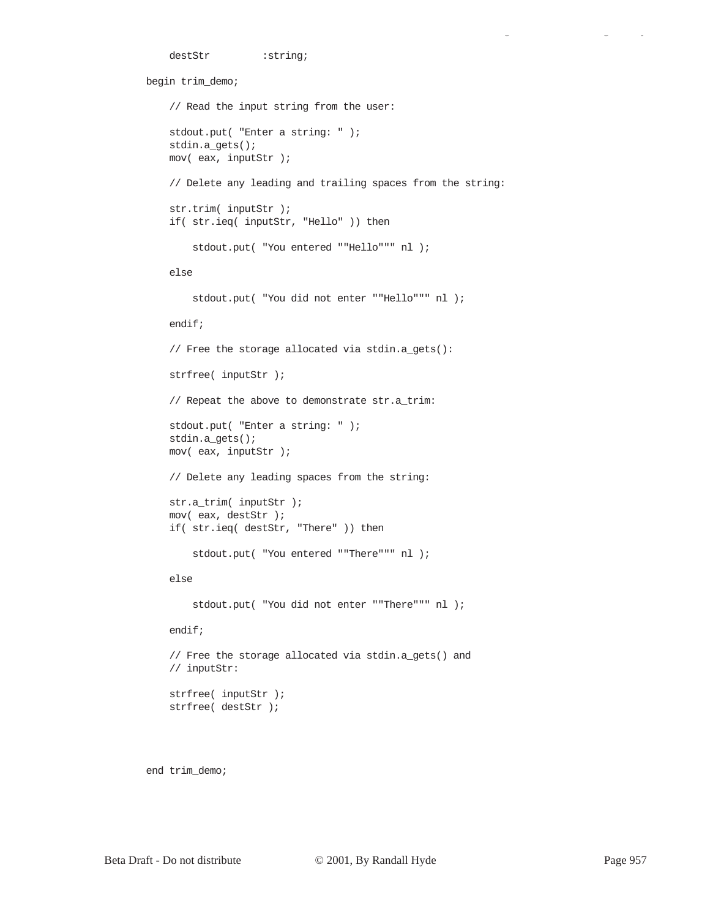```
    destStr         :string;

begin trim_demo;

    // Read the input string from the user:

    stdout.put( "Enter a string: " );
    stdin.a_gets();
    mov( eax, inputStr );

    // Delete any leading and trailing spaces from the string:

    str.trim( inputStr );
    if( str.ieq( inputStr, "Hello" )) then

        stdout.put( "You entered ""Hello""" nl );

    else

        stdout.put( "You did not enter ""Hello""" nl );

    endif;

    // Free the storage allocated via stdin.a_gets():

    strfree( inputStr );

    // Repeat the above to demonstrate str.a_trim:

    stdout.put( "Enter a string: " );
    stdin.a_gets();
    mov( eax, inputStr );

    // Delete any leading spaces from the string:

    str.a_trim( inputStr );
    mov( eax, destStr );
    if( str.ieq( destStr, "There" )) then

        stdout.put( "You entered ""There""" nl );

    else

        stdout.put( "You did not enter ""There""" nl );

    endif;

    // Free the storage allocated via stdin.a_gets() and
    // inputStr:

    strfree( inputStr );
    strfree( destStr );



end trim_demo;
```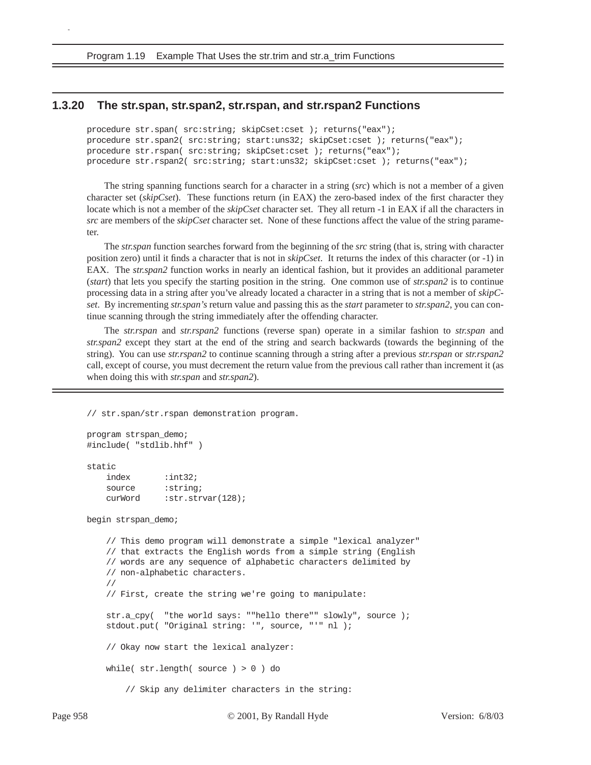Program 1.19 Example That Uses the str.trim and str.a_trim Functions

### 1.3.20 The str.span, str.span2, str.rspan, and str.rspan2 Functions

```
procedure str.span( src:string; skipCset:cset ); returns("eax");
procedure str.span2( src:string; start:uns32; skipCset:cset ); returns("eax");
procedure str.rspan( src:string; skipCset:cset ); returns("eax");
procedure str.rspan2( src:string; start:uns32; skipCset:cset ); returns("eax");
```

The string spanning functions search for a character in a string (*src*) which is not a member of a given character set (*skipCset*). These functions return (in EAX) the zero-based index of the first character they locate which is not a member of the *skipCset* character set. They all return -1 in EAX if all the characters in *src* are members of the *skipCset* character set. None of these functions affect the value of the string parameter.

The *str.span* function searches forward from the beginning of the *src* string (that is, string with character position zero) until it finds a character that is not in *skipCset*. It returns the index of this character (or -1) in EAX. The *str.span2* function works in nearly an identical fashion, but it provides an additional parameter (*start*) that lets you specify the starting position in the string. One common use of *str.span2* is to continue processing data in a string after you've already located a character in a string that is not a member of *skipCset*. By incrementing *str.span's* return value and passing this as the *start* parameter to *str.span2*, you can continue scanning through the string immediately after the offending character.

The *str.rspan* and *str.rspan2* functions (reverse span) operate in a similar fashion to *str.span* and *str.span2* except they start at the end of the string and search backwards (towards the beginning of the string). You can use *str.rspan2* to continue scanning through a string after a previous *str.rspan* or *str.rspan2* call, except of course, you must decrement the return value from the previous call rather than increment it (as when doing this with *str.span* and *str.span2*).

```
// str.span/str.rspan demonstration program.

program strspan_demo;
#include( "stdlib.hhf" )

static
    index       :int32;
    source      :string;
    curWord     :str.strvar(128);

begin strspan_demo;

    // This demo program will demonstrate a simple "lexical analyzer"
    // that extracts the English words from a simple string (English
    // words are any sequence of alphabetic characters delimited by
    // non-alphabetic characters.
    //
    // First, create the string we're going to manipulate:

    str.a_cpy(  "the world says: ""hello there"" slowly", source );
    stdout.put( "Original string: '", source, "'" nl );

    // Okay now start the lexical analyzer:

    while( str.length( source ) > 0 ) do

        // Skip any delimiter characters in the string:
```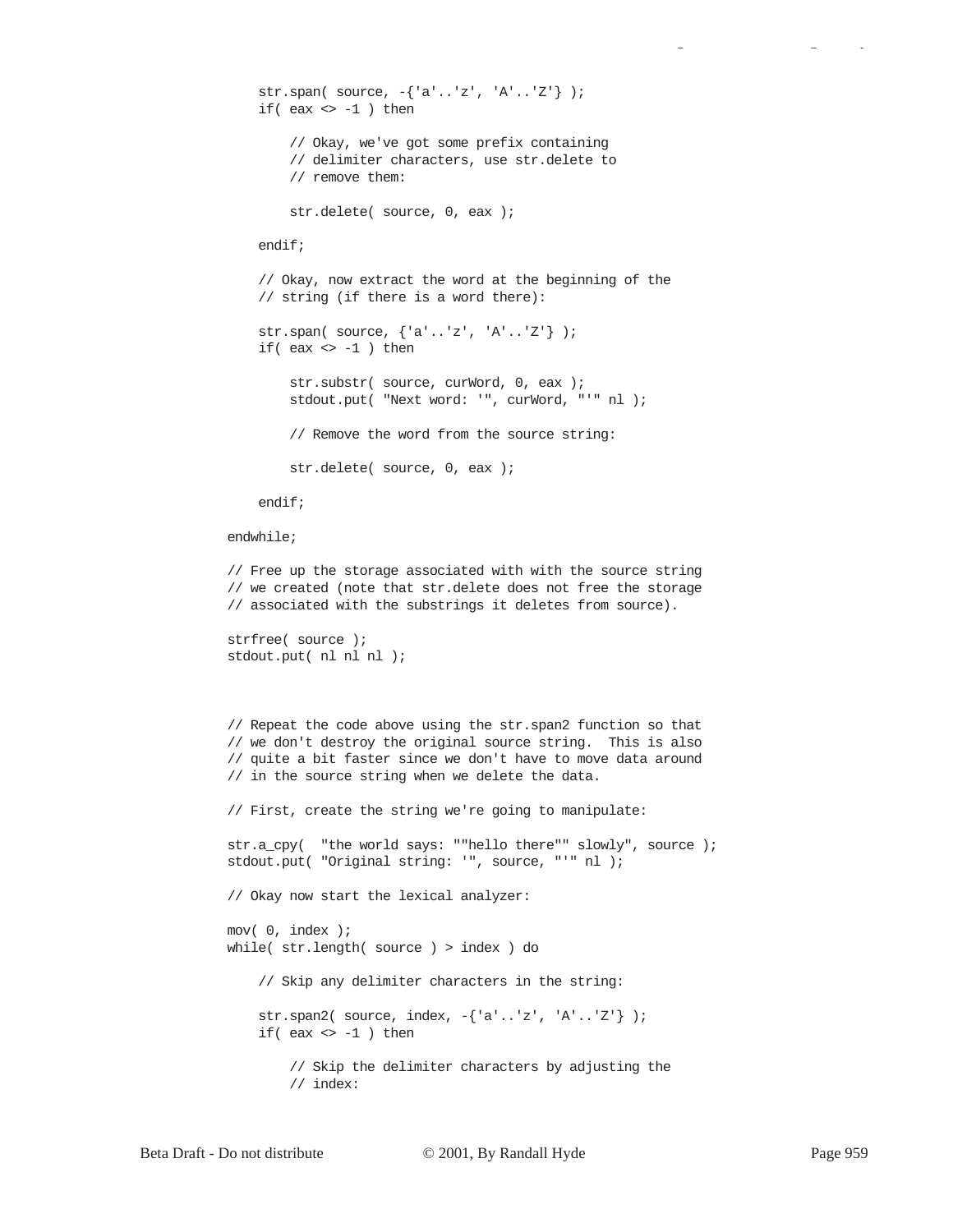```
    str.span( source, -{'a'..'z', 'A'..'Z'} );
    if( eax <> -1 ) then

        // Okay, we've got some prefix containing
        // delimiter characters, use str.delete to
        // remove them:

        str.delete( source, 0, eax );

    endif;

    // Okay, now extract the word at the beginning of the
    // string (if there is a word there):

    str.span( source, {'a'..'z', 'A'..'Z'} );
    if( eax <> -1 ) then

        str.substr( source, curWord, 0, eax );
        stdout.put( "Next word: '", curWord, "'" nl );

        // Remove the word from the source string:

        str.delete( source, 0, eax );

    endif;

endwhile;

// Free up the storage associated with with the source string
// we created (note that str.delete does not free the storage
// associated with the substrings it deletes from source).

strfree( source );
stdout.put( nl nl nl );



// Repeat the code above using the str.span2 function so that
// we don't destroy the original source string.  This is also
// quite a bit faster since we don't have to move data around
// in the source string when we delete the data.

// First, create the string we're going to manipulate:

str.a_cpy(  "the world says: ""hello there"" slowly", source );
stdout.put( "Original string: '", source, "'" nl );

// Okay now start the lexical analyzer:

mov( 0, index );
while( str.length( source ) > index ) do

    // Skip any delimiter characters in the string:

    str.span2( source, index, -{'a'..'z', 'A'..'Z'} );
    if( eax <> -1 ) then

        // Skip the delimiter characters by adjusting the
        // index:
```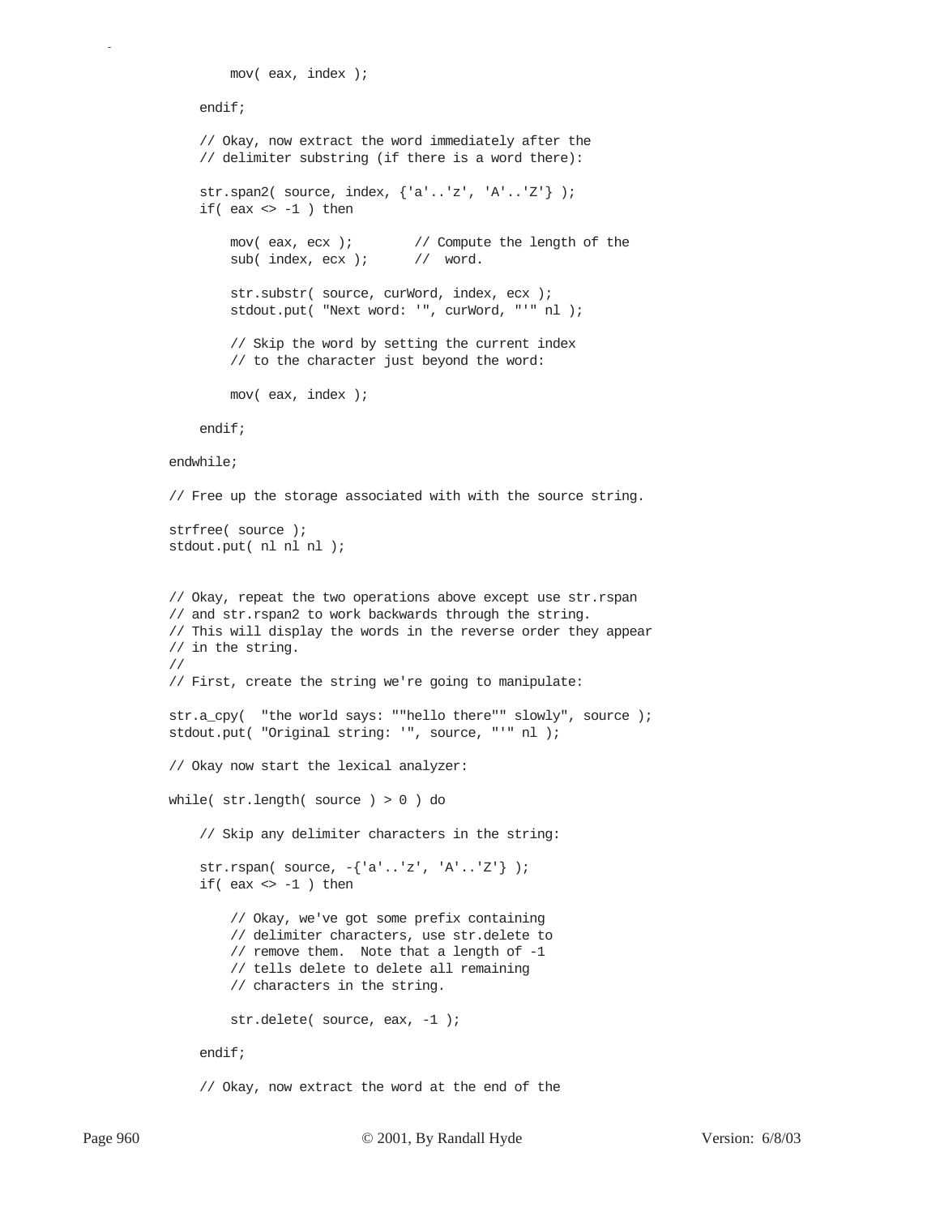```
            mov( eax, index );

        endif;

        // Okay, now extract the word immediately after the
        // delimiter substring (if there is a word there):

        str.span2( source, index, {'a'..'z', 'A'..'Z'} );
        if( eax <> -1 ) then

            mov( eax, ecx );        // Compute the length of the
            sub( index, ecx );      //  word.

            str.substr( source, curWord, index, ecx );
            stdout.put( "Next word: '", curWord, "'" nl );

            // Skip the word by setting the current index
            // to the character just beyond the word:

            mov( eax, index );

        endif;

    endwhile;

    // Free up the storage associated with with the source string.

    strfree( source );
    stdout.put( nl nl nl );


    // Okay, repeat the two operations above except use str.rspan
    // and str.rspan2 to work backwards through the string.
    // This will display the words in the reverse order they appear
    // in the string.
    //
    // First, create the string we're going to manipulate:

    str.a_cpy(  "the world says: ""hello there"" slowly", source );
    stdout.put( "Original string: '", source, "'" nl );

    // Okay now start the lexical analyzer:

    while( str.length( source ) > 0 ) do

        // Skip any delimiter characters in the string:

        str.rspan( source, -{'a'..'z', 'A'..'Z'} );
        if( eax <> -1 ) then

            // Okay, we've got some prefix containing
            // delimiter characters, use str.delete to
            // remove them.  Note that a length of -1
            // tells delete to delete all remaining
            // characters in the string.

            str.delete( source, eax, -1 );

        endif;

        // Okay, now extract the word at the end of the
```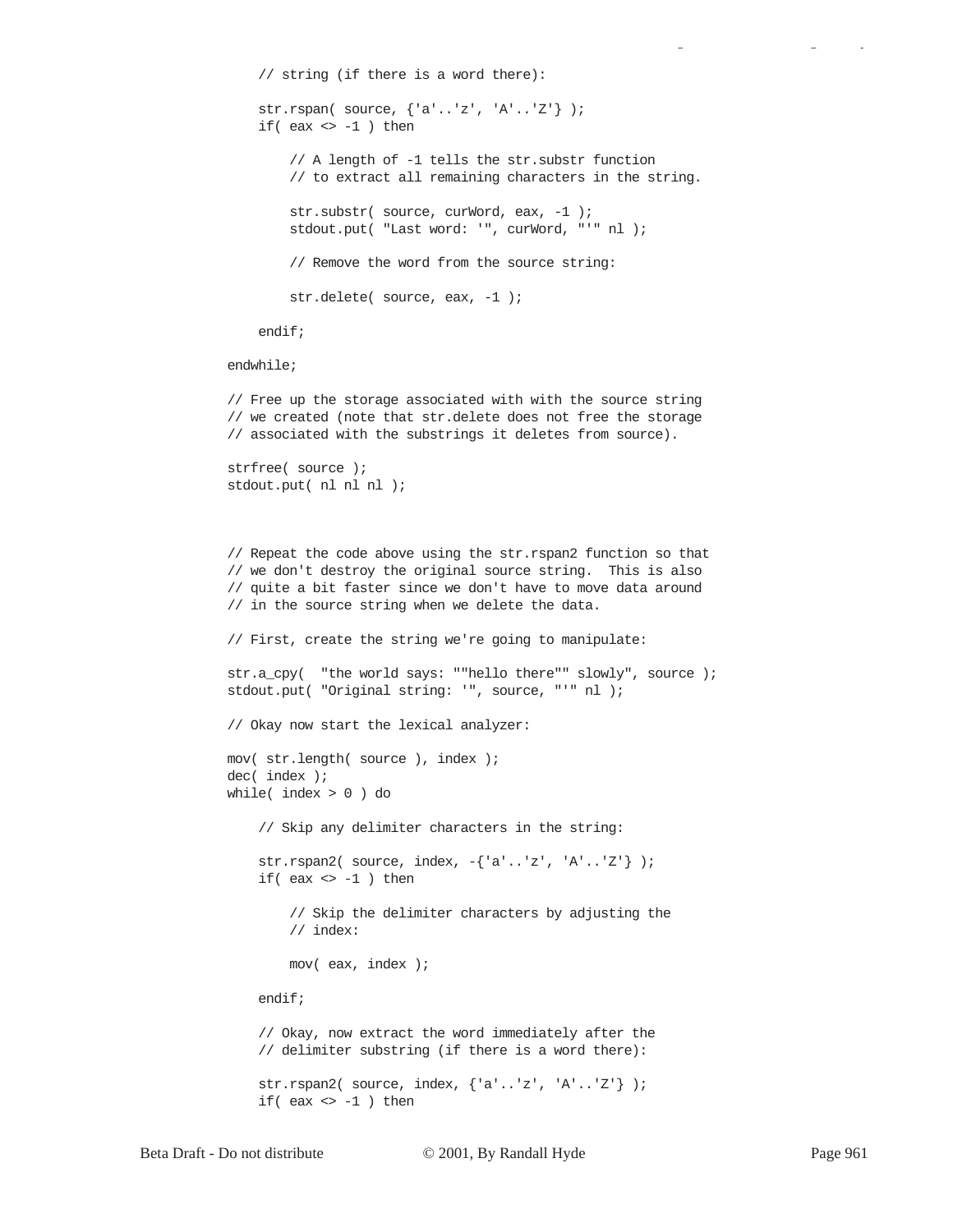```
    // string (if there is a word there):

    str.rspan( source, {'a'..'z', 'A'..'Z'} );
    if( eax <> -1 ) then

        // A length of -1 tells the str.substr function
        // to extract all remaining characters in the string.

        str.substr( source, curWord, eax, -1 );
        stdout.put( "Last word: '", curWord, "'" nl );

        // Remove the word from the source string:

        str.delete( source, eax, -1 );

    endif;

endwhile;

// Free up the storage associated with with the source string
// we created (note that str.delete does not free the storage
// associated with the substrings it deletes from source).

strfree( source );
stdout.put( nl nl nl );



// Repeat the code above using the str.rspan2 function so that
// we don't destroy the original source string.  This is also
// quite a bit faster since we don't have to move data around
// in the source string when we delete the data.

// First, create the string we're going to manipulate:

str.a_cpy(  "the world says: ""hello there"" slowly", source );
stdout.put( "Original string: '", source, "'" nl );

// Okay now start the lexical analyzer:

mov( str.length( source ), index );
dec( index );
while( index > 0 ) do

    // Skip any delimiter characters in the string:

    str.rspan2( source, index, -{'a'..'z', 'A'..'Z'} );
    if( eax <> -1 ) then

        // Skip the delimiter characters by adjusting the
        // index:

        mov( eax, index );

    endif;

    // Okay, now extract the word immediately after the
    // delimiter substring (if there is a word there):

    str.rspan2( source, index, {'a'..'z', 'A'..'Z'} );
    if( eax <> -1 ) then
```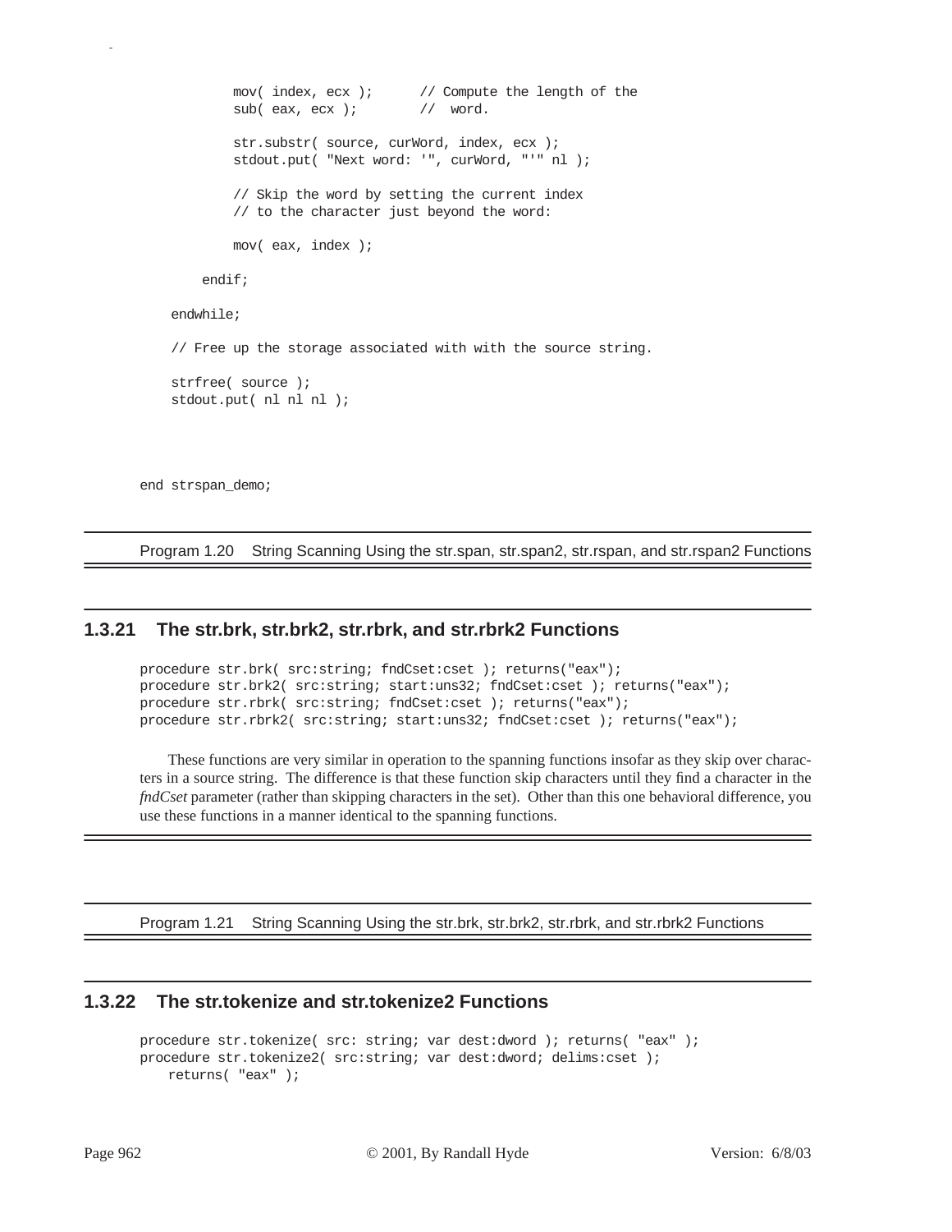```
            mov( index, ecx );      // Compute the length of the
            sub( eax, ecx );        //  word.

            str.substr( source, curWord, index, ecx );
            stdout.put( "Next word: '", curWord, "'" nl );

            // Skip the word by setting the current index
            // to the character just beyond the word:

            mov( eax, index );

        endif;

    endwhile;

    // Free up the storage associated with with the source string.

    strfree( source );
    stdout.put( nl nl nl );



end strspan_demo;
```

Program 1.20 String Scanning Using the str.span, str.span2, str.rspan, and str.rspan2 Functions

### 1.3.21 The str.brk, str.brk2, str.rbrk, and str.rbrk2 Functions

```
procedure str.brk( src:string; fndCset:cset ); returns("eax");
procedure str.brk2( src:string; start:uns32; fndCset:cset ); returns("eax");
procedure str.rbrk( src:string; fndCset:cset ); returns("eax");
procedure str.rbrk2( src:string; start:uns32; fndCset:cset ); returns("eax");
```

These functions are very similar in operation to the spanning functions insofar as they skip over characters in a source string. The difference is that these function skip characters until they find a character in the *fndCset* parameter (rather than skipping characters in the set). Other than this one behavioral difference, you use these functions in a manner identical to the spanning functions.

Program 1.21 String Scanning Using the str.brk, str.brk2, str.rbrk, and str.rbrk2 Functions

### 1.3.22 The str.tokenize and str.tokenize2 Functions

```
procedure str.tokenize( src: string; var dest:dword ); returns( "eax" );
procedure str.tokenize2( src:string; var dest:dword; delims:cset );
    returns( "eax" );
```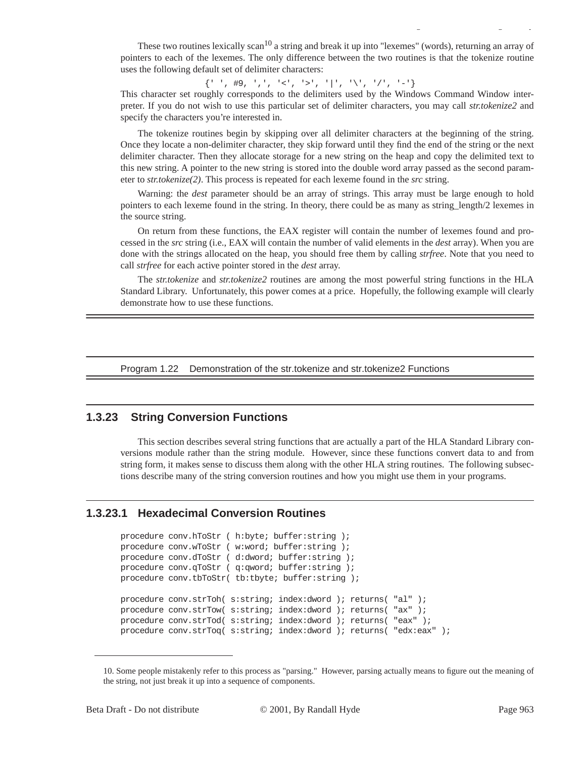These two routines lexically scan[10] a string and break it up into "lexemes" (words), returning an array of pointers to each of the lexemes. The only difference between the two routines is that the tokenize routine uses the following default set of delimiter characters:

```
{' ', #9, ',', '<', '>', '|', '\', '/', '-'}
```

This character set roughly corresponds to the delimiters used by the Windows Command Window interpreter. If you do not wish to use this particular set of delimiter characters, you may call *str.tokenize2* and specify the characters you're interested in.

The tokenize routines begin by skipping over all delimiter characters at the beginning of the string. Once they locate a non-delimiter character, they skip forward until they find the end of the string or the next delimiter character. Then they allocate storage for a new string on the heap and copy the delimited text to this new string. A pointer to the new string is stored into the double word array passed as the second parameter to *str.tokenize(2)*. This process is repeated for each lexeme found in the *src* string.

Warning: the *dest* parameter should be an array of strings. This array must be large enough to hold pointers to each lexeme found in the string. In theory, there could be as many as string_length/2 lexemes in the source string.

On return from these functions, the EAX register will contain the number of lexemes found and processed in the *src* string (i.e., EAX will contain the number of valid elements in the *dest* array). When you are done with the strings allocated on the heap, you should free them by calling *strfree*. Note that you need to call *strfree* for each active pointer stored in the *dest* array.

The *str.tokenize* and *str.tokenize2* routines are among the most powerful string functions in the HLA Standard Library. Unfortunately, this power comes at a price. Hopefully, the following example will clearly demonstrate how to use these functions.

Program 1.22 Demonstration of the str.tokenize and str.tokenize2 Functions

## 1.3.23 String Conversion Functions

This section describes several string functions that are actually a part of the HLA Standard Library conversions module rather than the string module. However, since these functions convert data to and from string form, it makes sense to discuss them along with the other HLA string routines. The following subsections describe many of the string conversion routines and how you might use them in your programs.

### 1.3.23.1 Hexadecimal Conversion Routines

```
procedure conv.hToStr ( h:byte; buffer:string );
procedure conv.wToStr ( w:word; buffer:string );
procedure conv.dToStr ( d:dword; buffer:string );
procedure conv.qToStr ( q:qword; buffer:string );
procedure conv.tbToStr( tb:tbyte; buffer:string );

procedure conv.strToh( s:string; index:dword ); returns( "al" );
procedure conv.strTow( s:string; index:dword ); returns( "ax" );
procedure conv.strTod( s:string; index:dword ); returns( "eax" );
procedure conv.strToq( s:string; index:dword ); returns( "edx:eax" );
```

10. Some people mistakenly refer to this process as "parsing." However, parsing actually means to figure out the meaning of the string, not just break it up into a sequence of components.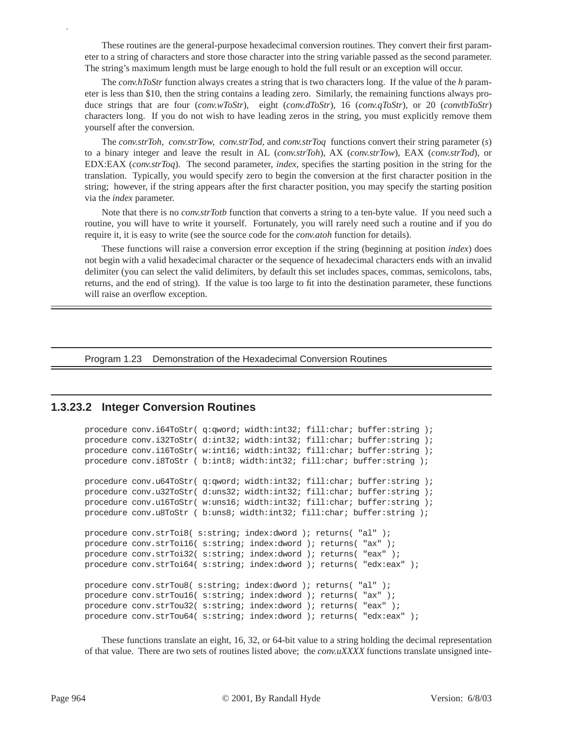These routines are the general-purpose hexadecimal conversion routines. They convert their first parameter to a string of characters and store those character into the string variable passed as the second parameter. The string's maximum length must be large enough to hold the full result or an exception will occur.

The *conv.hToStr* function always creates a string that is two characters long. If the value of the *h* parameter is less than $10, then the string contains a leading zero. Similarly, the remaining functions always produce strings that are four (*conv.wToStr*), eight (*conv.dToStr*), 16 (*conv.qToStr*), or 20 (*convtbToStr*) characters long. If you do not wish to have leading zeros in the string, you must explicitly remove them yourself after the conversion.

The *conv.strToh*, *conv.strTow*, *conv.strTod*, and *conv.strToq* functions convert their string parameter (*s*) to a binary integer and leave the result in AL (*conv.strToh*), AX (*conv.strTow*), EAX (*conv.strTod*), or EDX:EAX (*conv.strToq*). The second parameter, *index*, specifies the starting position in the string for the translation. Typically, you would specify zero to begin the conversion at the first character position in the string; however, if the string appears after the first character position, you may specify the starting position via the *index* parameter.

Note that there is no *conv.strTotb* function that converts a string to a ten-byte value. If you need such a routine, you will have to write it yourself. Fortunately, you will rarely need such a routine and if you do require it, it is easy to write (see the source code for the *conv.atoh* function for details).

These functions will raise a conversion error exception if the string (beginning at position *index*) does not begin with a valid hexadecimal character or the sequence of hexadecimal characters ends with an invalid delimiter (you can select the valid delimiters, by default this set includes spaces, commas, semicolons, tabs, returns, and the end of string). If the value is too large to fit into the destination parameter, these functions will raise an overflow exception.

Program 1.23 Demonstration of the Hexadecimal Conversion Routines

#### 1.3.23.2 Integer Conversion Routines

```
procedure conv.i64ToStr( q:qword; width:int32; fill:char; buffer:string );
procedure conv.i32ToStr( d:int32; width:int32; fill:char; buffer:string );
procedure conv.i16ToStr( w:int16; width:int32; fill:char; buffer:string );
procedure conv.i8ToStr ( b:int8; width:int32; fill:char; buffer:string );

procedure conv.u64ToStr( q:qword; width:int32; fill:char; buffer:string );
procedure conv.u32ToStr( d:uns32; width:int32; fill:char; buffer:string );
procedure conv.u16ToStr( w:uns16; width:int32; fill:char; buffer:string );
procedure conv.u8ToStr ( b:uns8; width:int32; fill:char; buffer:string );

procedure conv.strToi8( s:string; index:dword ); returns( "al" );
procedure conv.strToi16( s:string; index:dword ); returns( "ax" );
procedure conv.strToi32( s:string; index:dword ); returns( "eax" );
procedure conv.strToi64( s:string; index:dword ); returns( "edx:eax" );

procedure conv.strTou8( s:string; index:dword ); returns( "al" );
procedure conv.strTou16( s:string; index:dword ); returns( "ax" );
procedure conv.strTou32( s:string; index:dword ); returns( "eax" );
procedure conv.strTou64( s:string; index:dword ); returns( "edx:eax" );
```

These functions translate an eight, 16, 32, or 64-bit value to a string holding the decimal representation of that value. There are two sets of routines listed above; the *conv.uXXXX* functions translate unsigned inte-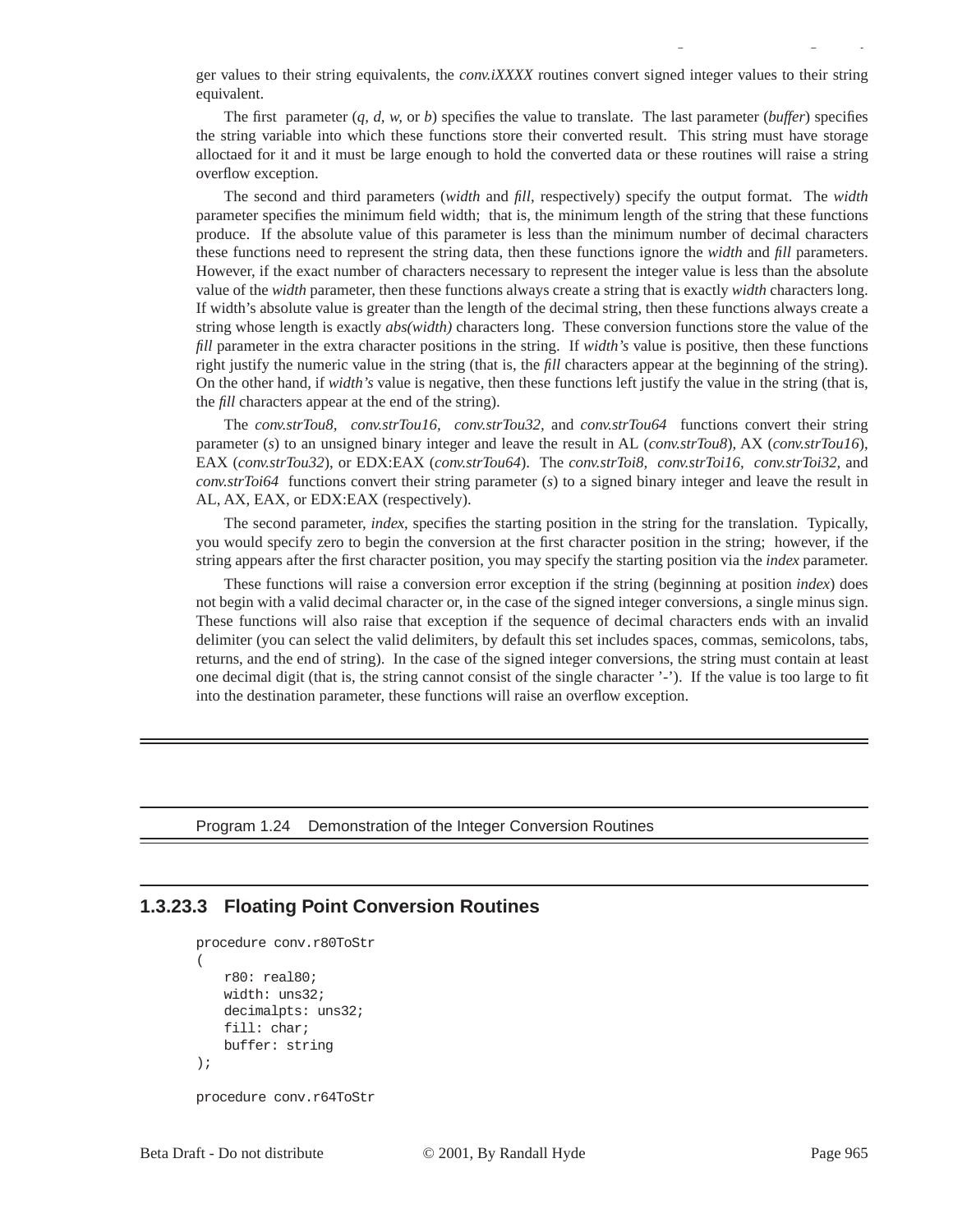ger values to their string equivalents, the *conv.iXXXX* routines convert signed integer values to their string equivalent.

The first parameter (*q, d, w,* or *b*) specifies the value to translate. The last parameter (*buffer*) specifies the string variable into which these functions store their converted result. This string must have storage alloctaed for it and it must be large enough to hold the converted data or these routines will raise a string overflow exception.

The second and third parameters (*width* and *fill*, respectively) specify the output format. The *width* parameter specifies the minimum field width; that is, the minimum length of the string that these functions produce. If the absolute value of this parameter is less than the minimum number of decimal characters these functions need to represent the string data, then these functions ignore the *width* and *fill* parameters. However, if the exact number of characters necessary to represent the integer value is less than the absolute value of the *width* parameter, then these functions always create a string that is exactly *width* characters long. If width's absolute value is greater than the length of the decimal string, then these functions always create a string whose length is exactly *abs(width)* characters long. These conversion functions store the value of the *fill* parameter in the extra character positions in the string. If *width's* value is positive, then these functions right justify the numeric value in the string (that is, the *fill* characters appear at the beginning of the string). On the other hand, if *width's* value is negative, then these functions left justify the value in the string (that is, the *fill* characters appear at the end of the string).

The *conv.strTou8*, *conv.strTou16*, *conv.strTou32*, and *conv.strTou64* functions convert their string parameter (*s*) to an unsigned binary integer and leave the result in AL (*conv.strTou8*), AX (*conv.strTou16*), EAX (*conv.strTou32*), or EDX:EAX (*conv.strTou64*). The *conv.strToi8*, *conv.strToi16*, *conv.strToi32*, and *conv.strToi64* functions convert their string parameter (*s*) to a signed binary integer and leave the result in AL, AX, EAX, or EDX:EAX (respectively).

The second parameter, *index*, specifies the starting position in the string for the translation. Typically, you would specify zero to begin the conversion at the first character position in the string; however, if the string appears after the first character position, you may specify the starting position via the *index* parameter.

These functions will raise a conversion error exception if the string (beginning at position *index*) does not begin with a valid decimal character or, in the case of the signed integer conversions, a single minus sign. These functions will also raise that exception if the sequence of decimal characters ends with an invalid delimiter (you can select the valid delimiters, by default this set includes spaces, commas, semicolons, tabs, returns, and the end of string). In the case of the signed integer conversions, the string must contain at least one decimal digit (that is, the string cannot consist of the single character '-'). If the value is too large to fit into the destination parameter, these functions will raise an overflow exception.

Program 1.24 Demonstration of the Integer Conversion Routines

### 1.3.23.3 Floating Point Conversion Routines

```
procedure conv.r80ToStr
(
    r80: real80;
    width: uns32;
    decimalpts: uns32;
    fill: char;
    buffer: string
);

procedure conv.r64ToStr
```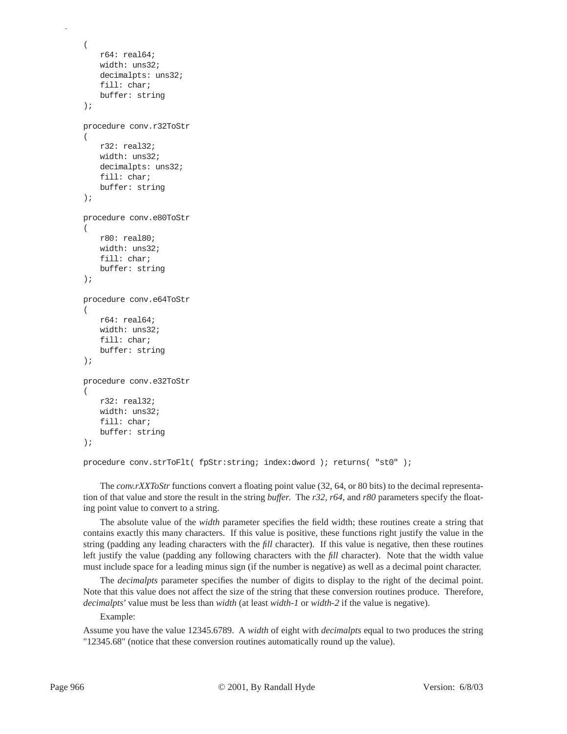```
(
    r64: real64;
    width: uns32;
    decimalpts: uns32;
    fill: char;
    buffer: string
);

procedure conv.r32ToStr
(
    r32: real32;
    width: uns32;
    decimalpts: uns32;
    fill: char;
    buffer: string
);

procedure conv.e80ToStr
(
    r80: real80;
    width: uns32;
    fill: char;
    buffer: string
);

procedure conv.e64ToStr
(
    r64: real64;
    width: uns32;
    fill: char;
    buffer: string
);

procedure conv.e32ToStr
(
    r32: real32;
    width: uns32;
    fill: char;
    buffer: string
);

procedure conv.strToFlt( fpStr:string; index:dword ); returns( "st0" );
```

The *conv.rXXToStr* functions convert a floating point value (32, 64, or 80 bits) to the decimal representation of that value and store the result in the string *buffer.* The *r32, r64,* and *r80* parameters specify the floating point value to convert to a string.

The absolute value of the *width* parameter specifies the field width; these routines create a string that contains exactly this many characters. If this value is positive, these functions right justify the value in the string (padding any leading characters with the *fill* character). If this value is negative, then these routines left justify the value (padding any following characters with the *fill* character). Note that the width value must include space for a leading minus sign (if the number is negative) as well as a decimal point character.

The *decimalpts* parameter specifies the number of digits to display to the right of the decimal point. Note that this value does not affect the size of the string that these conversion routines produce. Therefore, *decimalpts*' value must be less than *width* (at least *width-1* or *width-2* if the value is negative).

Example:

Assume you have the value 12345.6789. A *width* of eight with *decimalpts* equal to two produces the string "12345.68" (notice that these conversion routines automatically round up the value).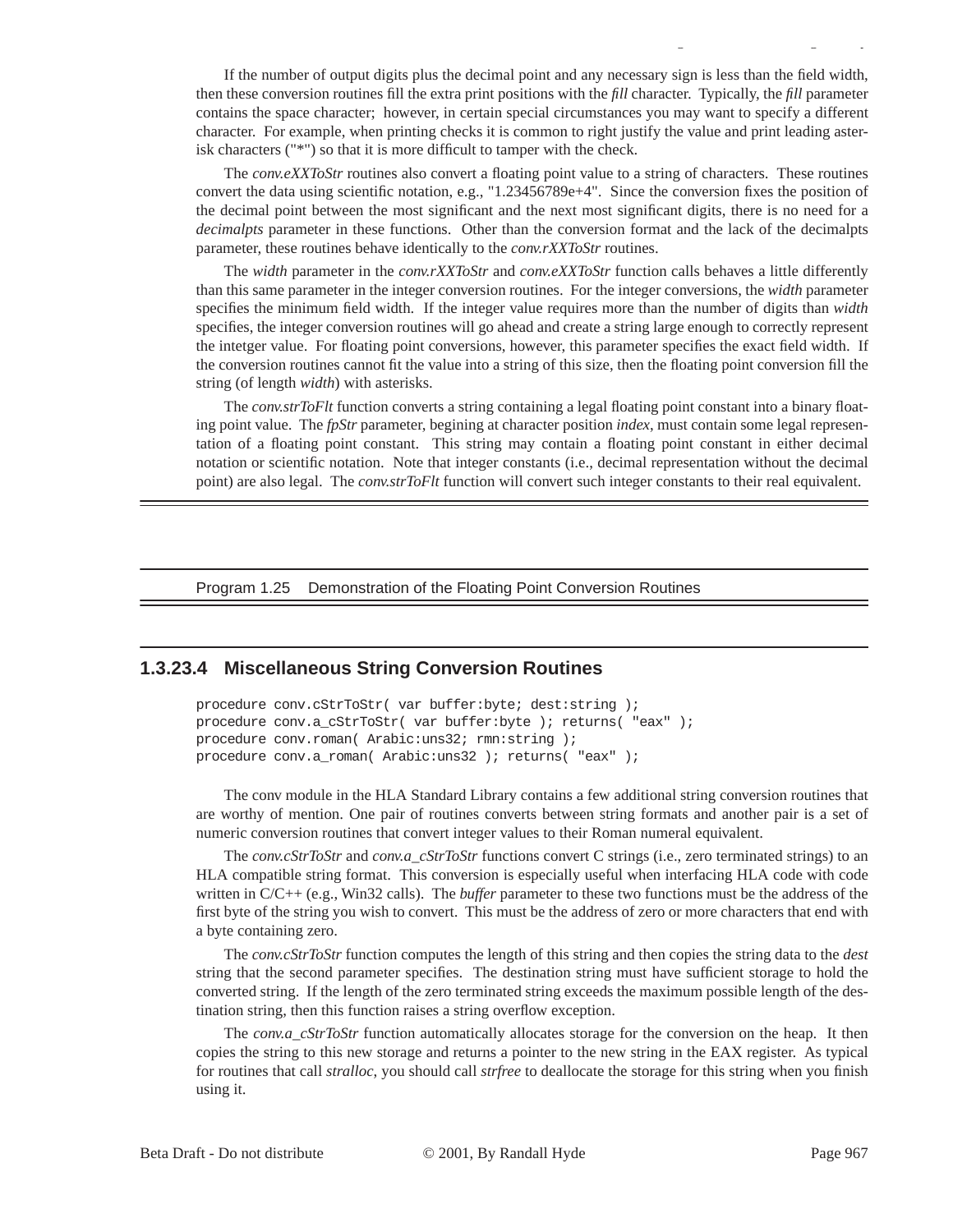If the number of output digits plus the decimal point and any necessary sign is less than the field width, then these conversion routines fill the extra print positions with the *fill* character. Typically, the *fill* parameter contains the space character; however, in certain special circumstances you may want to specify a different character. For example, when printing checks it is common to right justify the value and print leading asterisk characters ("*") so that it is more difficult to tamper with the check.

The *conv.eXXToStr* routines also convert a floating point value to a string of characters. These routines convert the data using scientific notation, e.g., "1.23456789e+4". Since the conversion fixes the position of the decimal point between the most significant and the next most significant digits, there is no need for a *decimalpts* parameter in these functions. Other than the conversion format and the lack of the decimalpts parameter, these routines behave identically to the *conv.rXXToStr* routines.

The *width* parameter in the *conv.rXXToStr* and *conv.eXXToStr* function calls behaves a little differently than this same parameter in the integer conversion routines. For the integer conversions, the *width* parameter specifies the minimum field width. If the integer value requires more than the number of digits than *width* specifies, the integer conversion routines will go ahead and create a string large enough to correctly represent the intetger value. For floating point conversions, however, this parameter specifies the exact field width. If the conversion routines cannot fit the value into a string of this size, then the floating point conversion fill the string (of length *width*) with asterisks.

The *conv.strToFlt* function converts a string containing a legal floating point constant into a binary floating point value. The *fpStr* parameter, begining at character position *index*, must contain some legal representation of a floating point constant. This string may contain a floating point constant in either decimal notation or scientific notation. Note that integer constants (i.e., decimal representation without the decimal point) are also legal. The *conv.strToFlt* function will convert such integer constants to their real equivalent.

Program 1.25 Demonstration of the Floating Point Conversion Routines

### 1.3.23.4 Miscellaneous String Conversion Routines

```
procedure conv.cStrToStr( var buffer:byte; dest:string );
procedure conv.a_cStrToStr( var buffer:byte ); returns( "eax" );
procedure conv.roman( Arabic:uns32; rmn:string );
procedure conv.a_roman( Arabic:uns32 ); returns( "eax" );
```

The conv module in the HLA Standard Library contains a few additional string conversion routines that are worthy of mention. One pair of routines converts between string formats and another pair is a set of numeric conversion routines that convert integer values to their Roman numeral equivalent.

The *conv.cStrToStr* and *conv.a_cStrToStr* functions convert C strings (i.e., zero terminated strings) to an HLA compatible string format. This conversion is especially useful when interfacing HLA code with code written in C/C++ (e.g., Win32 calls). The *buffer* parameter to these two functions must be the address of the first byte of the string you wish to convert. This must be the address of zero or more characters that end with a byte containing zero.

The *conv.cStrToStr* function computes the length of this string and then copies the string data to the *dest* string that the second parameter specifies. The destination string must have sufficient storage to hold the converted string. If the length of the zero terminated string exceeds the maximum possible length of the destination string, then this function raises a string overflow exception.

The *conv.a_cStrToStr* function automatically allocates storage for the conversion on the heap. It then copies the string to this new storage and returns a pointer to the new string in the EAX register. As typical for routines that call *stralloc*, you should call *strfree* to deallocate the storage for this string when you finish using it.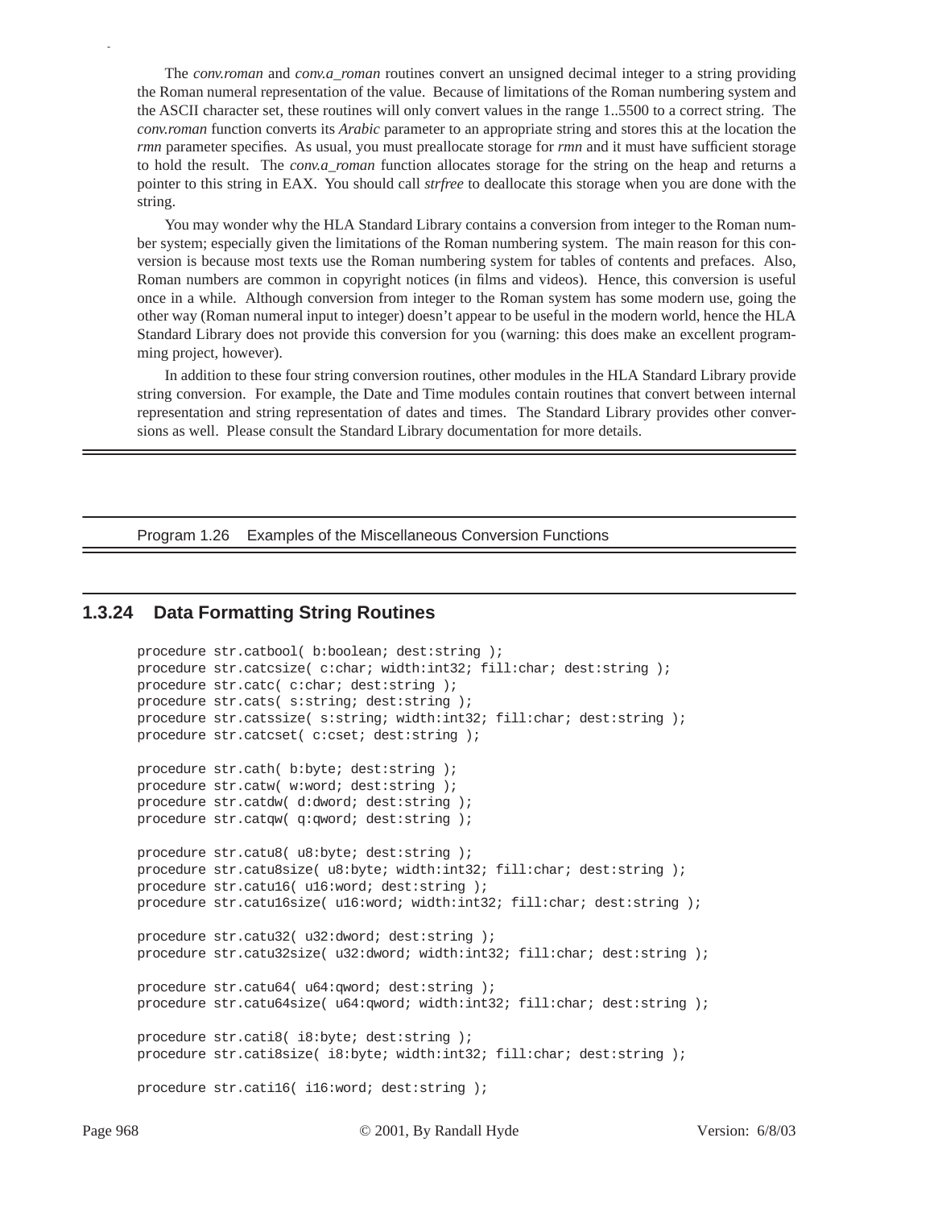The *conv.roman* and *conv.a_roman* routines convert an unsigned decimal integer to a string providing the Roman numeral representation of the value. Because of limitations of the Roman numbering system and the ASCII character set, these routines will only convert values in the range 1..5500 to a correct string. The *conv.roman* function converts its *Arabic* parameter to an appropriate string and stores this at the location the *rmn* parameter specifies. As usual, you must preallocate storage for *rmn* and it must have sufficient storage to hold the result. The *conv.a_roman* function allocates storage for the string on the heap and returns a pointer to this string in EAX. You should call *strfree* to deallocate this storage when you are done with the string.

You may wonder why the HLA Standard Library contains a conversion from integer to the Roman number system; especially given the limitations of the Roman numbering system. The main reason for this conversion is because most texts use the Roman numbering system for tables of contents and prefaces. Also, Roman numbers are common in copyright notices (in films and videos). Hence, this conversion is useful once in a while. Although conversion from integer to the Roman system has some modern use, going the other way (Roman numeral input to integer) doesn't appear to be useful in the modern world, hence the HLA Standard Library does not provide this conversion for you (warning: this does make an excellent programming project, however).

In addition to these four string conversion routines, other modules in the HLA Standard Library provide string conversion. For example, the Date and Time modules contain routines that convert between internal representation and string representation of dates and times. The Standard Library provides other conversions as well. Please consult the Standard Library documentation for more details.

Program 1.26 Examples of the Miscellaneous Conversion Functions

### 1.3.24 Data Formatting String Routines

```
procedure str.catbool( b:boolean; dest:string );
procedure str.catcsize( c:char; width:int32; fill:char; dest:string );
procedure str.catc( c:char; dest:string );
procedure str.cats( s:string; dest:string );
procedure str.catssize( s:string; width:int32; fill:char; dest:string );
procedure str.catcset( c:cset; dest:string );

procedure str.cath( b:byte; dest:string );
procedure str.catw( w:word; dest:string );
procedure str.catdw( d:dword; dest:string );
procedure str.catqw( q:qword; dest:string );

procedure str.catu8( u8:byte; dest:string );
procedure str.catu8size( u8:byte; width:int32; fill:char; dest:string );
procedure str.catu16( u16:word; dest:string );
procedure str.catu16size( u16:word; width:int32; fill:char; dest:string );

procedure str.catu32( u32:dword; dest:string );
procedure str.catu32size( u32:dword; width:int32; fill:char; dest:string );

procedure str.catu64( u64:qword; dest:string );
procedure str.catu64size( u64:qword; width:int32; fill:char; dest:string );

procedure str.cati8( i8:byte; dest:string );
procedure str.cati8size( i8:byte; width:int32; fill:char; dest:string );

procedure str.cati16( i16:word; dest:string );
```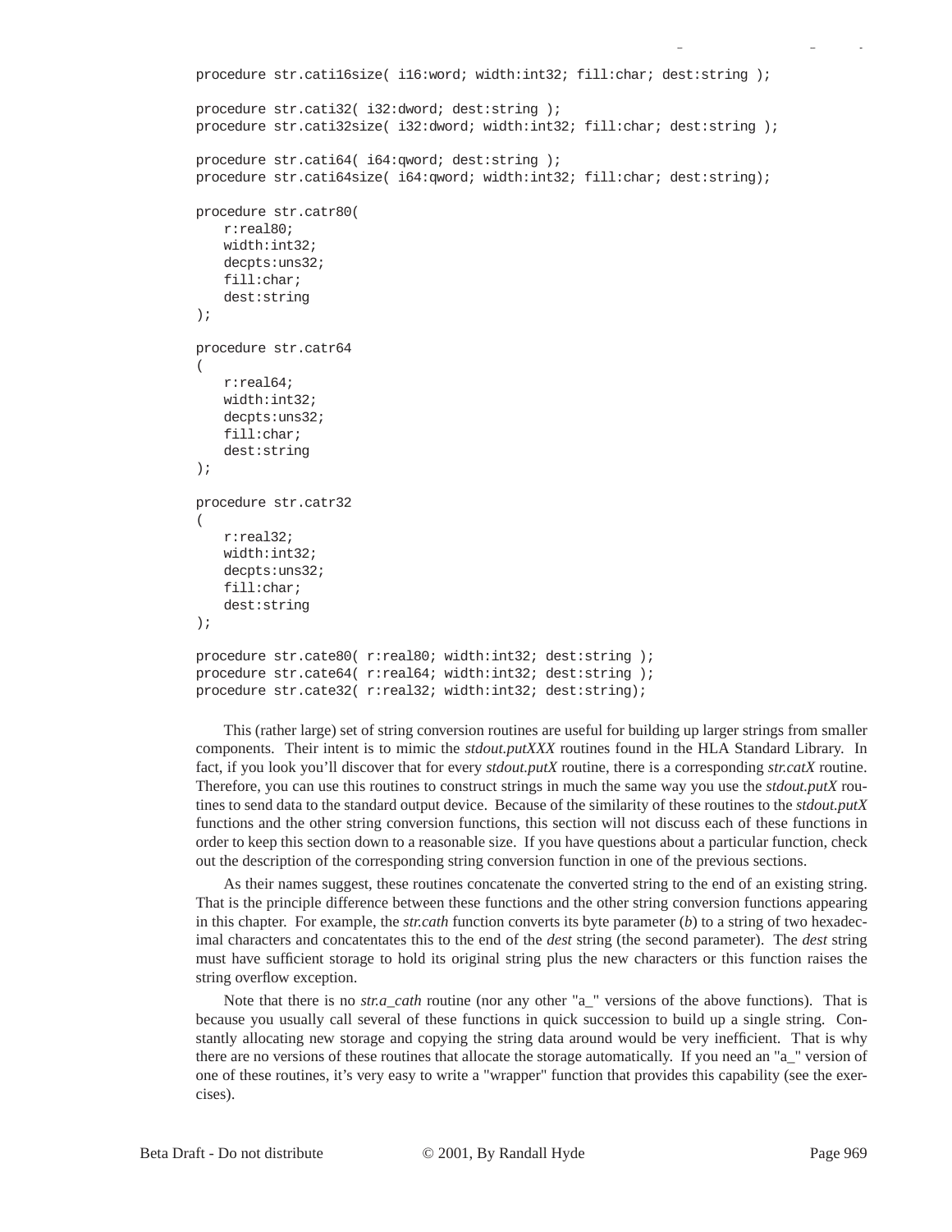```
procedure str.cati16size( i16:word; width:int32; fill:char; dest:string );

procedure str.cati32( i32:dword; dest:string );
procedure str.cati32size( i32:dword; width:int32; fill:char; dest:string );

procedure str.cati64( i64:qword; dest:string );
procedure str.cati64size( i64:qword; width:int32; fill:char; dest:string);

procedure str.catr80(
    r:real80;
    width:int32;
    decpts:uns32;
    fill:char;
    dest:string
);

procedure str.catr64
(
    r:real64;
    width:int32;
    decpts:uns32;
    fill:char;
    dest:string
);

procedure str.catr32
(
    r:real32;
    width:int32;
    decpts:uns32;
    fill:char;
    dest:string
);

procedure str.cate80( r:real80; width:int32; dest:string );
procedure str.cate64( r:real64; width:int32; dest:string );
procedure str.cate32( r:real32; width:int32; dest:string);
```

This (rather large) set of string conversion routines are useful for building up larger strings from smaller components. Their intent is to mimic the *stdout.putXXX* routines found in the HLA Standard Library. In fact, if you look you'll discover that for every *stdout.putX* routine, there is a corresponding *str.catX* routine. Therefore, you can use this routines to construct strings in much the same way you use the *stdout.putX* routines to send data to the standard output device. Because of the similarity of these routines to the *stdout.putX* functions and the other string conversion functions, this section will not discuss each of these functions in order to keep this section down to a reasonable size. If you have questions about a particular function, check out the description of the corresponding string conversion function in one of the previous sections.

As their names suggest, these routines concatenate the converted string to the end of an existing string. That is the principle difference between these functions and the other string conversion functions appearing in this chapter. For example, the *str.cath* function converts its byte parameter (*b*) to a string of two hexadecimal characters and concatentates this to the end of the *dest* string (the second parameter). The *dest* string must have sufficient storage to hold its original string plus the new characters or this function raises the string overflow exception.

Note that there is no *str.a_cath* routine (nor any other "a_" versions of the above functions). That is because you usually call several of these functions in quick succession to build up a single string. Constantly allocating new storage and copying the string data around would be very inefficient. That is why there are no versions of these routines that allocate the storage automatically. If you need an "a_" version of one of these routines, it's very easy to write a "wrapper" function that provides this capability (see the exercises).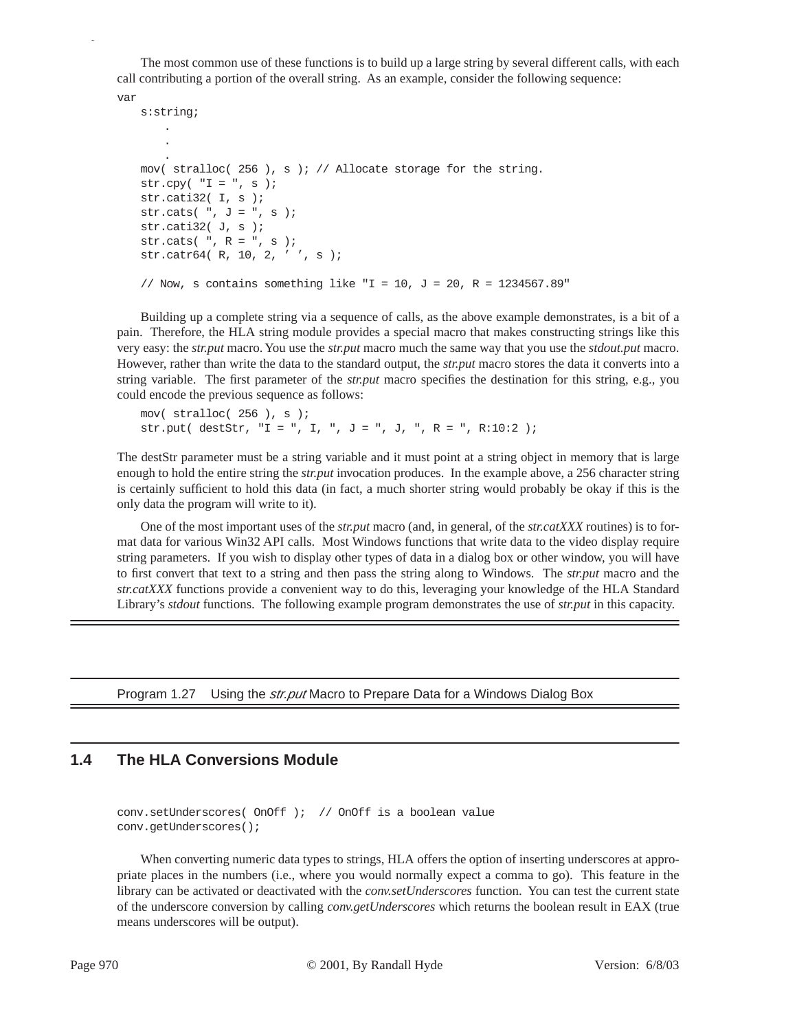The most common use of these functions is to build up a large string by several different calls, with each call contributing a portion of the overall string. As an example, consider the following sequence:

```
var
    s:string;
        .
        .
        .
    mov( stralloc( 256 ), s ); // Allocate storage for the string.
    str.cpy( "I = ", s );
    str.cati32( I, s );
    str.cats( ", J = ", s );
    str.cati32( J, s );
    str.cats( ", R = ", s );
    str.catr64( R, 10, 2, ' ', s );

    // Now, s contains something like "I = 10, J = 20, R = 1234567.89"
```

Building up a complete string via a sequence of calls, as the above example demonstrates, is a bit of a pain. Therefore, the HLA string module provides a special macro that makes constructing strings like this very easy: the *str.put* macro. You use the *str.put* macro much the same way that you use the *stdout.put* macro. However, rather than write the data to the standard output, the *str.put* macro stores the data it converts into a string variable. The first parameter of the *str.put* macro specifies the destination for this string, e.g., you could encode the previous sequence as follows:

```
    mov( stralloc( 256 ), s );
    str.put( destStr, "I = ", I, ", J = ", J, ", R = ", R:10:2 );
```

The destStr parameter must be a string variable and it must point at a string object in memory that is large enough to hold the entire string the *str.put* invocation produces. In the example above, a 256 character string is certainly sufficient to hold this data (in fact, a much shorter string would probably be okay if this is the only data the program will write to it).

One of the most important uses of the *str.put* macro (and, in general, of the *str.catXXX* routines) is to format data for various Win32 API calls. Most Windows functions that write data to the video display require string parameters. If you wish to display other types of data in a dialog box or other window, you will have to first convert that text to a string and then pass the string along to Windows. The *str.put* macro and the *str.catXXX* functions provide a convenient way to do this, leveraging your knowledge of the HLA Standard Library's *stdout* functions. The following example program demonstrates the use of *str.put* in this capacity.

Program 1.27 Using the *str.put* Macro to Prepare Data for a Windows Dialog Box

## 1.4 The HLA Conversions Module

```
conv.setUnderscores( OnOff );  // OnOff is a boolean value
conv.getUnderscores();
```

When converting numeric data types to strings, HLA offers the option of inserting underscores at appropriate places in the numbers (i.e., where you would normally expect a comma to go). This feature in the library can be activated or deactivated with the *conv.setUnderscores* function. You can test the current state of the underscore conversion by calling *conv.getUnderscores* which returns the boolean result in EAX (true means underscores will be output).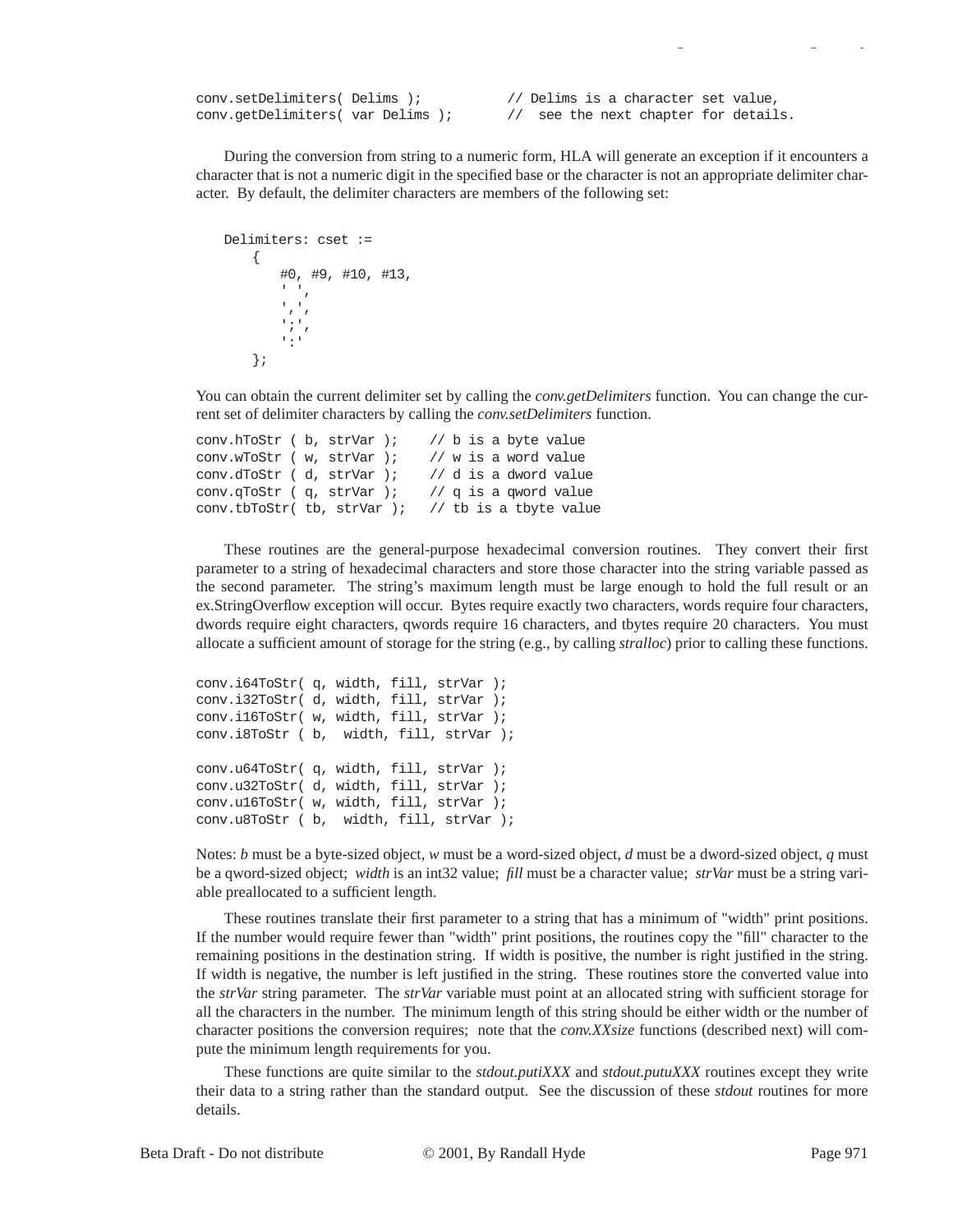```
conv.setDelimiters( Delims );          // Delims is a character set value,
conv.getDelimiters( var Delims );      //  see the next chapter for details.
```

During the conversion from string to a numeric form, HLA will generate an exception if it encounters a character that is not a numeric digit in the specified base or the character is not an appropriate delimiter character. By default, the delimiter characters are members of the following set:

```
    Delimiters: cset :=
        {
            #0, #9, #10, #13,
            ' ',
            ',',
            ';',
            ':'
        };
```

You can obtain the current delimiter set by calling the *conv.getDelimiters* function. You can change the current set of delimiter characters by calling the *conv.setDelimiters* function.

```
conv.hToStr ( b, strVar );    // b is a byte value
conv.wToStr ( w, strVar );    // w is a word value
conv.dToStr ( d, strVar );    // d is a dword value
conv.qToStr ( q, strVar );    // q is a qword value
conv.tbToStr( tb, strVar );   // tb is a tbyte value
```

These routines are the general-purpose hexadecimal conversion routines. They convert their first parameter to a string of hexadecimal characters and store those character into the string variable passed as the second parameter. The string's maximum length must be large enough to hold the full result or an ex.StringOverflow exception will occur. Bytes require exactly two characters, words require four characters, dwords require eight characters, qwords require 16 characters, and tbytes require 20 characters. You must allocate a sufficient amount of storage for the string (e.g., by calling *stralloc*) prior to calling these functions.

```
conv.i64ToStr( q, width, fill, strVar );
conv.i32ToStr( d, width, fill, strVar );
conv.i16ToStr( w, width, fill, strVar );
conv.i8ToStr ( b,  width, fill, strVar );

conv.u64ToStr( q, width, fill, strVar );
conv.u32ToStr( d, width, fill, strVar );
conv.u16ToStr( w, width, fill, strVar );
conv.u8ToStr ( b,  width, fill, strVar );
```

Notes: *b* must be a byte-sized object, *w* must be a word-sized object, *d* must be a dword-sized object, *q* must be a qword-sized object; *width* is an int32 value; *fill* must be a character value; *strVar* must be a string variable preallocated to a sufficient length.

These routines translate their first parameter to a string that has a minimum of "width" print positions. If the number would require fewer than "width" print positions, the routines copy the "fill" character to the remaining positions in the destination string. If width is positive, the number is right justified in the string. If width is negative, the number is left justified in the string. These routines store the converted value into the *strVar* string parameter. The *strVar* variable must point at an allocated string with sufficient storage for all the characters in the number. The minimum length of this string should be either width or the number of character positions the conversion requires; note that the *conv.XXsize* functions (described next) will compute the minimum length requirements for you.

These functions are quite similar to the *stdout.putiXXX* and *stdout.putuXXX* routines except they write their data to a string rather than the standard output. See the discussion of these *stdout* routines for more details.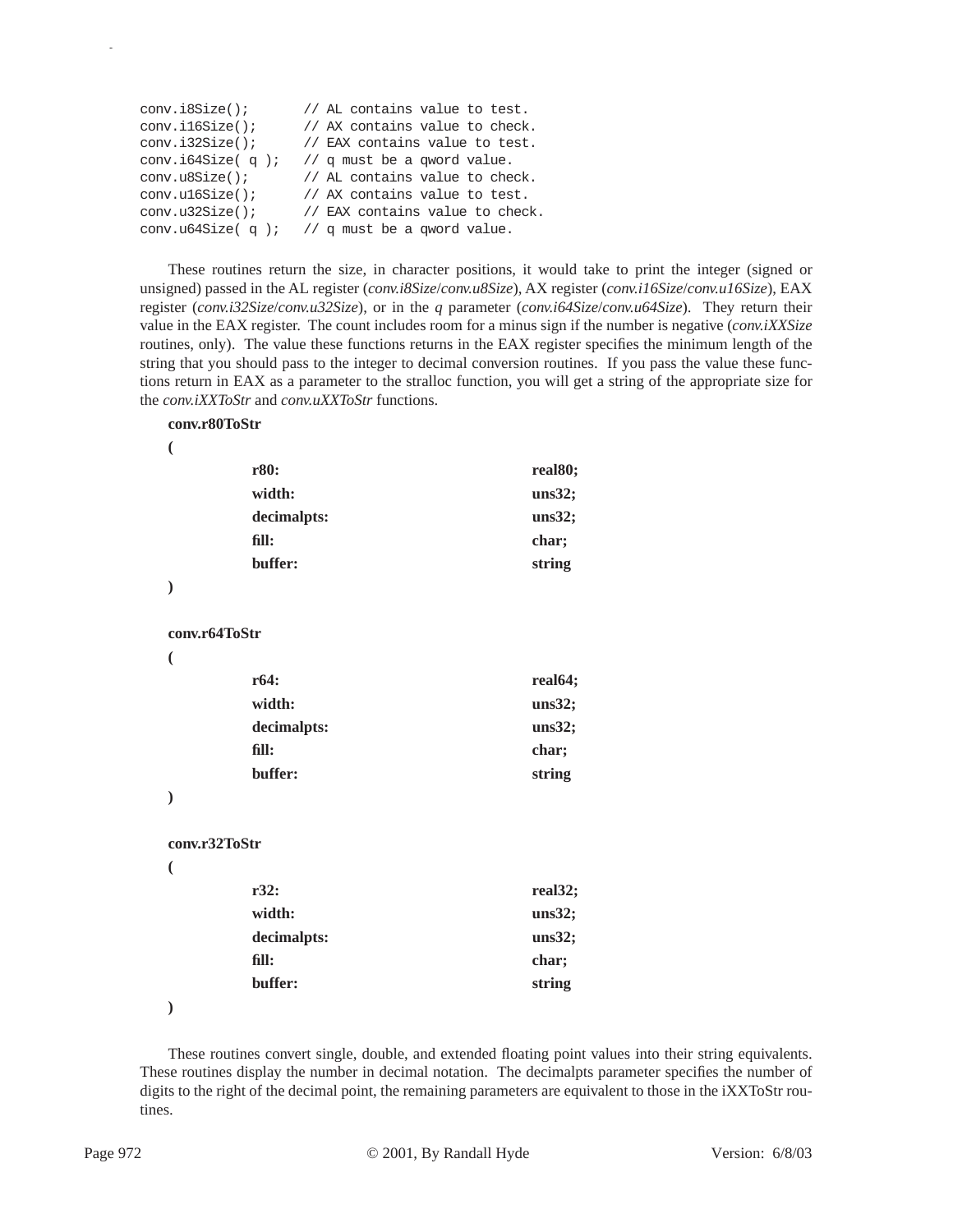```
conv.i8Size();       // AL contains value to test.
conv.i16Size();      // AX contains value to check.
conv.i32Size();      // EAX contains value to test.
conv.i64Size( q );   // q must be a qword value.
conv.u8Size();       // AL contains value to check.
conv.u16Size();      // AX contains value to test.
conv.u32Size();      // EAX contains value to check.
conv.u64Size( q );   // q must be a qword value.
```

These routines return the size, in character positions, it would take to print the integer (signed or unsigned) passed in the AL register (*conv.i8Size*/*conv.u8Size*), AX register (*conv.i16Size*/*conv.u16Size*), EAX register (*conv.i32Size*/*conv.u32Size*), or in the *q* parameter (*conv.i64Size*/*conv.u64Size*). They return their value in the EAX register. The count includes room for a minus sign if the number is negative (*conv.iXXSize* routines, only). The value these functions returns in the EAX register specifies the minimum length of the string that you should pass to the integer to decimal conversion routines. If you pass the value these functions return in EAX as a parameter to the stralloc function, you will get a string of the appropriate size for the *conv.iXXToStr* and *conv.uXXToStr* functions.

```
conv.r80ToStr
(
        r80:            real80;
        width:          uns32;
        decimalpts:     uns32;
        fill:           char;
        buffer:         string
)

conv.r64ToStr
(
        r64:            real64;
        width:          uns32;
        decimalpts:     uns32;
        fill:           char;
        buffer:         string
)

conv.r32ToStr
(
        r32:            real32;
        width:          uns32;
        decimalpts:     uns32;
        fill:           char;
        buffer:         string
)
```

These routines convert single, double, and extended floating point values into their string equivalents. These routines display the number in decimal notation. The decimalpts parameter specifies the number of digits to the right of the decimal point, the remaining parameters are equivalent to those in the iXXToStr routines.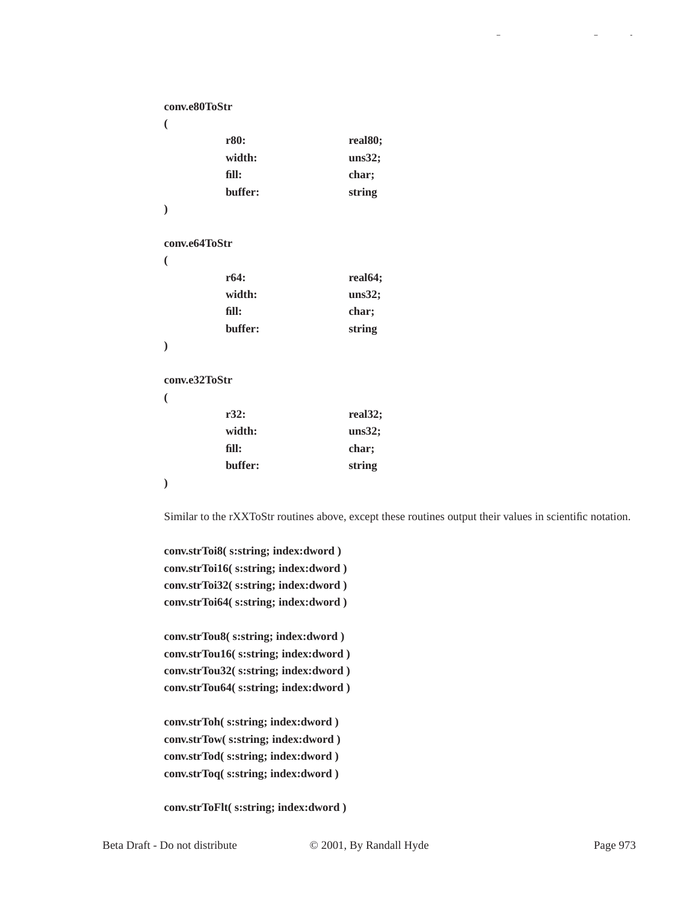**conv.e80ToStr**
**(**
**r80: real80;**
**width: uns32;**
**fill: char;**
**buffer: string**
**)**

**conv.e64ToStr**
**(**
**r64: real64;**
**width: uns32;**
**fill: char;**
**buffer: string**
**)**

**conv.e32ToStr**
**(**
**r32: real32;**
**width: uns32;**
**fill: char;**
**buffer: string**
**)**

Similar to the rXXToStr routines above, except these routines output their values in scientific notation.

**conv.strToi8( s:string; index:dword )**
**conv.strToi16( s:string; index:dword )**
**conv.strToi32( s:string; index:dword )**
**conv.strToi64( s:string; index:dword )**

**conv.strTou8( s:string; index:dword )**
**conv.strTou16( s:string; index:dword )**
**conv.strTou32( s:string; index:dword )**
**conv.strTou64( s:string; index:dword )**

**conv.strToh( s:string; index:dword )**
**conv.strTow( s:string; index:dword )**
**conv.strTod( s:string; index:dword )**
**conv.strToq( s:string; index:dword )**

**conv.strToFlt( s:string; index:dword )**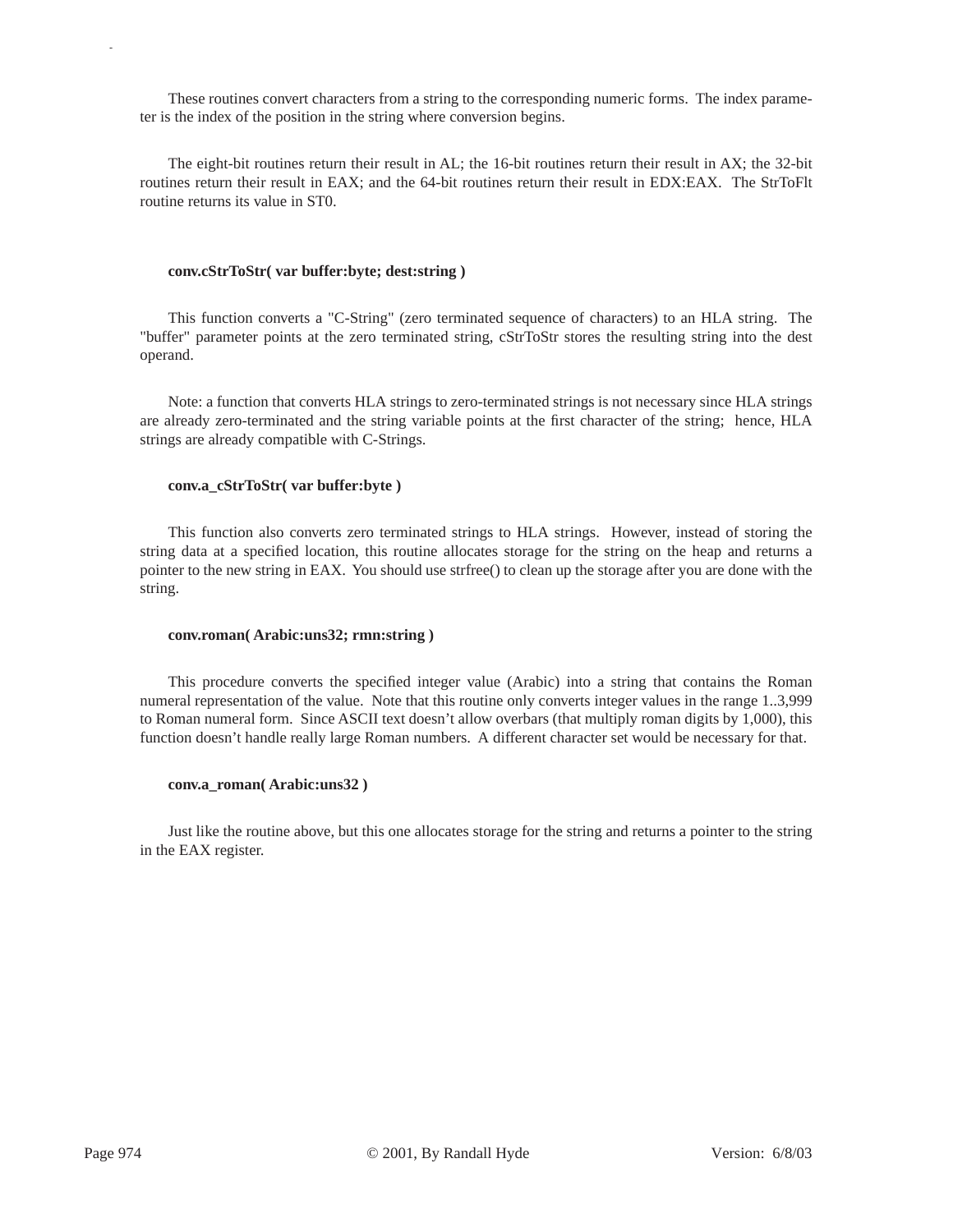These routines convert characters from a string to the corresponding numeric forms. The index parameter is the index of the position in the string where conversion begins.

The eight-bit routines return their result in AL; the 16-bit routines return their result in AX; the 32-bit routines return their result in EAX; and the 64-bit routines return their result in EDX:EAX. The StrToFlt routine returns its value in ST0.

**conv.cStrToStr( var buffer:byte; dest:string )**

This function converts a "C-String" (zero terminated sequence of characters) to an HLA string. The "buffer" parameter points at the zero terminated string, cStrToStr stores the resulting string into the dest operand.

Note: a function that converts HLA strings to zero-terminated strings is not necessary since HLA strings are already zero-terminated and the string variable points at the first character of the string; hence, HLA strings are already compatible with C-Strings.

**conv.a_cStrToStr( var buffer:byte )**

This function also converts zero terminated strings to HLA strings. However, instead of storing the string data at a specified location, this routine allocates storage for the string on the heap and returns a pointer to the new string in EAX. You should use strfree() to clean up the storage after you are done with the string.

**conv.roman( Arabic:uns32; rmn:string )**

This procedure converts the specified integer value (Arabic) into a string that contains the Roman numeral representation of the value. Note that this routine only converts integer values in the range 1..3,999 to Roman numeral form. Since ASCII text doesn't allow overbars (that multiply roman digits by 1,000), this function doesn't handle really large Roman numbers. A different character set would be necessary for that.

**conv.a_roman( Arabic:uns32 )**

Just like the routine above, but this one allocates storage for the string and returns a pointer to the string in the EAX register.